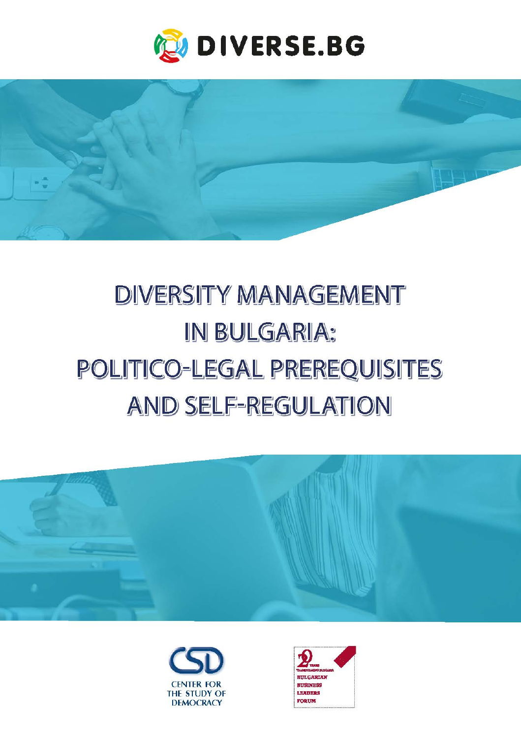DIVERSE.BG

# DIVERSITY MANAGEMENT IN BULGARIA: POLITICO-LEGAL PREREQUISITES AND SELF-REGULATION

CENTER FOR THE STUDY OF DEMOCRACY

20 YEARS TRANSFORMING BULGARIA
BULGARIAN BUSINESS LEADERS FORUM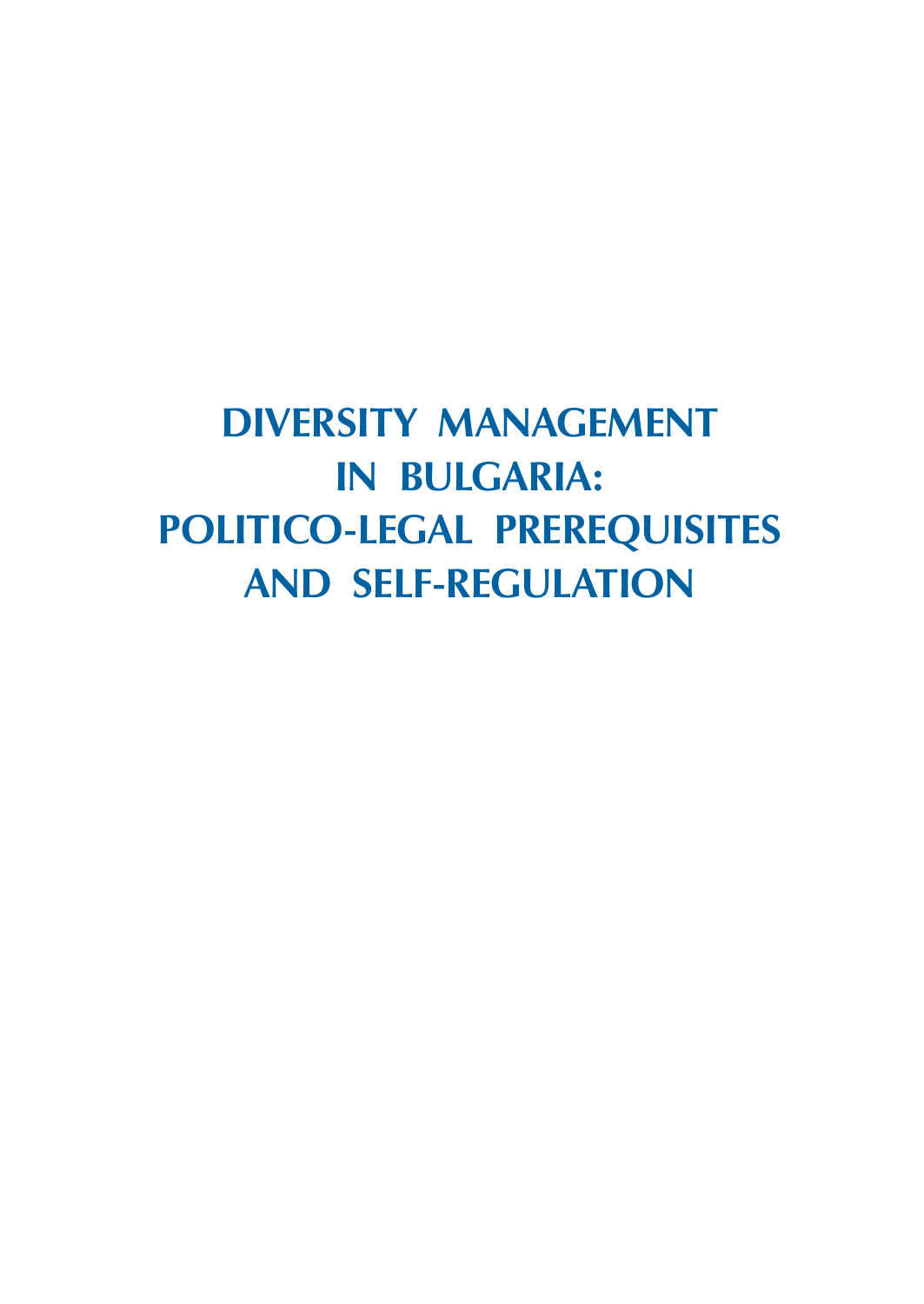# DIVERSITY MANAGEMENT IN BULGARIA: POLITICO-LEGAL PREREQUISITES AND SELF-REGULATION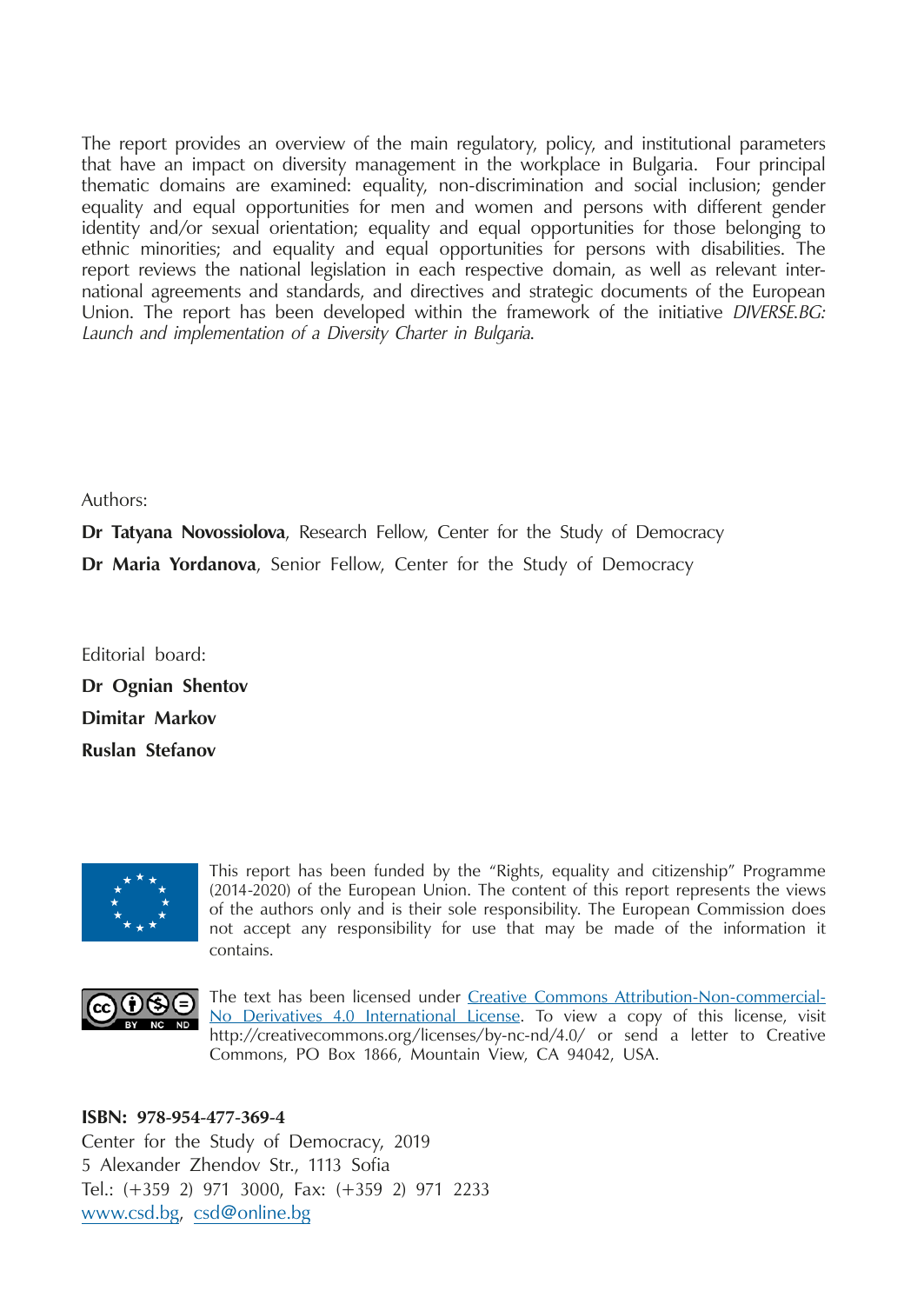The report provides an overview of the main regulatory, policy, and institutional parameters that have an impact on diversity management in the workplace in Bulgaria. Four principal thematic domains are examined: equality, non-discrimination and social inclusion; gender equality and equal opportunities for men and women and persons with different gender identity and/or sexual orientation; equality and equal opportunities for those belonging to ethnic minorities; and equality and equal opportunities for persons with disabilities. The report reviews the national legislation in each respective domain, as well as relevant international agreements and standards, and directives and strategic documents of the European Union. The report has been developed within the framework of the initiative *DIVERSE.BG: Launch and implementation of a Diversity Charter in Bulgaria*.

Authors:

**Dr Tatyana Novossiolova**, Research Fellow, Center for the Study of Democracy

**Dr Maria Yordanova**, Senior Fellow, Center for the Study of Democracy

Editorial board:

**Dr Ognian Shentov**

**Dimitar Markov**

**Ruslan Stefanov**

This report has been funded by the "Rights, equality and citizenship" Programme (2014-2020) of the European Union. The content of this report represents the views of the authors only and is their sole responsibility. The European Commission does not accept any responsibility for use that may be made of the information it contains.

The text has been licensed under [Creative Commons Attribution-Non-commercial-No Derivatives 4.0 International License](http://creativecommons.org/licenses/by-nc-nd/4.0/). To view a copy of this license, visit http://creativecommons.org/licenses/by-nc-nd/4.0/ or send a letter to Creative Commons, PO Box 1866, Mountain View, CA 94042, USA.

**ISBN: 978-954-477-369-4**
Center for the Study of Democracy, 2019
5 Alexander Zhendov Str., 1113 Sofia
Tel.: (+359 2) 971 3000, Fax: (+359 2) 971 2233
www.csd.bg, csd@online.bg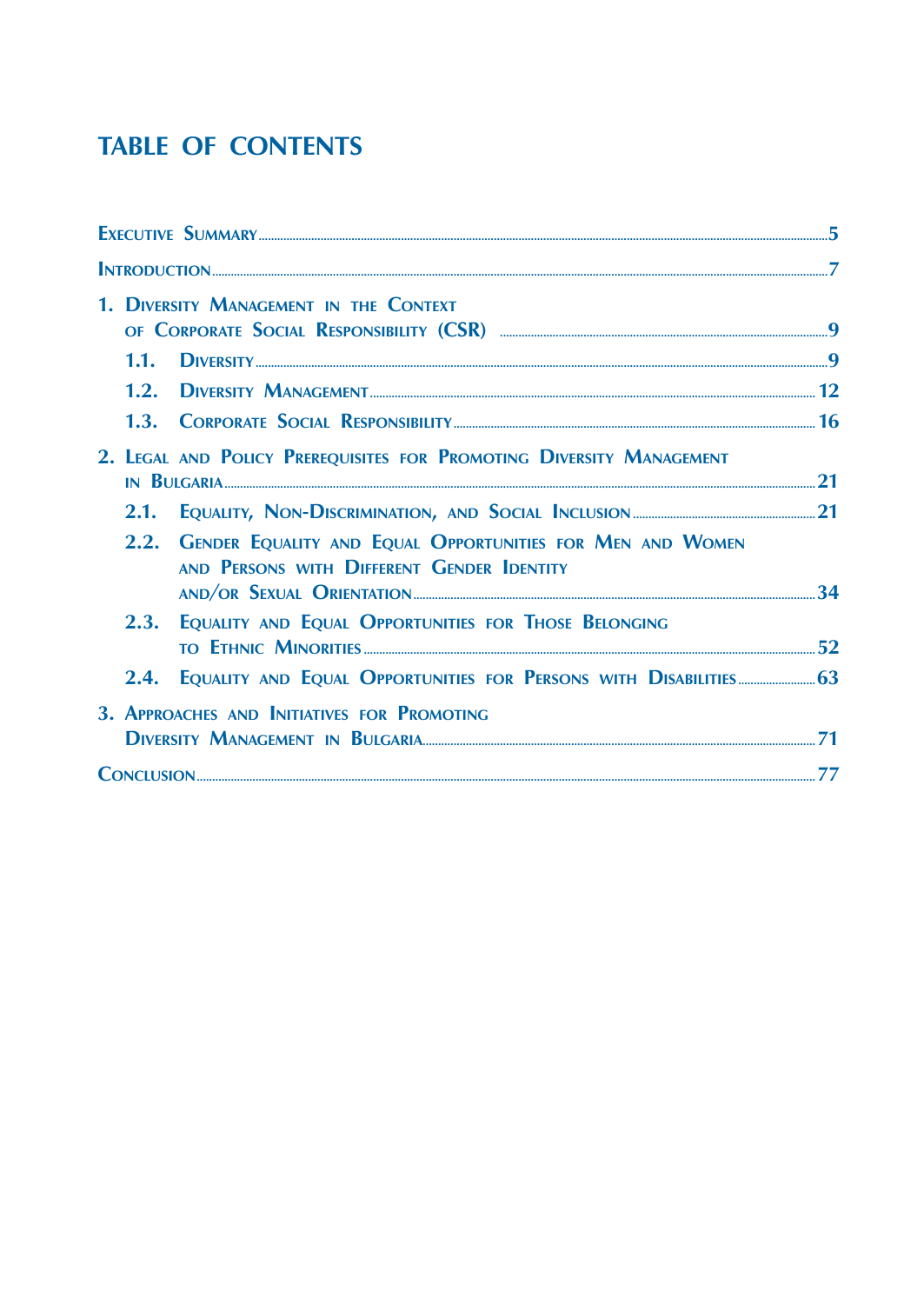# TABLE OF CONTENTS

- Executive Summary ..... 5
- Introduction ..... 7
- 1. Diversity Management in the Context of Corporate Social Responsibility (CSR) ..... 9
  - 1.1. Diversity ..... 9
  - 1.2. Diversity Management ..... 12
  - 1.3. Corporate Social Responsibility ..... 16
- 2. Legal and Policy Prerequisites for Promoting Diversity Management in Bulgaria ..... 21
  - 2.1. Equality, Non-Discrimination, and Social Inclusion ..... 21
  - 2.2. Gender Equality and Equal Opportunities for Men and Women and Persons with Different Gender Identity and/or Sexual Orientation ..... 34
  - 2.3. Equality and Equal Opportunities for Those Belonging to Ethnic Minorities ..... 52
  - 2.4. Equality and Equal Opportunities for Persons with Disabilities ..... 63
- 3. Approaches and Initiatives for Promoting Diversity Management in Bulgaria ..... 71
- Conclusion ..... 77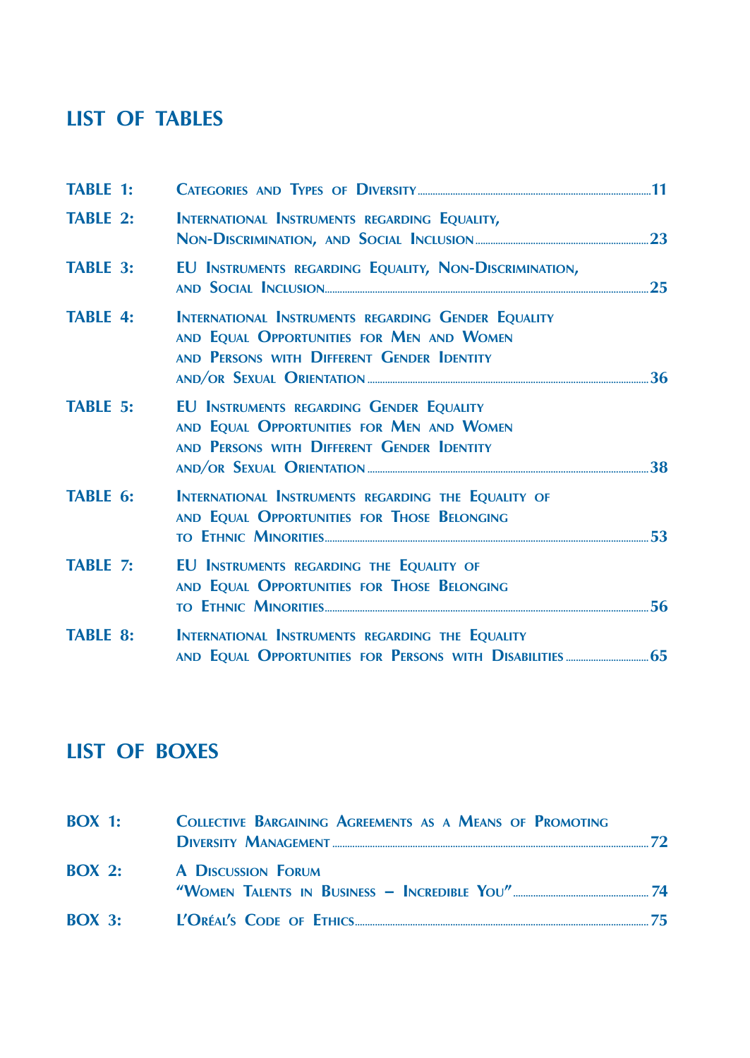## LIST OF TABLES

| | | |
|---|---|---|
| TABLE 1: | Categories and Types of Diversity | 11 |
| TABLE 2: | International Instruments regarding Equality, Non-Discrimination, and Social Inclusion | 23 |
| TABLE 3: | EU Instruments regarding Equality, Non-Discrimination, and Social Inclusion | 25 |
| TABLE 4: | International Instruments regarding Gender Equality and Equal Opportunities for Men and Women and Persons with Different Gender Identity and/or Sexual Orientation | 36 |
| TABLE 5: | EU Instruments regarding Gender Equality and Equal Opportunities for Men and Women and Persons with Different Gender Identity and/or Sexual Orientation | 38 |
| TABLE 6: | International Instruments regarding the Equality of and Equal Opportunities for Those Belonging to Ethnic Minorities | 53 |
| TABLE 7: | EU Instruments regarding the Equality of and Equal Opportunities for Those Belonging to Ethnic Minorities | 56 |
| TABLE 8: | International Instruments regarding the Equality and Equal Opportunities for Persons with Disabilities | 65 |

## LIST OF BOXES

| | | |
|---|---|---|
| BOX 1: | Collective Bargaining Agreements as a Means of Promoting Diversity Management | 72 |
| BOX 2: | A Discussion Forum "Women Talents in Business – Incredible You" | 74 |
| BOX 3: | L'Oréal's Code of Ethics | 75 |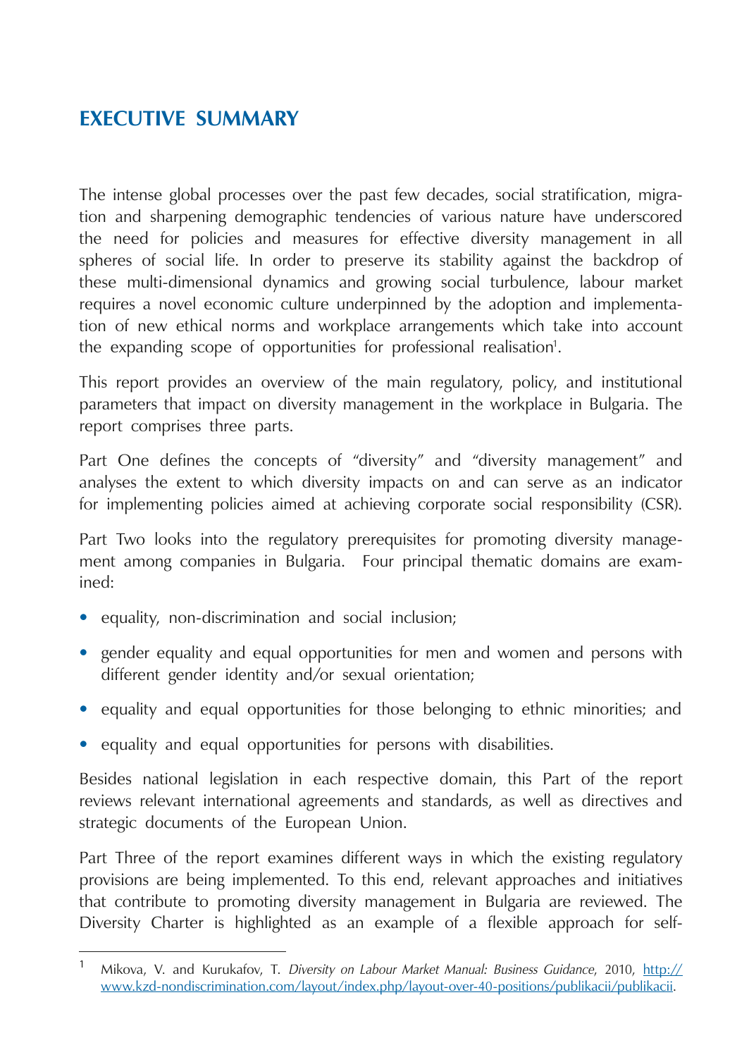# EXECUTIVE SUMMARY

The intense global processes over the past few decades, social stratification, migration and sharpening demographic tendencies of various nature have underscored the need for policies and measures for effective diversity management in all spheres of social life. In order to preserve its stability against the backdrop of these multi-dimensional dynamics and growing social turbulence, labour market requires a novel economic culture underpinned by the adoption and implementation of new ethical norms and workplace arrangements which take into account the expanding scope of opportunities for professional realisation[1].

This report provides an overview of the main regulatory, policy, and institutional parameters that impact on diversity management in the workplace in Bulgaria. The report comprises three parts.

Part One defines the concepts of "diversity" and "diversity management" and analyses the extent to which diversity impacts on and can serve as an indicator for implementing policies aimed at achieving corporate social responsibility (CSR).

Part Two looks into the regulatory prerequisites for promoting diversity management among companies in Bulgaria. Four principal thematic domains are examined:

- equality, non-discrimination and social inclusion;
- gender equality and equal opportunities for men and women and persons with different gender identity and/or sexual orientation;
- equality and equal opportunities for those belonging to ethnic minorities; and
- equality and equal opportunities for persons with disabilities.

Besides national legislation in each respective domain, this Part of the report reviews relevant international agreements and standards, as well as directives and strategic documents of the European Union.

Part Three of the report examines different ways in which the existing regulatory provisions are being implemented. To this end, relevant approaches and initiatives that contribute to promoting diversity management in Bulgaria are reviewed. The Diversity Charter is highlighted as an example of a flexible approach for self-

---

[1] Mikova, V. and Kurukafov, T. *Diversity on Labour Market Manual: Business Guidance*, 2010, http://www.kzd-nondiscrimination.com/layout/index.php/layout-over-40-positions/publikacii/publikacii.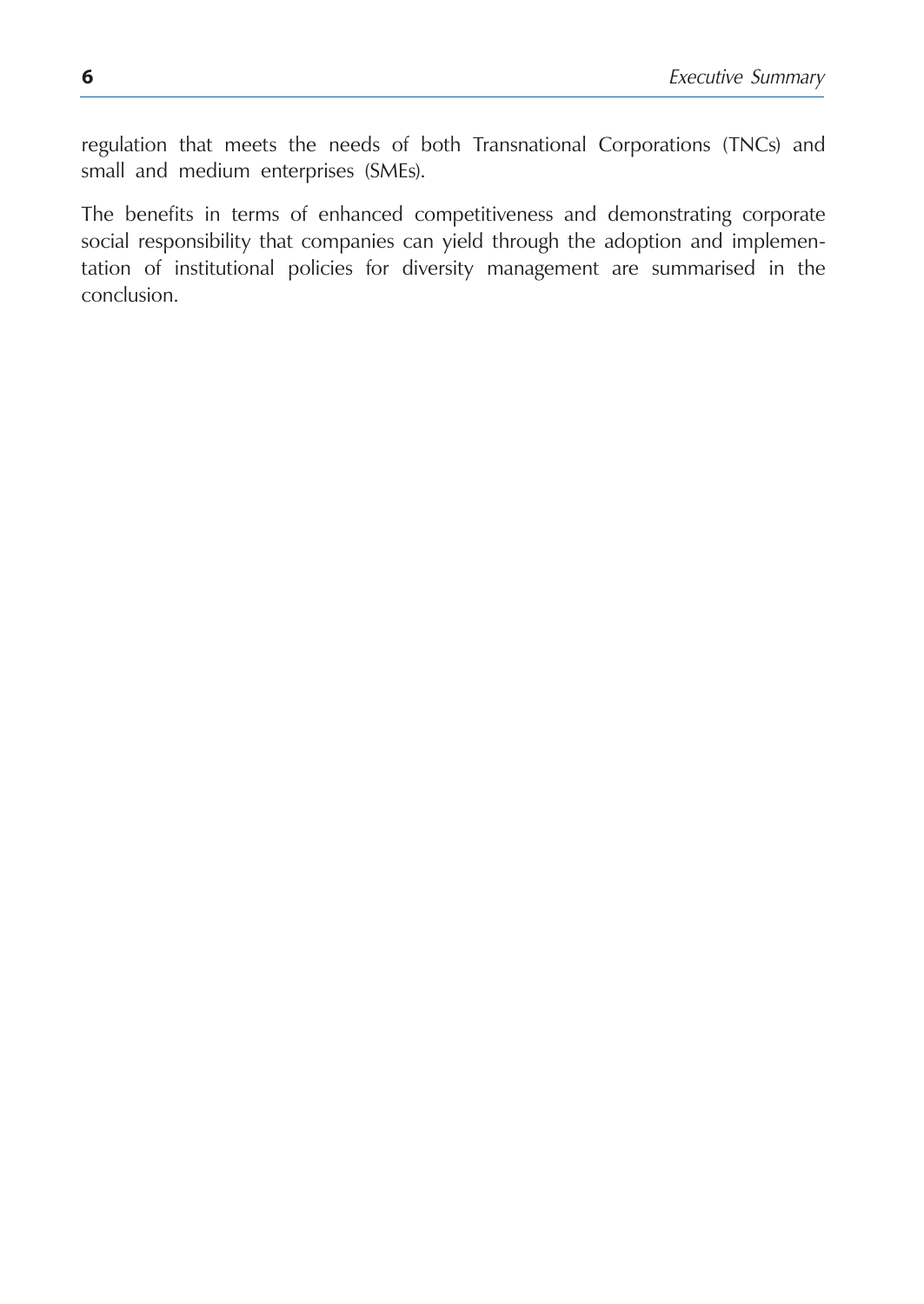regulation that meets the needs of both Transnational Corporations (TNCs) and small and medium enterprises (SMEs).

The benefits in terms of enhanced competitiveness and demonstrating corporate social responsibility that companies can yield through the adoption and implementation of institutional policies for diversity management are summarised in the conclusion.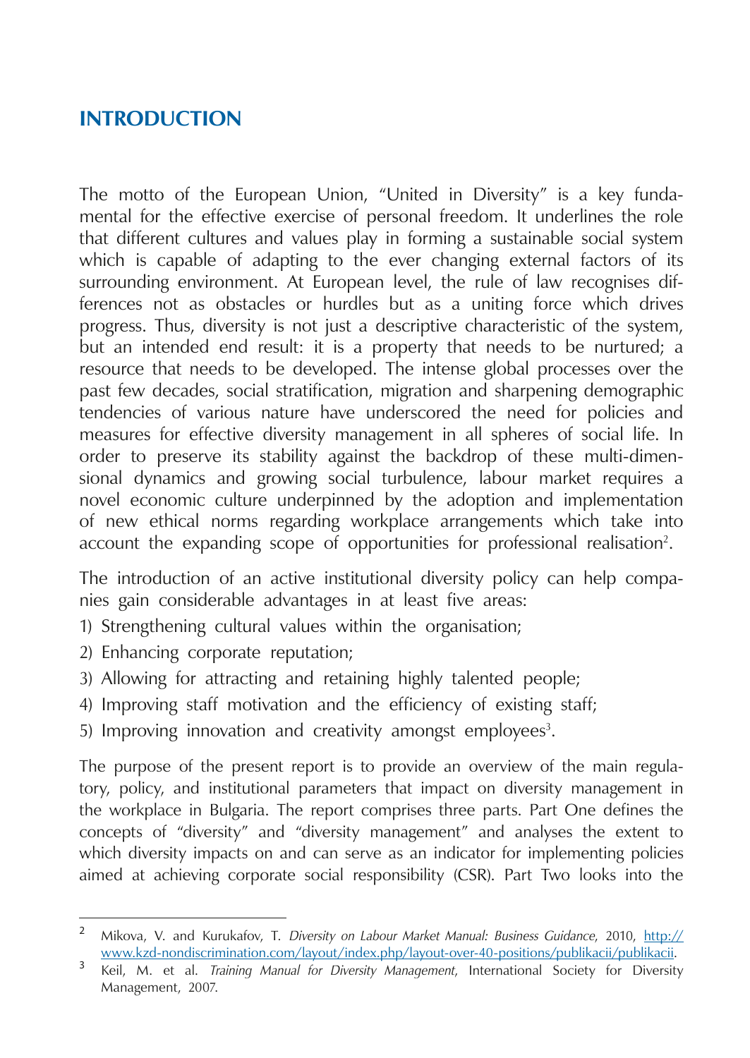# INTRODUCTION

The motto of the European Union, "United in Diversity" is a key fundamental for the effective exercise of personal freedom. It underlines the role that different cultures and values play in forming a sustainable social system which is capable of adapting to the ever changing external factors of its surrounding environment. At European level, the rule of law recognises differences not as obstacles or hurdles but as a uniting force which drives progress. Thus, diversity is not just a descriptive characteristic of the system, but an intended end result: it is a property that needs to be nurtured; a resource that needs to be developed. The intense global processes over the past few decades, social stratification, migration and sharpening demographic tendencies of various nature have underscored the need for policies and measures for effective diversity management in all spheres of social life. In order to preserve its stability against the backdrop of these multi-dimensional dynamics and growing social turbulence, labour market requires a novel economic culture underpinned by the adoption and implementation of new ethical norms regarding workplace arrangements which take into account the expanding scope of opportunities for professional realisation[2].

The introduction of an active institutional diversity policy can help companies gain considerable advantages in at least five areas:

1) Strengthening cultural values within the organisation;
2) Enhancing corporate reputation;
3) Allowing for attracting and retaining highly talented people;
4) Improving staff motivation and the efficiency of existing staff;
5) Improving innovation and creativity amongst employees[3].

The purpose of the present report is to provide an overview of the main regulatory, policy, and institutional parameters that impact on diversity management in the workplace in Bulgaria. The report comprises three parts. Part One defines the concepts of "diversity" and "diversity management" and analyses the extent to which diversity impacts on and can serve as an indicator for implementing policies aimed at achieving corporate social responsibility (CSR). Part Two looks into the

---

[2] Mikova, V. and Kurukafov, T. *Diversity on Labour Market Manual: Business Guidance*, 2010, http://www.kzd-nondiscrimination.com/layout/index.php/layout-over-40-positions/publikacii/publikacii.

[3] Keil, M. et al. *Training Manual for Diversity Management*, International Society for Diversity Management, 2007.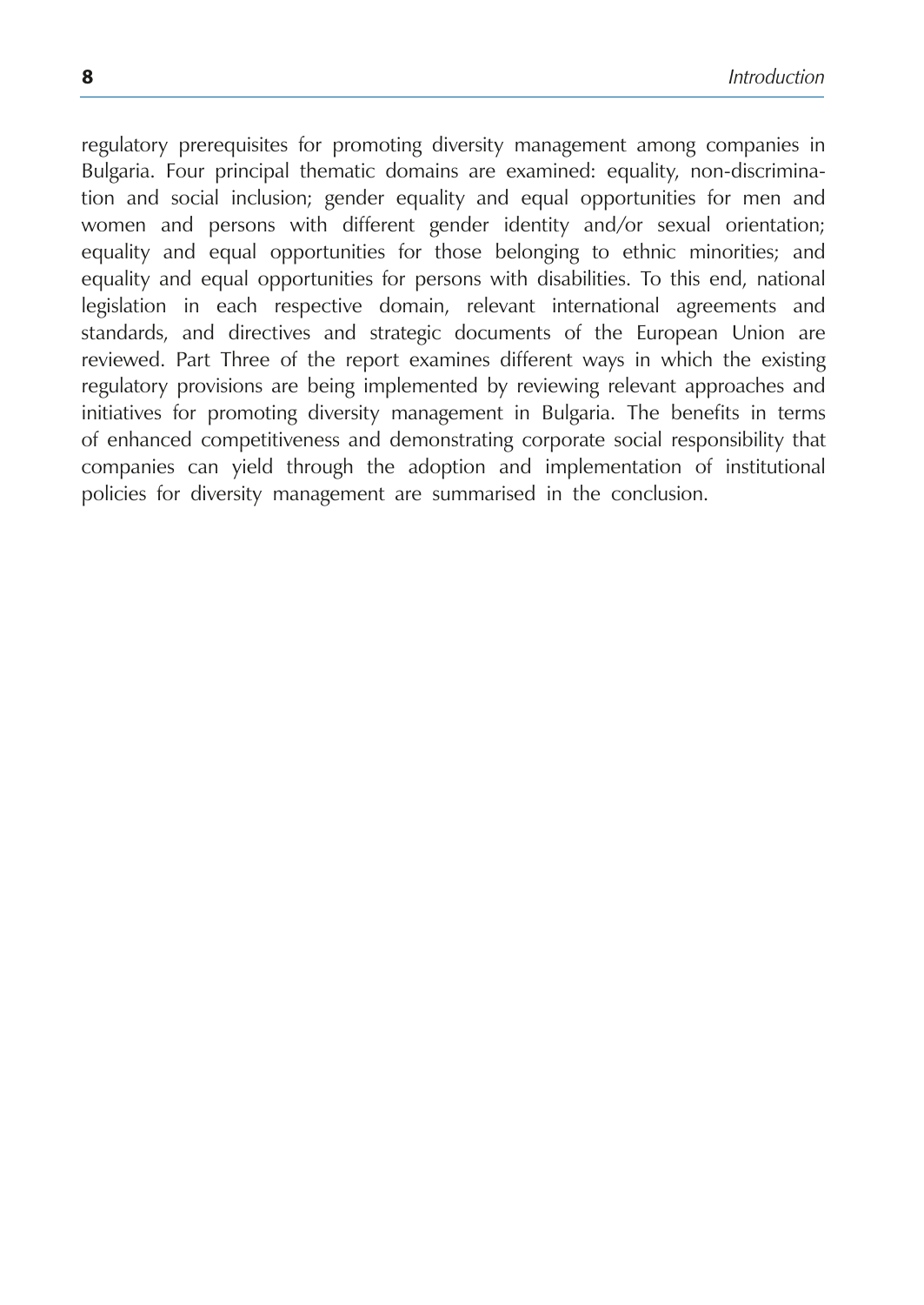regulatory prerequisites for promoting diversity management among companies in Bulgaria. Four principal thematic domains are examined: equality, non-discrimination and social inclusion; gender equality and equal opportunities for men and women and persons with different gender identity and/or sexual orientation; equality and equal opportunities for those belonging to ethnic minorities; and equality and equal opportunities for persons with disabilities. To this end, national legislation in each respective domain, relevant international agreements and standards, and directives and strategic documents of the European Union are reviewed. Part Three of the report examines different ways in which the existing regulatory provisions are being implemented by reviewing relevant approaches and initiatives for promoting diversity management in Bulgaria. The benefits in terms of enhanced competitiveness and demonstrating corporate social responsibility that companies can yield through the adoption and implementation of institutional policies for diversity management are summarised in the conclusion.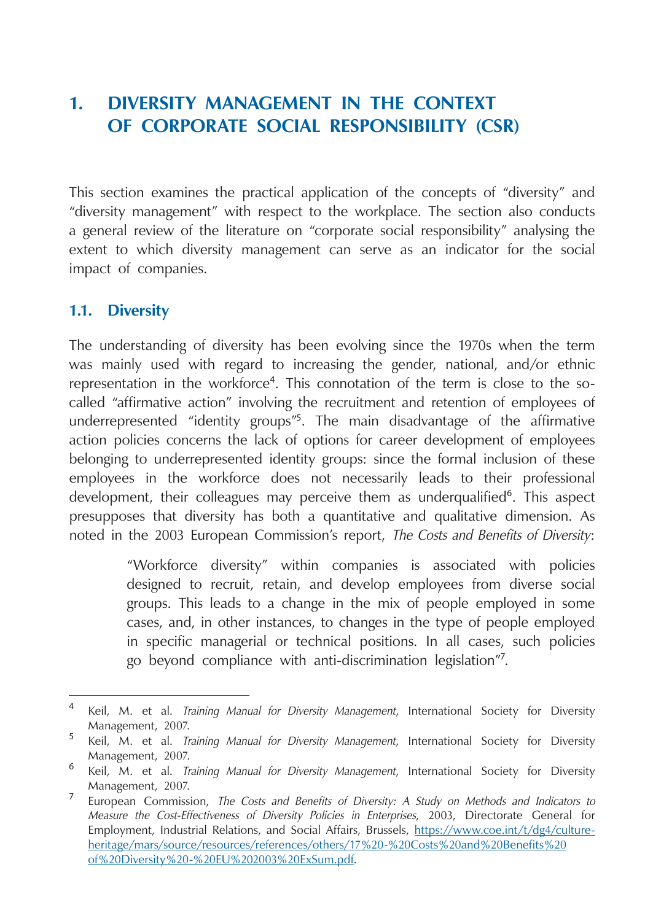# 1. DIVERSITY MANAGEMENT IN THE CONTEXT OF CORPORATE SOCIAL RESPONSIBILITY (CSR)

This section examines the practical application of the concepts of "diversity" and "diversity management" with respect to the workplace. The section also conducts a general review of the literature on "corporate social responsibility" analysing the extent to which diversity management can serve as an indicator for the social impact of companies.

## 1.1. Diversity

The understanding of diversity has been evolving since the 1970s when the term was mainly used with regard to increasing the gender, national, and/or ethnic representation in the workforce[4]. This connotation of the term is close to the so-called "affirmative action" involving the recruitment and retention of employees of underrepresented "identity groups"[5]. The main disadvantage of the affirmative action policies concerns the lack of options for career development of employees belonging to underrepresented identity groups: since the formal inclusion of these employees in the workforce does not necessarily leads to their professional development, their colleagues may perceive them as underqualified[6]. This aspect presupposes that diversity has both a quantitative and qualitative dimension. As noted in the 2003 European Commission's report, *The Costs and Benefits of Diversity*:

> "Workforce diversity" within companies is associated with policies designed to recruit, retain, and develop employees from diverse social groups. This leads to a change in the mix of people employed in some cases, and, in other instances, to changes in the type of people employed in specific managerial or technical positions. In all cases, such policies go beyond compliance with anti-discrimination legislation"[7].

---

[4] Keil, M. et al. *Training Manual for Diversity Management*, International Society for Diversity Management, 2007.

[5] Keil, M. et al. *Training Manual for Diversity Management*, International Society for Diversity Management, 2007.

[6] Keil, M. et al. *Training Manual for Diversity Management*, International Society for Diversity Management, 2007.

[7] European Commission, *The Costs and Benefits of Diversity: A Study on Methods and Indicators to Measure the Cost-Effectiveness of Diversity Policies in Enterprises*, 2003, Directorate General for Employment, Industrial Relations, and Social Affairs, Brussels, https://www.coe.int/t/dg4/cultureheritage/mars/source/resources/references/others/17%20-%20Costs%20and%20Benefits%20of%20Diversity%20-%20EU%202003%20ExSum.pdf.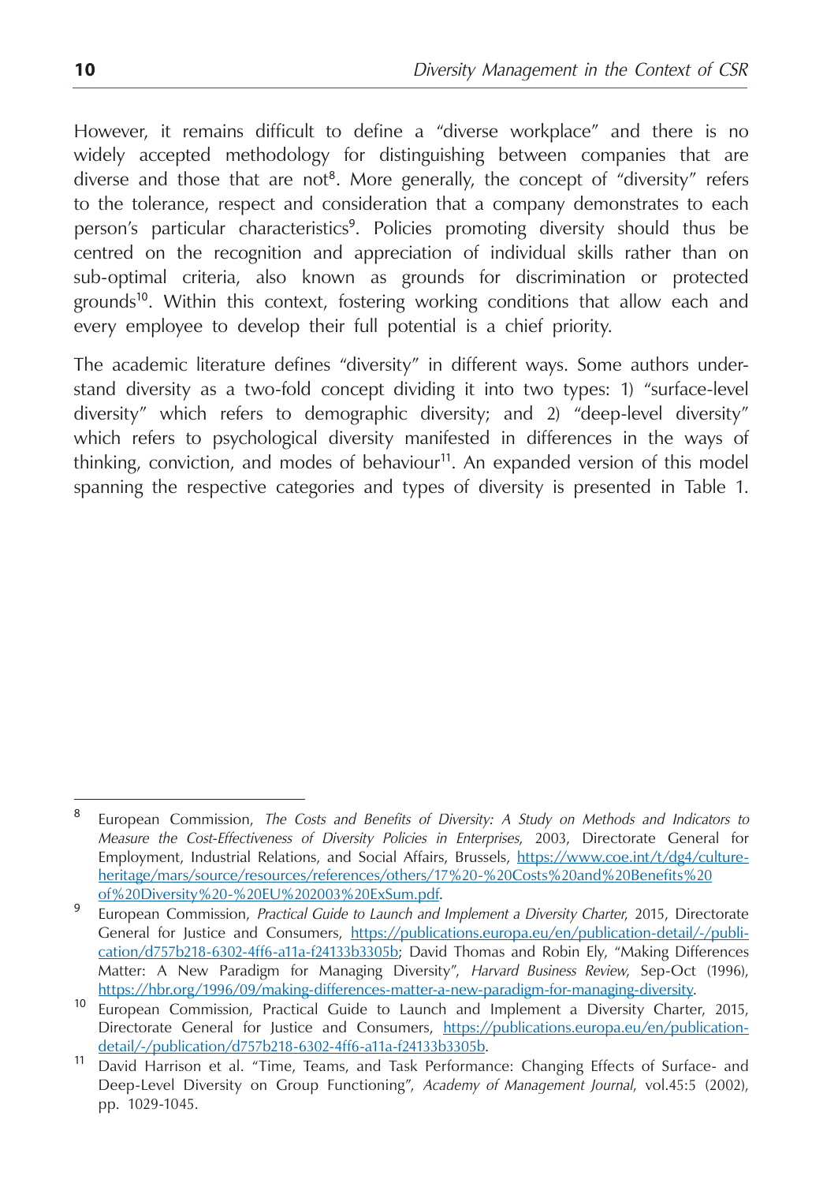However, it remains difficult to define a "diverse workplace" and there is no widely accepted methodology for distinguishing between companies that are diverse and those that are not[8]. More generally, the concept of "diversity" refers to the tolerance, respect and consideration that a company demonstrates to each person's particular characteristics[9]. Policies promoting diversity should thus be centred on the recognition and appreciation of individual skills rather than on sub-optimal criteria, also known as grounds for discrimination or protected grounds[10]. Within this context, fostering working conditions that allow each and every employee to develop their full potential is a chief priority.

The academic literature defines "diversity" in different ways. Some authors understand diversity as a two-fold concept dividing it into two types: 1) "surface-level diversity" which refers to demographic diversity; and 2) "deep-level diversity" which refers to psychological diversity manifested in differences in the ways of thinking, conviction, and modes of behaviour[11]. An expanded version of this model spanning the respective categories and types of diversity is presented in Table 1.

---

[8] European Commission, *The Costs and Benefits of Diversity: A Study on Methods and Indicators to Measure the Cost-Effectiveness of Diversity Policies in Enterprises*, 2003, Directorate General for Employment, Industrial Relations, and Social Affairs, Brussels, https://www.coe.int/t/dg4/cultureheritage/mars/source/resources/references/others/17%20-%20Costs%20and%20Benefits%20of%20Diversity%20-%20EU%202003%20ExSum.pdf.

[9] European Commission, *Practical Guide to Launch and Implement a Diversity Charter*, 2015, Directorate General for Justice and Consumers, https://publications.europa.eu/en/publication-detail/-/publication/d757b218-6302-4ff6-a11a-f24133b3305b; David Thomas and Robin Ely, "Making Differences Matter: A New Paradigm for Managing Diversity", *Harvard Business Review*, Sep-Oct (1996), https://hbr.org/1996/09/making-differences-matter-a-new-paradigm-for-managing-diversity.

[10] European Commission, Practical Guide to Launch and Implement a Diversity Charter, 2015, Directorate General for Justice and Consumers, https://publications.europa.eu/en/publication-detail/-/publication/d757b218-6302-4ff6-a11a-f24133b3305b.

[11] David Harrison et al. "Time, Teams, and Task Performance: Changing Effects of Surface- and Deep-Level Diversity on Group Functioning", *Academy of Management Journal*, vol.45:5 (2002), pp. 1029-1045.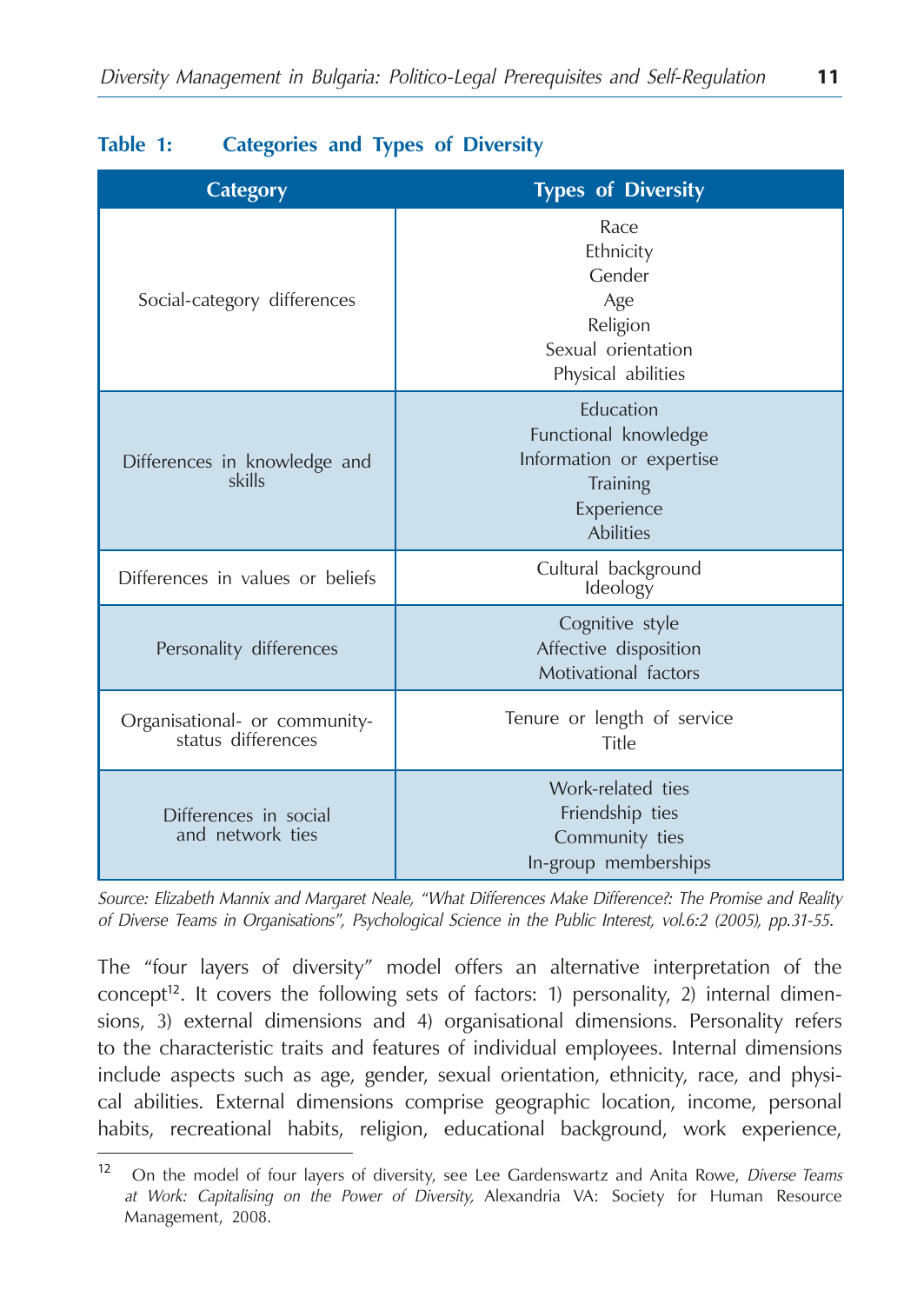**Table 1: Categories and Types of Diversity**

| Category | Types of Diversity |
|---|---|
| Social-category differences | Race<br>Ethnicity<br>Gender<br>Age<br>Religion<br>Sexual orientation<br>Physical abilities |
| Differences in knowledge and skills | Education<br>Functional knowledge<br>Information or expertise<br>Training<br>Experience<br>Abilities |
| Differences in values or beliefs | Cultural background<br>Ideology |
| Personality differences | Cognitive style<br>Affective disposition<br>Motivational factors |
| Organisational- or community-status differences | Tenure or length of service<br>Title |
| Differences in social and network ties | Work-related ties<br>Friendship ties<br>Community ties<br>In-group memberships |

*Source: Elizabeth Mannix and Margaret Neale, "What Differences Make Difference?: The Promise and Reality of Diverse Teams in Organisations", Psychological Science in the Public Interest, vol.6:2 (2005), pp.31-55.*

The "four layers of diversity" model offers an alternative interpretation of the concept[12]. It covers the following sets of factors: 1) personality, 2) internal dimensions, 3) external dimensions and 4) organisational dimensions. Personality refers to the characteristic traits and features of individual employees. Internal dimensions include aspects such as age, gender, sexual orientation, ethnicity, race, and physical abilities. External dimensions comprise geographic location, income, personal habits, recreational habits, religion, educational background, work experience,

---

[12] On the model of four layers of diversity, see Lee Gardenswartz and Anita Rowe, *Diverse Teams at Work: Capitalising on the Power of Diversity,* Alexandria VA: Society for Human Resource Management, 2008.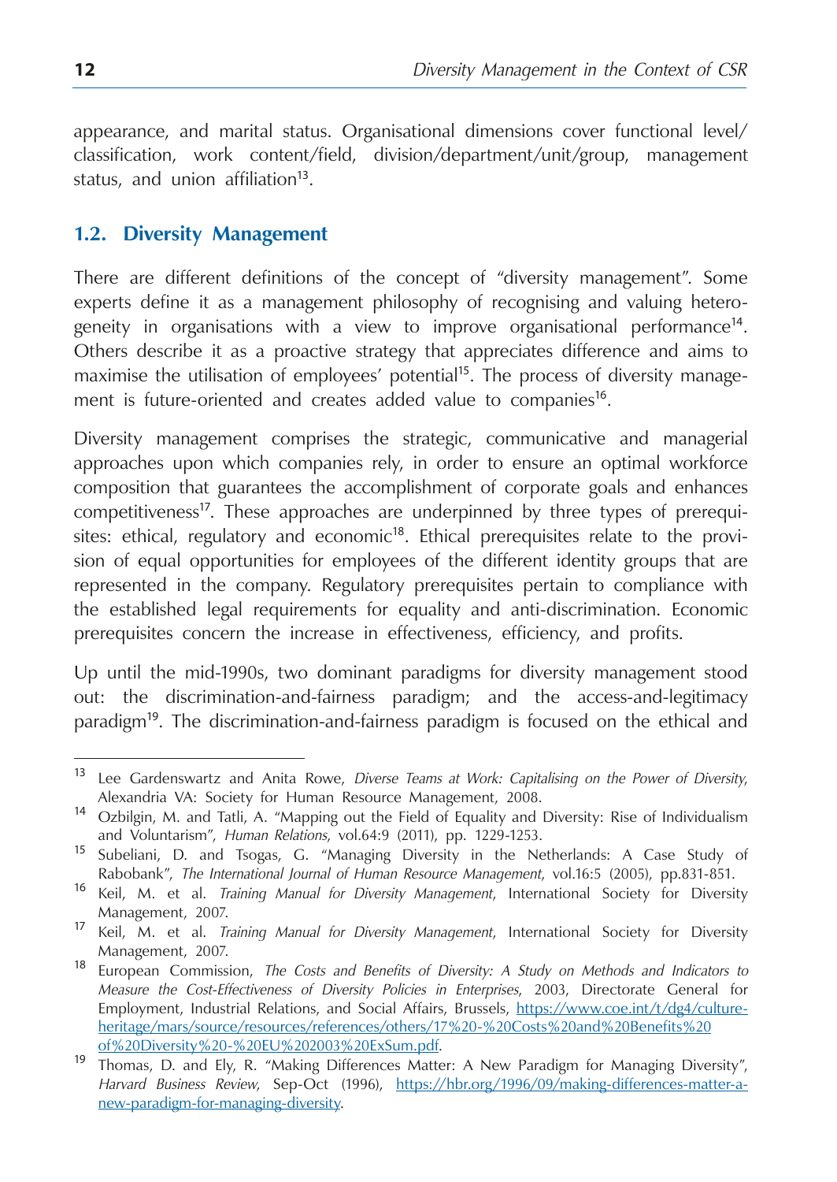appearance, and marital status. Organisational dimensions cover functional level/classification, work content/field, division/department/unit/group, management status, and union affiliation[13].

## 1.2. Diversity Management

There are different definitions of the concept of "diversity management". Some experts define it as a management philosophy of recognising and valuing heterogeneity in organisations with a view to improve organisational performance[14]. Others describe it as a proactive strategy that appreciates difference and aims to maximise the utilisation of employees' potential[15]. The process of diversity management is future-oriented and creates added value to companies[16].

Diversity management comprises the strategic, communicative and managerial approaches upon which companies rely, in order to ensure an optimal workforce composition that guarantees the accomplishment of corporate goals and enhances competitiveness[17]. These approaches are underpinned by three types of prerequisites: ethical, regulatory and economic[18]. Ethical prerequisites relate to the provision of equal opportunities for employees of the different identity groups that are represented in the company. Regulatory prerequisites pertain to compliance with the established legal requirements for equality and anti-discrimination. Economic prerequisites concern the increase in effectiveness, efficiency, and profits.

Up until the mid-1990s, two dominant paradigms for diversity management stood out: the discrimination-and-fairness paradigm; and the access-and-legitimacy paradigm[19]. The discrimination-and-fairness paradigm is focused on the ethical and

---

[13] Lee Gardenswartz and Anita Rowe, *Diverse Teams at Work: Capitalising on the Power of Diversity*, Alexandria VA: Society for Human Resource Management, 2008.

[14] Ozbilgin, M. and Tatli, A. "Mapping out the Field of Equality and Diversity: Rise of Individualism and Voluntarism", *Human Relations*, vol.64:9 (2011), pp. 1229-1253.

[15] Subeliani, D. and Tsogas, G. "Managing Diversity in the Netherlands: A Case Study of Rabobank", *The International Journal of Human Resource Management*, vol.16:5 (2005), pp.831-851.

[16] Keil, M. et al. *Training Manual for Diversity Management*, International Society for Diversity Management, 2007.

[17] Keil, M. et al. *Training Manual for Diversity Management*, International Society for Diversity Management, 2007.

[18] European Commission, *The Costs and Benefits of Diversity: A Study on Methods and Indicators to Measure the Cost-Effectiveness of Diversity Policies in Enterprises*, 2003, Directorate General for Employment, Industrial Relations, and Social Affairs, Brussels, https://www.coe.int/t/dg4/cultureheritage/mars/source/resources/references/others/17%20-%20Costs%20and%20Benefits%20of%20Diversity%20-%20EU%202003%20ExSum.pdf.

[19] Thomas, D. and Ely, R. "Making Differences Matter: A New Paradigm for Managing Diversity", *Harvard Business Review*, Sep-Oct (1996), https://hbr.org/1996/09/making-differences-matter-a-new-paradigm-for-managing-diversity.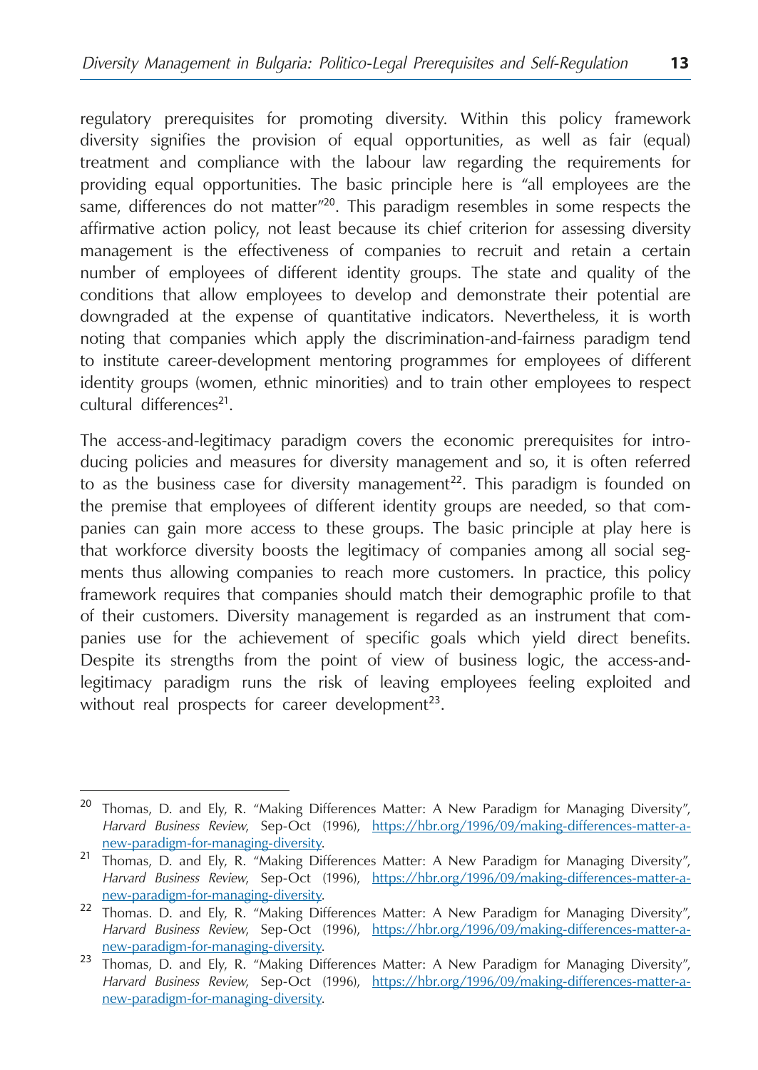regulatory prerequisites for promoting diversity. Within this policy framework diversity signifies the provision of equal opportunities, as well as fair (equal) treatment and compliance with the labour law regarding the requirements for providing equal opportunities. The basic principle here is "all employees are the same, differences do not matter"[20]. This paradigm resembles in some respects the affirmative action policy, not least because its chief criterion for assessing diversity management is the effectiveness of companies to recruit and retain a certain number of employees of different identity groups. The state and quality of the conditions that allow employees to develop and demonstrate their potential are downgraded at the expense of quantitative indicators. Nevertheless, it is worth noting that companies which apply the discrimination-and-fairness paradigm tend to institute career-development mentoring programmes for employees of different identity groups (women, ethnic minorities) and to train other employees to respect cultural differences[21].

The access-and-legitimacy paradigm covers the economic prerequisites for introducing policies and measures for diversity management and so, it is often referred to as the business case for diversity management[22]. This paradigm is founded on the premise that employees of different identity groups are needed, so that companies can gain more access to these groups. The basic principle at play here is that workforce diversity boosts the legitimacy of companies among all social segments thus allowing companies to reach more customers. In practice, this policy framework requires that companies should match their demographic profile to that of their customers. Diversity management is regarded as an instrument that companies use for the achievement of specific goals which yield direct benefits. Despite its strengths from the point of view of business logic, the access-and-legitimacy paradigm runs the risk of leaving employees feeling exploited and without real prospects for career development[23].

---

[20] Thomas, D. and Ely, R. "Making Differences Matter: A New Paradigm for Managing Diversity", *Harvard Business Review*, Sep-Oct (1996), https://hbr.org/1996/09/making-differences-matter-a-new-paradigm-for-managing-diversity.

[21] Thomas, D. and Ely, R. "Making Differences Matter: A New Paradigm for Managing Diversity", *Harvard Business Review*, Sep-Oct (1996), https://hbr.org/1996/09/making-differences-matter-a-new-paradigm-for-managing-diversity.

[22] Thomas. D. and Ely, R. "Making Differences Matter: A New Paradigm for Managing Diversity", *Harvard Business Review*, Sep-Oct (1996), https://hbr.org/1996/09/making-differences-matter-a-new-paradigm-for-managing-diversity.

[23] Thomas, D. and Ely, R. "Making Differences Matter: A New Paradigm for Managing Diversity", *Harvard Business Review*, Sep-Oct (1996), https://hbr.org/1996/09/making-differences-matter-a-new-paradigm-for-managing-diversity.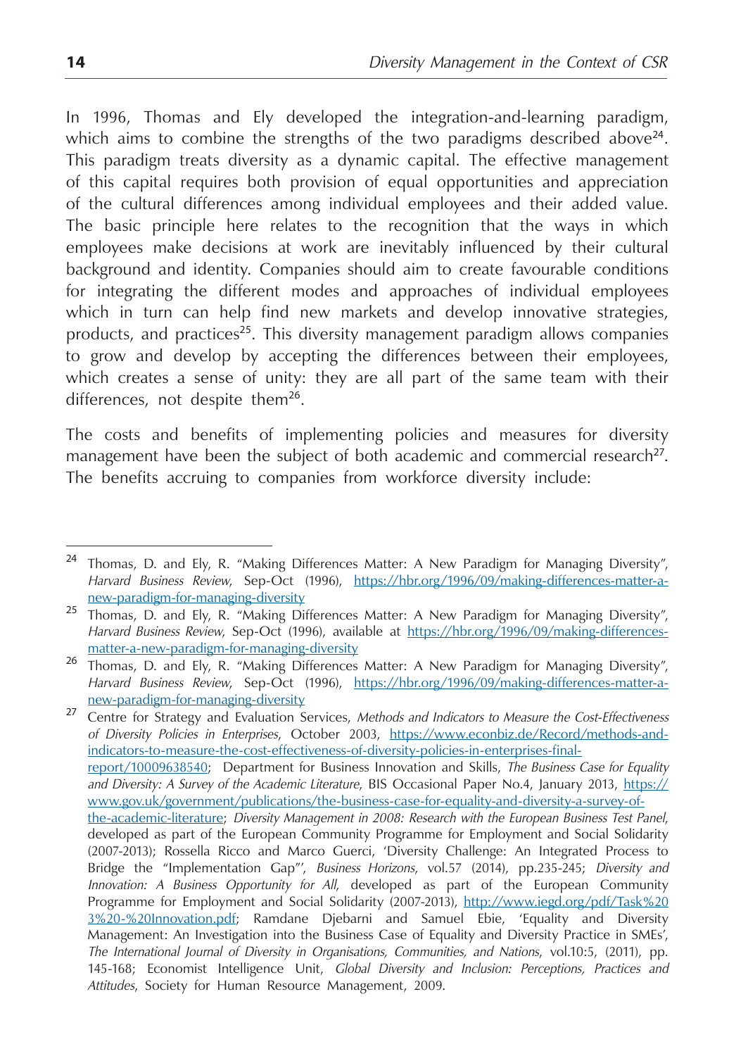In 1996, Thomas and Ely developed the integration-and-learning paradigm, which aims to combine the strengths of the two paradigms described above[24]. This paradigm treats diversity as a dynamic capital. The effective management of this capital requires both provision of equal opportunities and appreciation of the cultural differences among individual employees and their added value. The basic principle here relates to the recognition that the ways in which employees make decisions at work are inevitably influenced by their cultural background and identity. Companies should aim to create favourable conditions for integrating the different modes and approaches of individual employees which in turn can help find new markets and develop innovative strategies, products, and practices[25]. This diversity management paradigm allows companies to grow and develop by accepting the differences between their employees, which creates a sense of unity: they are all part of the same team with their differences, not despite them[26].

The costs and benefits of implementing policies and measures for diversity management have been the subject of both academic and commercial research[27]. The benefits accruing to companies from workforce diversity include:

---

[24] Thomas, D. and Ely, R. "Making Differences Matter: A New Paradigm for Managing Diversity", *Harvard Business Review*, Sep-Oct (1996), https://hbr.org/1996/09/making-differences-matter-a-new-paradigm-for-managing-diversity

[25] Thomas, D. and Ely, R. "Making Differences Matter: A New Paradigm for Managing Diversity", *Harvard Business Review*, Sep-Oct (1996), available at https://hbr.org/1996/09/making-differences-matter-a-new-paradigm-for-managing-diversity

[26] Thomas, D. and Ely, R. "Making Differences Matter: A New Paradigm for Managing Diversity", *Harvard Business Review*, Sep-Oct (1996), https://hbr.org/1996/09/making-differences-matter-a-new-paradigm-for-managing-diversity

[27] Centre for Strategy and Evaluation Services, *Methods and Indicators to Measure the Cost-Effectiveness of Diversity Policies in Enterprises*, October 2003, https://www.econbiz.de/Record/methods-and-indicators-to-measure-the-cost-effectiveness-of-diversity-policies-in-enterprises-final-report/10009638540; Department for Business Innovation and Skills, *The Business Case for Equality and Diversity: A Survey of the Academic Literature*, BIS Occasional Paper No.4, January 2013, https://www.gov.uk/government/publications/the-business-case-for-equality-and-diversity-a-survey-of-the-academic-literature; *Diversity Management in 2008: Research with the European Business Test Panel*, developed as part of the European Community Programme for Employment and Social Solidarity (2007-2013); Rossella Ricco and Marco Guerci, 'Diversity Challenge: An Integrated Process to Bridge the "Implementation Gap"', *Business Horizons*, vol.57 (2014), pp.235-245; *Diversity and Innovation: A Business Opportunity for All*, developed as part of the European Community Programme for Employment and Social Solidarity (2007-2013), http://www.iegd.org/pdf/Task%203%20-%20Innovation.pdf; Ramdane Djebarni and Samuel Ebie, 'Equality and Diversity Management: An Investigation into the Business Case of Equality and Diversity Practice in SMEs', *The International Journal of Diversity in Organisations, Communities, and Nations*, vol.10:5, (2011), pp. 145-168; Economist Intelligence Unit, *Global Diversity and Inclusion: Perceptions, Practices and Attitudes*, Society for Human Resource Management, 2009.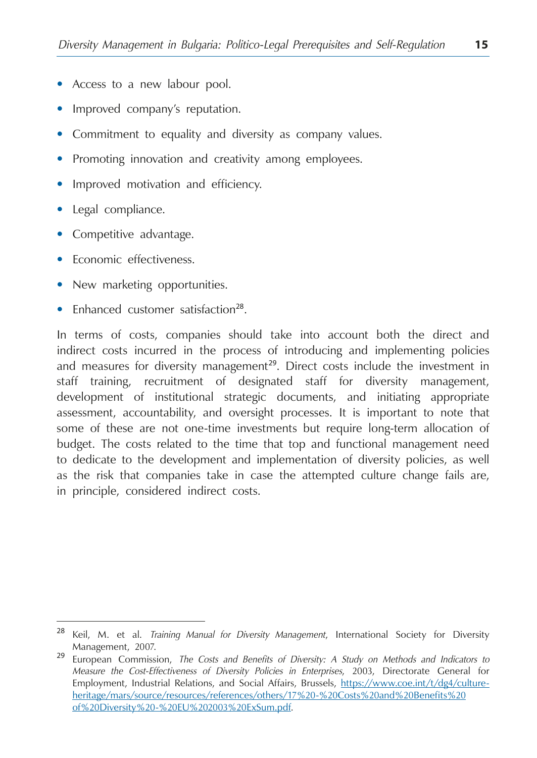- Access to a new labour pool.
- Improved company's reputation.
- Commitment to equality and diversity as company values.
- Promoting innovation and creativity among employees.
- Improved motivation and efficiency.
- Legal compliance.
- Competitive advantage.
- Economic effectiveness.
- New marketing opportunities.
- Enhanced customer satisfaction[28].

In terms of costs, companies should take into account both the direct and indirect costs incurred in the process of introducing and implementing policies and measures for diversity management[29]. Direct costs include the investment in staff training, recruitment of designated staff for diversity management, development of institutional strategic documents, and initiating appropriate assessment, accountability, and oversight processes. It is important to note that some of these are not one-time investments but require long-term allocation of budget. The costs related to the time that top and functional management need to dedicate to the development and implementation of diversity policies, as well as the risk that companies take in case the attempted culture change fails are, in principle, considered indirect costs.

---

[28] Keil, M. et al. *Training Manual for Diversity Management*, International Society for Diversity Management, 2007.

[29] European Commission, *The Costs and Benefits of Diversity: A Study on Methods and Indicators to Measure the Cost-Effectiveness of Diversity Policies in Enterprises*, 2003, Directorate General for Employment, Industrial Relations, and Social Affairs, Brussels, https://www.coe.int/t/dg4/cultureheritage/mars/source/resources/references/others/17%20-%20Costs%20and%20Benefits%20of%20Diversity%20-%20EU%202003%20ExSum.pdf.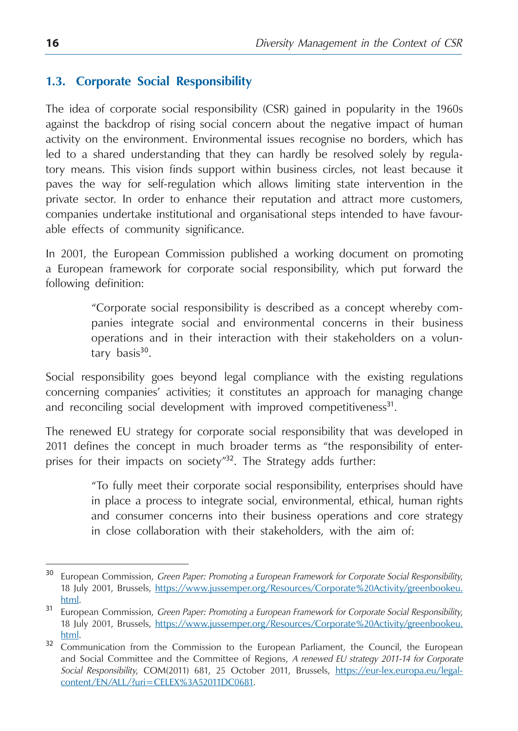## 1.3. Corporate Social Responsibility

The idea of corporate social responsibility (CSR) gained in popularity in the 1960s against the backdrop of rising social concern about the negative impact of human activity on the environment. Environmental issues recognise no borders, which has led to a shared understanding that they can hardly be resolved solely by regulatory means. This vision finds support within business circles, not least because it paves the way for self-regulation which allows limiting state intervention in the private sector. In order to enhance their reputation and attract more customers, companies undertake institutional and organisational steps intended to have favourable effects of community significance.

In 2001, the European Commission published a working document on promoting a European framework for corporate social responsibility, which put forward the following definition:

> "Corporate social responsibility is described as a concept whereby companies integrate social and environmental concerns in their business operations and in their interaction with their stakeholders on a voluntary basis[30].

Social responsibility goes beyond legal compliance with the existing regulations concerning companies' activities; it constitutes an approach for managing change and reconciling social development with improved competitiveness[31].

The renewed EU strategy for corporate social responsibility that was developed in 2011 defines the concept in much broader terms as "the responsibility of enterprises for their impacts on society"[32]. The Strategy adds further:

> "To fully meet their corporate social responsibility, enterprises should have in place a process to integrate social, environmental, ethical, human rights and consumer concerns into their business operations and core strategy in close collaboration with their stakeholders, with the aim of:

---

[30] European Commission, *Green Paper: Promoting a European Framework for Corporate Social Responsibility*, 18 July 2001, Brussels, https://www.jussemper.org/Resources/Corporate%20Activity/greenbookeu.html.

[31] European Commission, *Green Paper: Promoting a European Framework for Corporate Social Responsibility*, 18 July 2001, Brussels, https://www.jussemper.org/Resources/Corporate%20Activity/greenbookeu.html.

[32] Communication from the Commission to the European Parliament, the Council, the European and Social Committee and the Committee of Regions, *A renewed EU strategy 2011-14 for Corporate Social Responsibility*, COM(2011) 681, 25 October 2011, Brussels, https://eur-lex.europa.eu/legal-content/EN/ALL/?uri=CELEX%3A52011DC0681.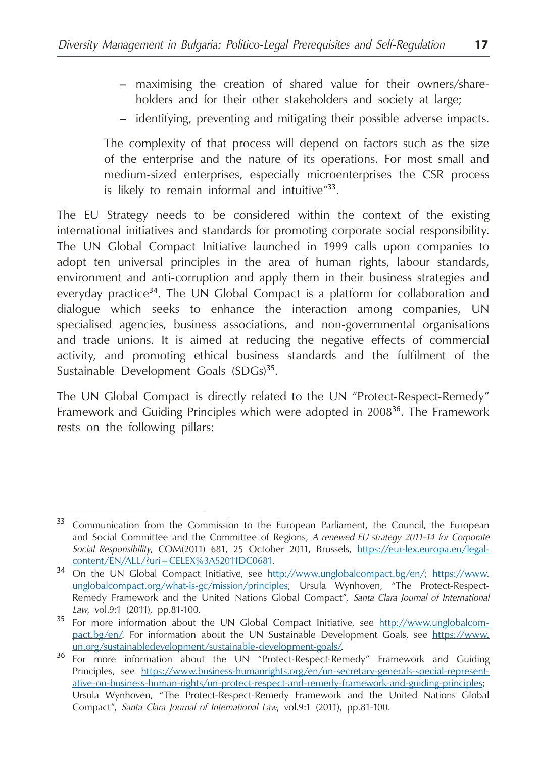- maximising the creation of shared value for their owners/shareholders and for their other stakeholders and society at large;
- identifying, preventing and mitigating their possible adverse impacts.

The complexity of that process will depend on factors such as the size of the enterprise and the nature of its operations. For most small and medium-sized enterprises, especially microenterprises the CSR process is likely to remain informal and intuitive"[33].

The EU Strategy needs to be considered within the context of the existing international initiatives and standards for promoting corporate social responsibility. The UN Global Compact Initiative launched in 1999 calls upon companies to adopt ten universal principles in the area of human rights, labour standards, environment and anti-corruption and apply them in their business strategies and everyday practice[34]. The UN Global Compact is a platform for collaboration and dialogue which seeks to enhance the interaction among companies, UN specialised agencies, business associations, and non-governmental organisations and trade unions. It is aimed at reducing the negative effects of commercial activity, and promoting ethical business standards and the fulfilment of the Sustainable Development Goals (SDGs)[35].

The UN Global Compact is directly related to the UN "Protect-Respect-Remedy" Framework and Guiding Principles which were adopted in 2008[36]. The Framework rests on the following pillars:

---

[33] Communication from the Commission to the European Parliament, the Council, the European and Social Committee and the Committee of Regions, *A renewed EU strategy 2011-14 for Corporate Social Responsibility*, COM(2011) 681, 25 October 2011, Brussels, https://eur-lex.europa.eu/legal-content/EN/ALL/?uri=CELEX%3A52011DC0681.

[34] On the UN Global Compact Initiative, see http://www.unglobalcompact.bg/en/; https://www.unglobalcompact.org/what-is-gc/mission/principles; Ursula Wynhoven, "The Protect-Respect-Remedy Framework and the United Nations Global Compact", *Santa Clara Journal of International Law*, vol.9:1 (2011), pp.81-100.

[35] For more information about the UN Global Compact Initiative, see http://www.unglobalcompact.bg/en/. For information about the UN Sustainable Development Goals, see https://www.un.org/sustainabledevelopment/sustainable-development-goals/.

[36] For more information about the UN "Protect-Respect-Remedy" Framework and Guiding Principles, see https://www.business-humanrights.org/en/un-secretary-generals-special-representative-on-business-human-rights/un-protect-respect-and-remedy-framework-and-guiding-principles; Ursula Wynhoven, "The Protect-Respect-Remedy Framework and the United Nations Global Compact", *Santa Clara Journal of International Law*, vol.9:1 (2011), pp.81-100.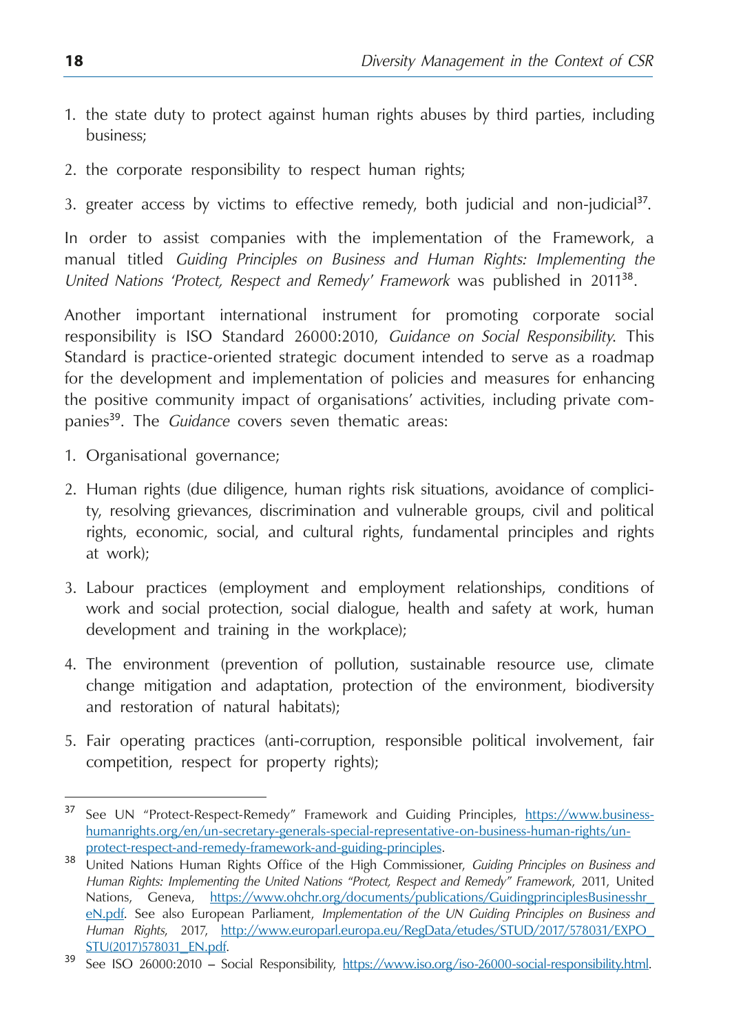1. the state duty to protect against human rights abuses by third parties, including business;
2. the corporate responsibility to respect human rights;
3. greater access by victims to effective remedy, both judicial and non-judicial[37].

In order to assist companies with the implementation of the Framework, a manual titled *Guiding Principles on Business and Human Rights: Implementing the United Nations 'Protect, Respect and Remedy' Framework* was published in 2011[38].

Another important international instrument for promoting corporate social responsibility is ISO Standard 26000:2010, *Guidance on Social Responsibility*. This Standard is practice-oriented strategic document intended to serve as a roadmap for the development and implementation of policies and measures for enhancing the positive community impact of organisations' activities, including private companies[39]. The *Guidance* covers seven thematic areas:

1. Organisational governance;
2. Human rights (due diligence, human rights risk situations, avoidance of complicity, resolving grievances, discrimination and vulnerable groups, civil and political rights, economic, social, and cultural rights, fundamental principles and rights at work);
3. Labour practices (employment and employment relationships, conditions of work and social protection, social dialogue, health and safety at work, human development and training in the workplace);
4. The environment (prevention of pollution, sustainable resource use, climate change mitigation and adaptation, protection of the environment, biodiversity and restoration of natural habitats);
5. Fair operating practices (anti-corruption, responsible political involvement, fair competition, respect for property rights);

---

[37] See UN "Protect-Respect-Remedy" Framework and Guiding Principles, https://www.business-humanrights.org/en/un-secretary-generals-special-representative-on-business-human-rights/un-protect-respect-and-remedy-framework-and-guiding-principles.

[38] United Nations Human Rights Office of the High Commissioner, *Guiding Principles on Business and Human Rights: Implementing the United Nations "Protect, Respect and Remedy" Framework*, 2011, United Nations, Geneva, https://www.ohchr.org/documents/publications/GuidingprinciplesBusinesshr_eN.pdf. See also European Parliament, *Implementation of the UN Guiding Principles on Business and Human Rights*, 2017, http://www.europarl.europa.eu/RegData/etudes/STUD/2017/578031/EXPO_STU(2017)578031_EN.pdf.

[39] See ISO 26000:2010 – Social Responsibility, https://www.iso.org/iso-26000-social-responsibility.html.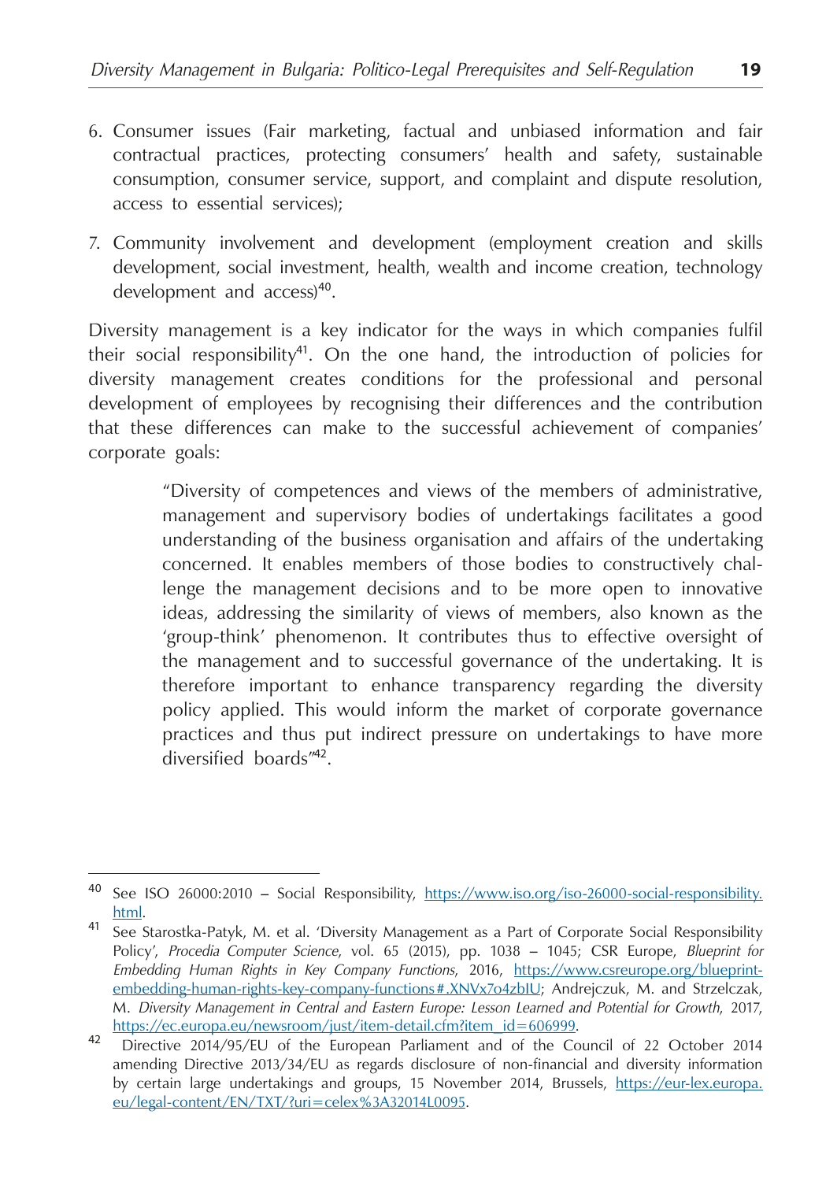6. Consumer issues (Fair marketing, factual and unbiased information and fair contractual practices, protecting consumers' health and safety, sustainable consumption, consumer service, support, and complaint and dispute resolution, access to essential services);

7. Community involvement and development (employment creation and skills development, social investment, health, wealth and income creation, technology development and access)[40].

Diversity management is a key indicator for the ways in which companies fulfil their social responsibility[41]. On the one hand, the introduction of policies for diversity management creates conditions for the professional and personal development of employees by recognising their differences and the contribution that these differences can make to the successful achievement of companies' corporate goals:

> "Diversity of competences and views of the members of administrative, management and supervisory bodies of undertakings facilitates a good understanding of the business organisation and affairs of the undertaking concerned. It enables members of those bodies to constructively challenge the management decisions and to be more open to innovative ideas, addressing the similarity of views of members, also known as the 'group-think' phenomenon. It contributes thus to effective oversight of the management and to successful governance of the undertaking. It is therefore important to enhance transparency regarding the diversity policy applied. This would inform the market of corporate governance practices and thus put indirect pressure on undertakings to have more diversified boards"[42].

---

[40] See ISO 26000:2010 – Social Responsibility, https://www.iso.org/iso-26000-social-responsibility.html.

[41] See Starostka-Patyk, M. et al. 'Diversity Management as a Part of Corporate Social Responsibility Policy', *Procedia Computer Science*, vol. 65 (2015), pp. 1038 – 1045; CSR Europe, *Blueprint for Embedding Human Rights in Key Company Functions*, 2016, https://www.csreurope.org/blueprint-embedding-human-rights-key-company-functions#.XNVx7o4zbIU; Andrejczuk, M. and Strzelczak, M. *Diversity Management in Central and Eastern Europe: Lesson Learned and Potential for Growth*, 2017, https://ec.europa.eu/newsroom/just/item-detail.cfm?item_id=606999.

[42] Directive 2014/95/EU of the European Parliament and of the Council of 22 October 2014 amending Directive 2013/34/EU as regards disclosure of non-financial and diversity information by certain large undertakings and groups, 15 November 2014, Brussels, https://eur-lex.europa.eu/legal-content/EN/TXT/?uri=celex%3A32014L0095.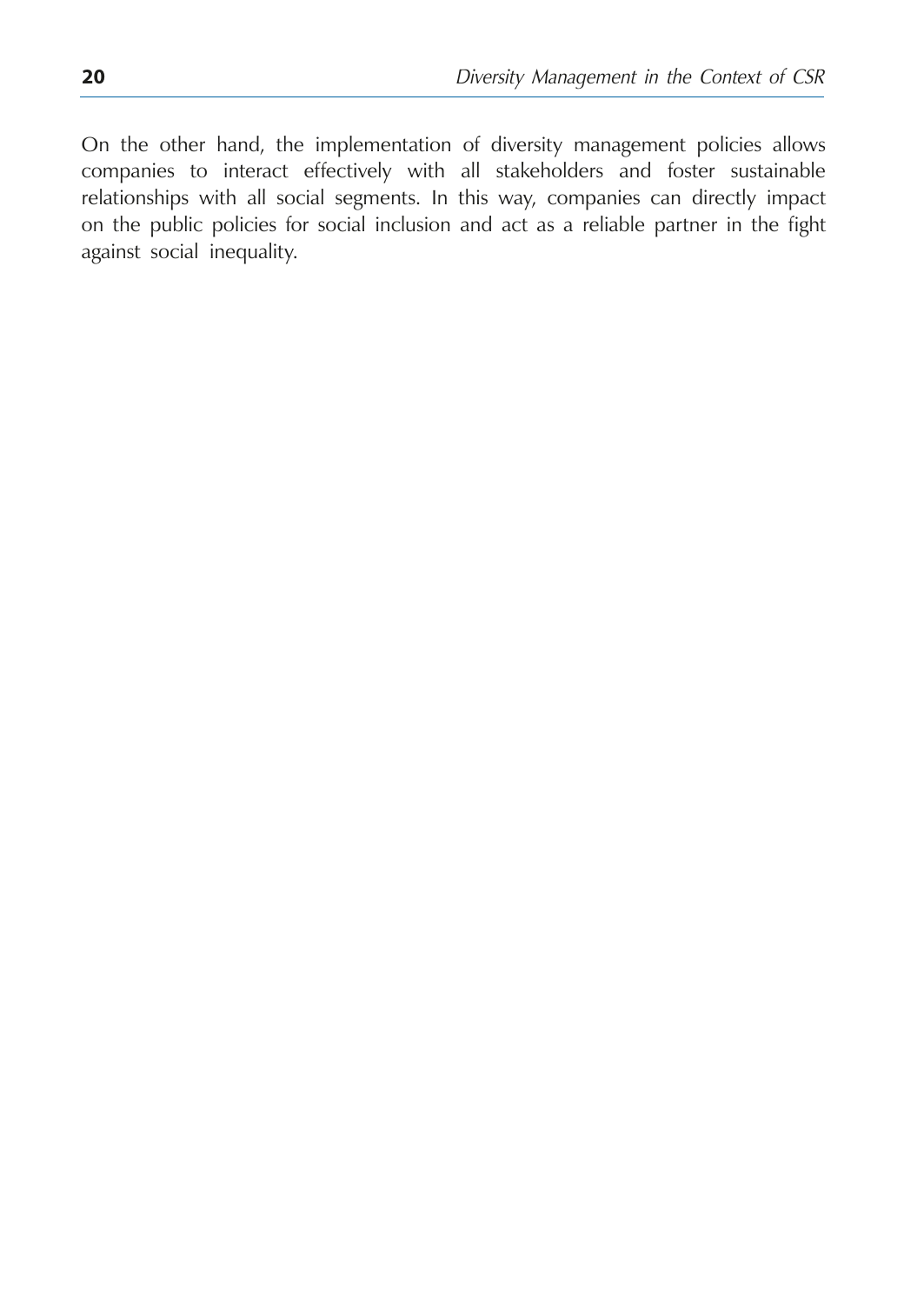On the other hand, the implementation of diversity management policies allows companies to interact effectively with all stakeholders and foster sustainable relationships with all social segments. In this way, companies can directly impact on the public policies for social inclusion and act as a reliable partner in the fight against social inequality.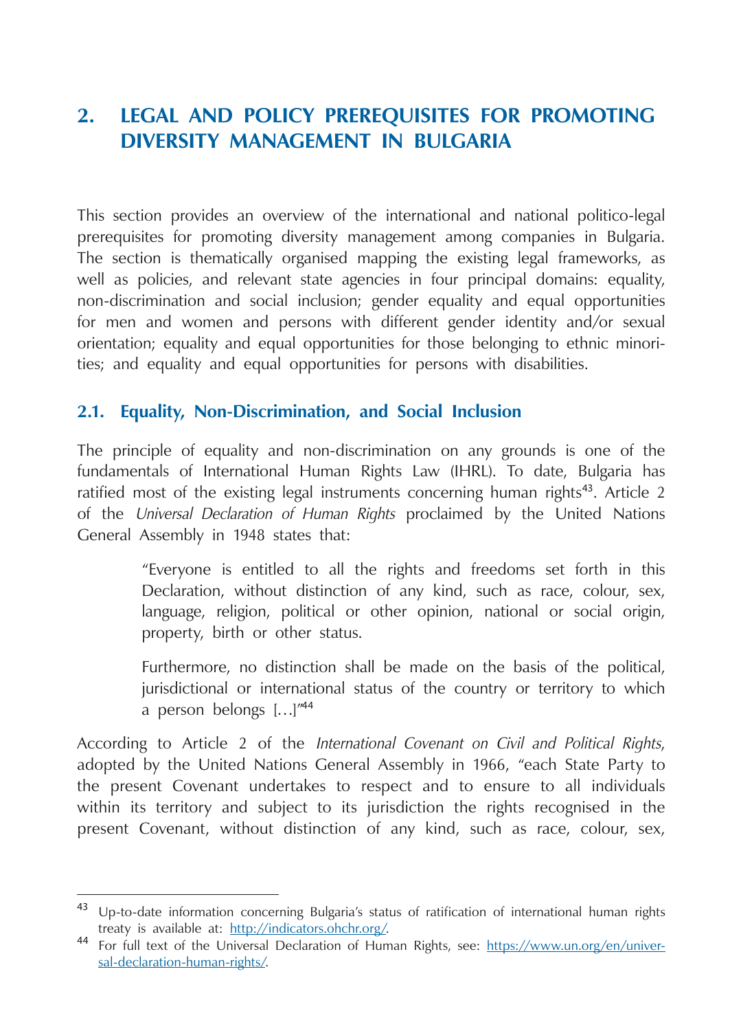## 2. LEGAL AND POLICY PREREQUISITES FOR PROMOTING DIVERSITY MANAGEMENT IN BULGARIA

This section provides an overview of the international and national politico-legal prerequisites for promoting diversity management among companies in Bulgaria. The section is thematically organised mapping the existing legal frameworks, as well as policies, and relevant state agencies in four principal domains: equality, non-discrimination and social inclusion; gender equality and equal opportunities for men and women and persons with different gender identity and/or sexual orientation; equality and equal opportunities for those belonging to ethnic minorities; and equality and equal opportunities for persons with disabilities.

### 2.1. Equality, Non-Discrimination, and Social Inclusion

The principle of equality and non-discrimination on any grounds is one of the fundamentals of International Human Rights Law (IHRL). To date, Bulgaria has ratified most of the existing legal instruments concerning human rights[43]. Article 2 of the *Universal Declaration of Human Rights* proclaimed by the United Nations General Assembly in 1948 states that:

> "Everyone is entitled to all the rights and freedoms set forth in this Declaration, without distinction of any kind, such as race, colour, sex, language, religion, political or other opinion, national or social origin, property, birth or other status.
>
> Furthermore, no distinction shall be made on the basis of the political, jurisdictional or international status of the country or territory to which a person belongs […]"[44]

According to Article 2 of the *International Covenant on Civil and Political Rights*, adopted by the United Nations General Assembly in 1966, "each State Party to the present Covenant undertakes to respect and to ensure to all individuals within its territory and subject to its jurisdiction the rights recognised in the present Covenant, without distinction of any kind, such as race, colour, sex,

---

[43] Up-to-date information concerning Bulgaria's status of ratification of international human rights treaty is available at: http://indicators.ohchr.org/.

[44] For full text of the Universal Declaration of Human Rights, see: https://www.un.org/en/universal-declaration-human-rights/.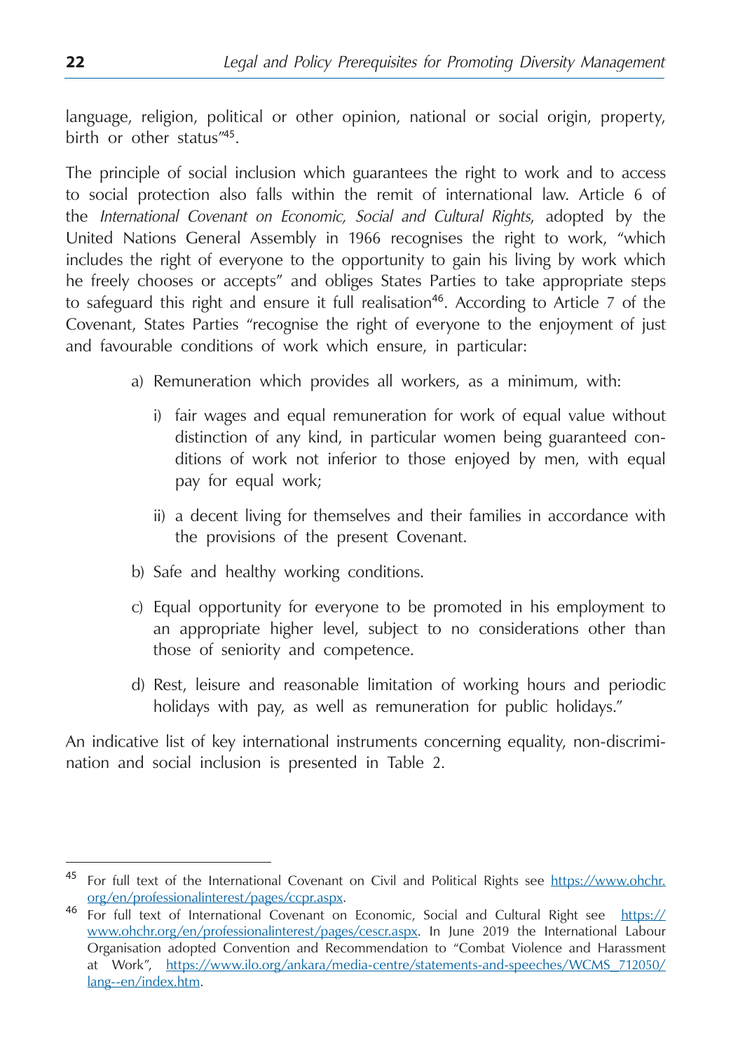language, religion, political or other opinion, national or social origin, property, birth or other status"[45].

The principle of social inclusion which guarantees the right to work and to access to social protection also falls within the remit of international law. Article 6 of the *International Covenant on Economic, Social and Cultural Rights*, adopted by the United Nations General Assembly in 1966 recognises the right to work, "which includes the right of everyone to the opportunity to gain his living by work which he freely chooses or accepts" and obliges States Parties to take appropriate steps to safeguard this right and ensure it full realisation[46]. According to Article 7 of the Covenant, States Parties "recognise the right of everyone to the enjoyment of just and favourable conditions of work which ensure, in particular:

a) Remuneration which provides all workers, as a minimum, with:

   i) fair wages and equal remuneration for work of equal value without distinction of any kind, in particular women being guaranteed conditions of work not inferior to those enjoyed by men, with equal pay for equal work;

   ii) a decent living for themselves and their families in accordance with the provisions of the present Covenant.

b) Safe and healthy working conditions.

c) Equal opportunity for everyone to be promoted in his employment to an appropriate higher level, subject to no considerations other than those of seniority and competence.

d) Rest, leisure and reasonable limitation of working hours and periodic holidays with pay, as well as remuneration for public holidays."

An indicative list of key international instruments concerning equality, non-discrimination and social inclusion is presented in Table 2.

---

[45] For full text of the International Covenant on Civil and Political Rights see https://www.ohchr.org/en/professionalinterest/pages/ccpr.aspx.

[46] For full text of International Covenant on Economic, Social and Cultural Right see https://www.ohchr.org/en/professionalinterest/pages/cescr.aspx. In June 2019 the International Labour Organisation adopted Convention and Recommendation to "Combat Violence and Harassment at Work", https://www.ilo.org/ankara/media-centre/statements-and-speeches/WCMS_712050/lang--en/index.htm.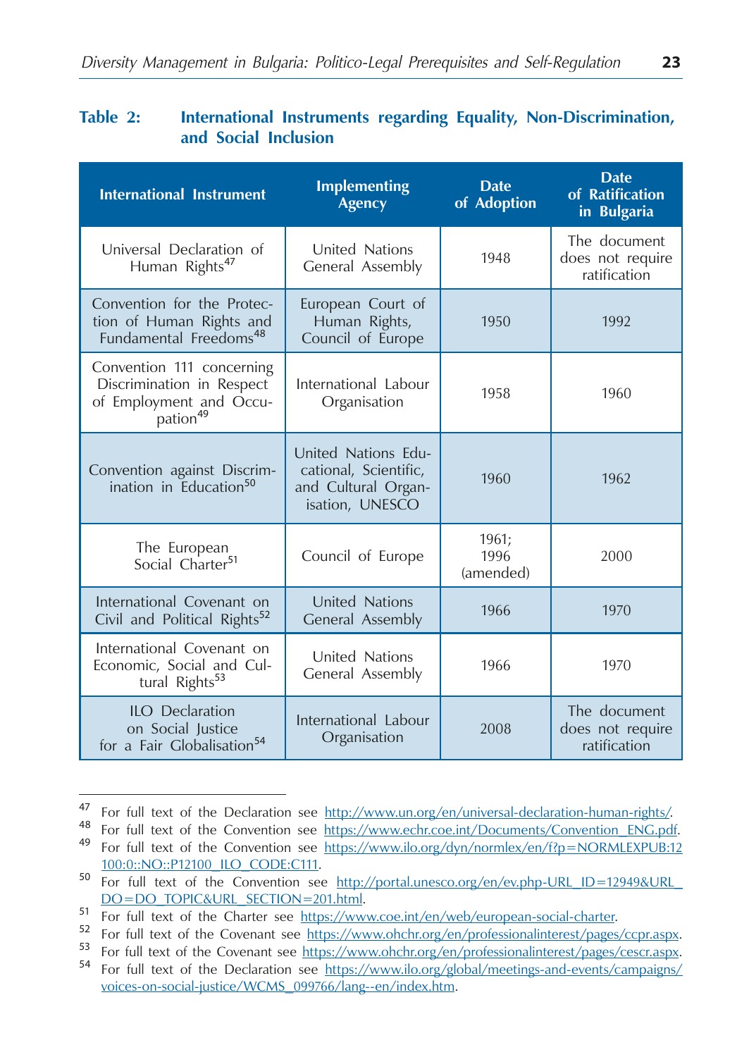**Table 2: International Instruments regarding Equality, Non-Discrimination, and Social Inclusion**

| International Instrument | Implementing Agency | Date of Adoption | Date of Ratification in Bulgaria |
|---|---|---|---|
| Universal Declaration of Human Rights[47] | United Nations General Assembly | 1948 | The document does not require ratification |
| Convention for the Protection of Human Rights and Fundamental Freedoms[48] | European Court of Human Rights, Council of Europe | 1950 | 1992 |
| Convention 111 concerning Discrimination in Respect of Employment and Occupation[49] | International Labour Organisation | 1958 | 1960 |
| Convention against Discrimination in Education[50] | United Nations Educational, Scientific, and Cultural Organisation, UNESCO | 1960 | 1962 |
| The European Social Charter[51] | Council of Europe | 1961; 1996 (amended) | 2000 |
| International Covenant on Civil and Political Rights[52] | United Nations General Assembly | 1966 | 1970 |
| International Covenant on Economic, Social and Cultural Rights[53] | United Nations General Assembly | 1966 | 1970 |
| ILO Declaration on Social Justice for a Fair Globalisation[54] | International Labour Organisation | 2008 | The document does not require ratification |

---

47 For full text of the Declaration see http://www.un.org/en/universal-declaration-human-rights/.

48 For full text of the Convention see https://www.echr.coe.int/Documents/Convention_ENG.pdf.

49 For full text of the Convention see https://www.ilo.org/dyn/normlex/en/f?p=NORMLEXPUB:12100:0::NO::P12100_ILO_CODE:C111.

50 For full text of the Convention see http://portal.unesco.org/en/ev.php-URL_ID=12949&URL_DO=DO_TOPIC&URL_SECTION=201.html.

51 For full text of the Charter see https://www.coe.int/en/web/european-social-charter.

52 For full text of the Covenant see https://www.ohchr.org/en/professionalinterest/pages/ccpr.aspx.

53 For full text of the Covenant see https://www.ohchr.org/en/professionalinterest/pages/cescr.aspx.

54 For full text of the Declaration see https://www.ilo.org/global/meetings-and-events/campaigns/voices-on-social-justice/WCMS_099766/lang--en/index.htm.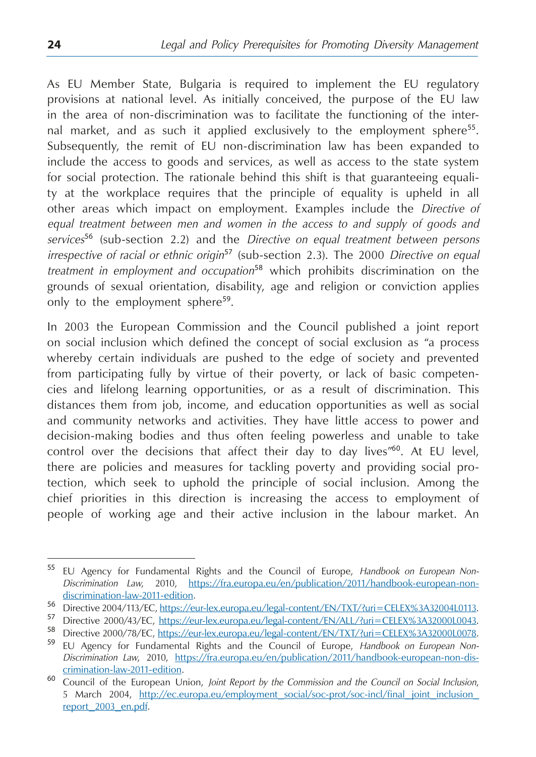As EU Member State, Bulgaria is required to implement the EU regulatory provisions at national level. As initially conceived, the purpose of the EU law in the area of non-discrimination was to facilitate the functioning of the internal market, and as such it applied exclusively to the employment sphere[55]. Subsequently, the remit of EU non-discrimination law has been expanded to include the access to goods and services, as well as access to the state system for social protection. The rationale behind this shift is that guaranteeing equality at the workplace requires that the principle of equality is upheld in all other areas which impact on employment. Examples include the *Directive of equal treatment between men and women in the access to and supply of goods and services*[56] (sub-section 2.2) and the *Directive on equal treatment between persons irrespective of racial or ethnic origin*[57] (sub-section 2.3). The 2000 *Directive on equal treatment in employment and occupation*[58] which prohibits discrimination on the grounds of sexual orientation, disability, age and religion or conviction applies only to the employment sphere[59].

In 2003 the European Commission and the Council published a joint report on social inclusion which defined the concept of social exclusion as "a process whereby certain individuals are pushed to the edge of society and prevented from participating fully by virtue of their poverty, or lack of basic competencies and lifelong learning opportunities, or as a result of discrimination. This distances them from job, income, and education opportunities as well as social and community networks and activities. They have little access to power and decision-making bodies and thus often feeling powerless and unable to take control over the decisions that affect their day to day lives"[60]. At EU level, there are policies and measures for tackling poverty and providing social protection, which seek to uphold the principle of social inclusion. Among the chief priorities in this direction is increasing the access to employment of people of working age and their active inclusion in the labour market. An

---

[55] EU Agency for Fundamental Rights and the Council of Europe, *Handbook on European Non-Discrimination Law*, 2010, https://fra.europa.eu/en/publication/2011/handbook-european-non-discrimination-law-2011-edition.

[56] Directive 2004/113/EC, https://eur-lex.europa.eu/legal-content/EN/TXT/?uri=CELEX%3A32004L0113.

[57] Directive 2000/43/EC, https://eur-lex.europa.eu/legal-content/EN/ALL/?uri=CELEX%3A32000L0043.

[58] Directive 2000/78/EC, https://eur-lex.europa.eu/legal-content/EN/TXT/?uri=CELEX%3A32000L0078.

[59] EU Agency for Fundamental Rights and the Council of Europe, *Handbook on European Non-Discrimination Law*, 2010, https://fra.europa.eu/en/publication/2011/handbook-european-non-discrimination-law-2011-edition.

[60] Council of the European Union, *Joint Report by the Commission and the Council on Social Inclusion*, 5 March 2004, http://ec.europa.eu/employment_social/soc-prot/soc-incl/final_joint_inclusion_report_2003_en.pdf.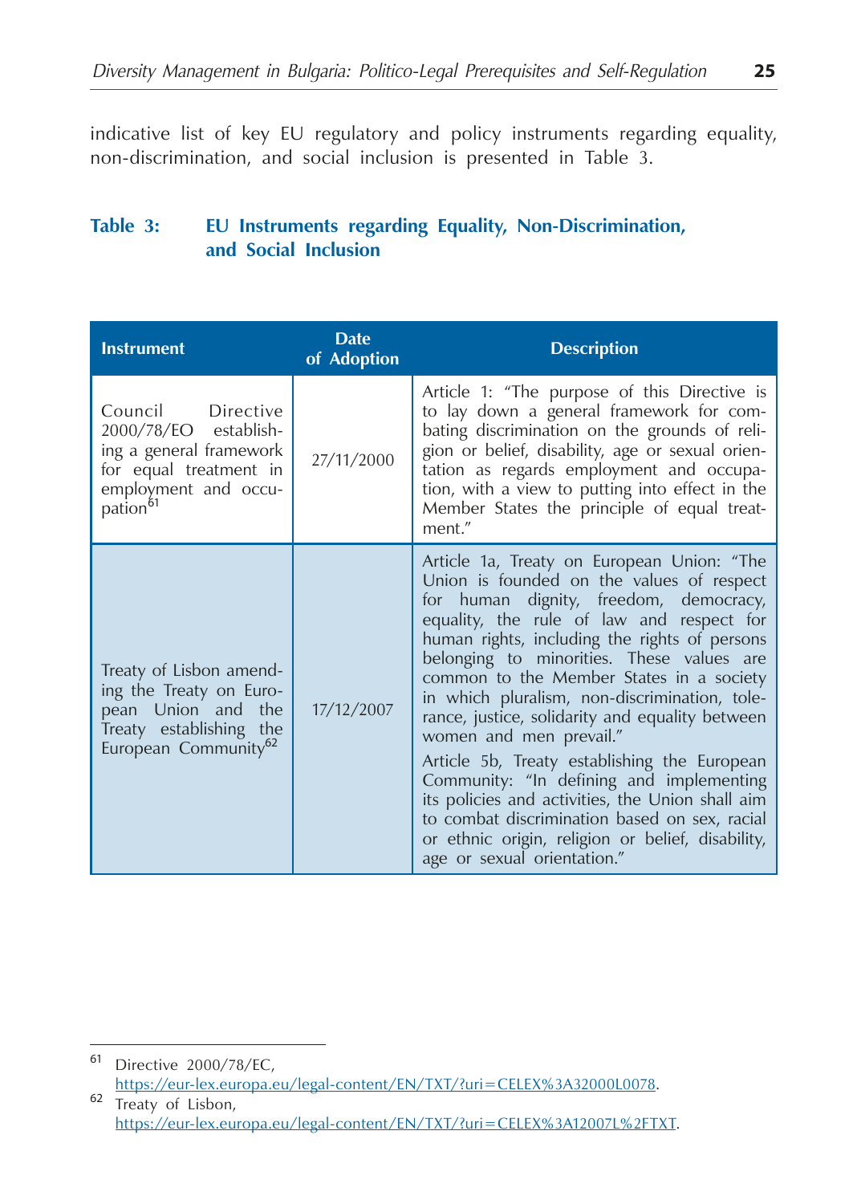indicative list of key EU regulatory and policy instruments regarding equality, non-discrimination, and social inclusion is presented in Table 3.

**Table 3: EU Instruments regarding Equality, Non-Discrimination, and Social Inclusion**

| Instrument | Date of Adoption | Description |
|---|---|---|
| Council Directive 2000/78/EO establishing a general framework for equal treatment in employment and occupation[61] | 27/11/2000 | Article 1: "The purpose of this Directive is to lay down a general framework for combating discrimination on the grounds of religion or belief, disability, age or sexual orientation as regards employment and occupation, with a view to putting into effect in the Member States the principle of equal treatment." |
| Treaty of Lisbon amending the Treaty on European Union and the Treaty establishing the European Community[62] | 17/12/2007 | Article 1a, Treaty on European Union: "The Union is founded on the values of respect for human dignity, freedom, democracy, equality, the rule of law and respect for human rights, including the rights of persons belonging to minorities. These values are common to the Member States in a society in which pluralism, non-discrimination, tolerance, justice, solidarity and equality between women and men prevail." Article 5b, Treaty establishing the European Community: "In defining and implementing its policies and activities, the Union shall aim to combat discrimination based on sex, racial or ethnic origin, religion or belief, disability, age or sexual orientation." |

[61] Directive 2000/78/EC, https://eur-lex.europa.eu/legal-content/EN/TXT/?uri=CELEX%3A32000L0078.

[62] Treaty of Lisbon, https://eur-lex.europa.eu/legal-content/EN/TXT/?uri=CELEX%3A12007L%2FTXT.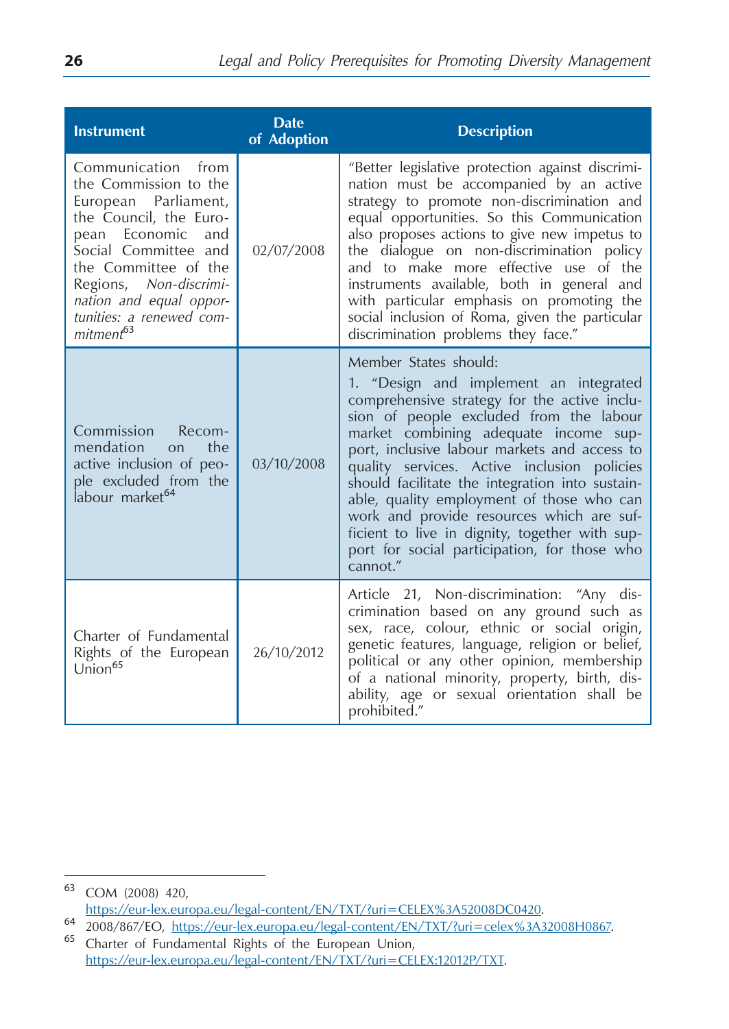| Instrument | Date of Adoption | Description |
|---|---|---|
| Communication from the Commission to the European Parliament, the Council, the European Economic and Social Committee and the Committee of the Regions, *Non-discrimination and equal opportunities: a renewed commitment*[63] | 02/07/2008 | "Better legislative protection against discrimination must be accompanied by an active strategy to promote non-discrimination and equal opportunities. So this Communication also proposes actions to give new impetus to the dialogue on non-discrimination policy and to make more effective use of the instruments available, both in general and with particular emphasis on promoting the social inclusion of Roma, given the particular discrimination problems they face." |
| Commission Recommendation on the active inclusion of people excluded from the labour market[64] | 03/10/2008 | Member States should: 1. "Design and implement an integrated comprehensive strategy for the active inclusion of people excluded from the labour market combining adequate income support, inclusive labour markets and access to quality services. Active inclusion policies should facilitate the integration into sustainable, quality employment of those who can work and provide resources which are sufficient to live in dignity, together with support for social participation, for those who cannot." |
| Charter of Fundamental Rights of the European Union[65] | 26/10/2012 | Article 21, Non-discrimination: "Any discrimination based on any ground such as sex, race, colour, ethnic or social origin, genetic features, language, religion or belief, political or any other opinion, membership of a national minority, property, birth, disability, age or sexual orientation shall be prohibited." |

[63] COM (2008) 420, https://eur-lex.europa.eu/legal-content/EN/TXT/?uri=CELEX%3A52008DC0420.

[64] 2008/867/EO, https://eur-lex.europa.eu/legal-content/EN/TXT/?uri=celex%3A32008H0867.

[65] Charter of Fundamental Rights of the European Union, https://eur-lex.europa.eu/legal-content/EN/TXT/?uri=CELEX:12012P/TXT.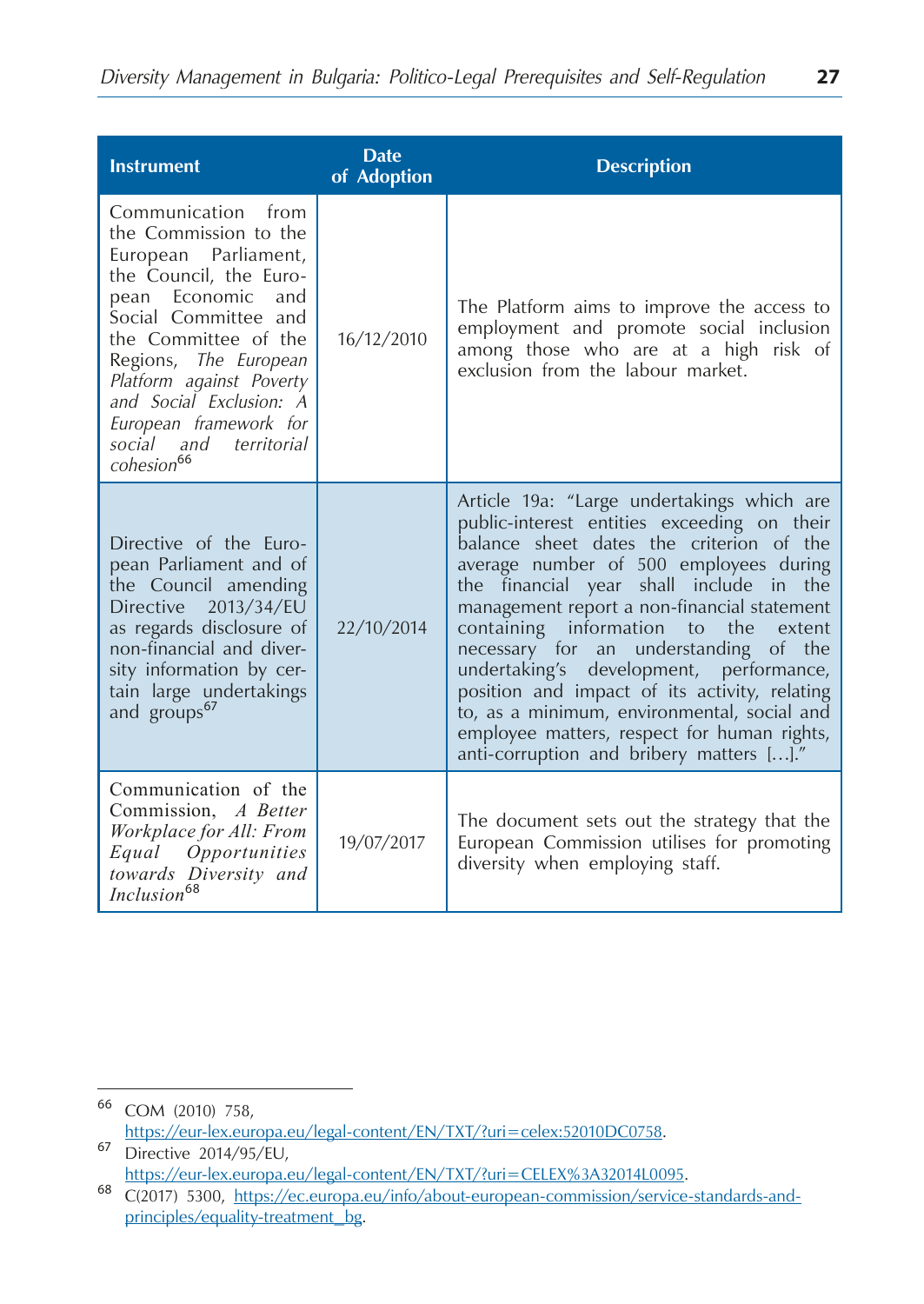| Instrument | Date of Adoption | Description |
|---|---|---|
| Communication from the Commission to the European Parliament, the Council, the European Economic and Social Committee and the Committee of the Regions, *The European Platform against Poverty and Social Exclusion: A European framework for social and territorial cohesion*[66] | 16/12/2010 | The Platform aims to improve the access to employment and promote social inclusion among those who are at a high risk of exclusion from the labour market. |
| Directive of the European Parliament and of the Council amending Directive 2013/34/EU as regards disclosure of non-financial and diversity information by certain large undertakings and groups[67] | 22/10/2014 | Article 19a: "Large undertakings which are public-interest entities exceeding on their balance sheet dates the criterion of the average number of 500 employees during the financial year shall include in the management report a non-financial statement containing information to the extent necessary for an understanding of the undertaking's development, performance, position and impact of its activity, relating to, as a minimum, environmental, social and employee matters, respect for human rights, anti-corruption and bribery matters […]." |
| Communication of the Commission, *A Better Workplace for All: From Equal Opportunities towards Diversity and Inclusion*[68] | 19/07/2017 | The document sets out the strategy that the European Commission utilises for promoting diversity when employing staff. |

[66] COM (2010) 758, https://eur-lex.europa.eu/legal-content/EN/TXT/?uri=celex:52010DC0758.

[67] Directive 2014/95/EU, https://eur-lex.europa.eu/legal-content/EN/TXT/?uri=CELEX%3A32014L0095.

[68] C(2017) 5300, https://ec.europa.eu/info/about-european-commission/service-standards-and-principles/equality-treatment_bg.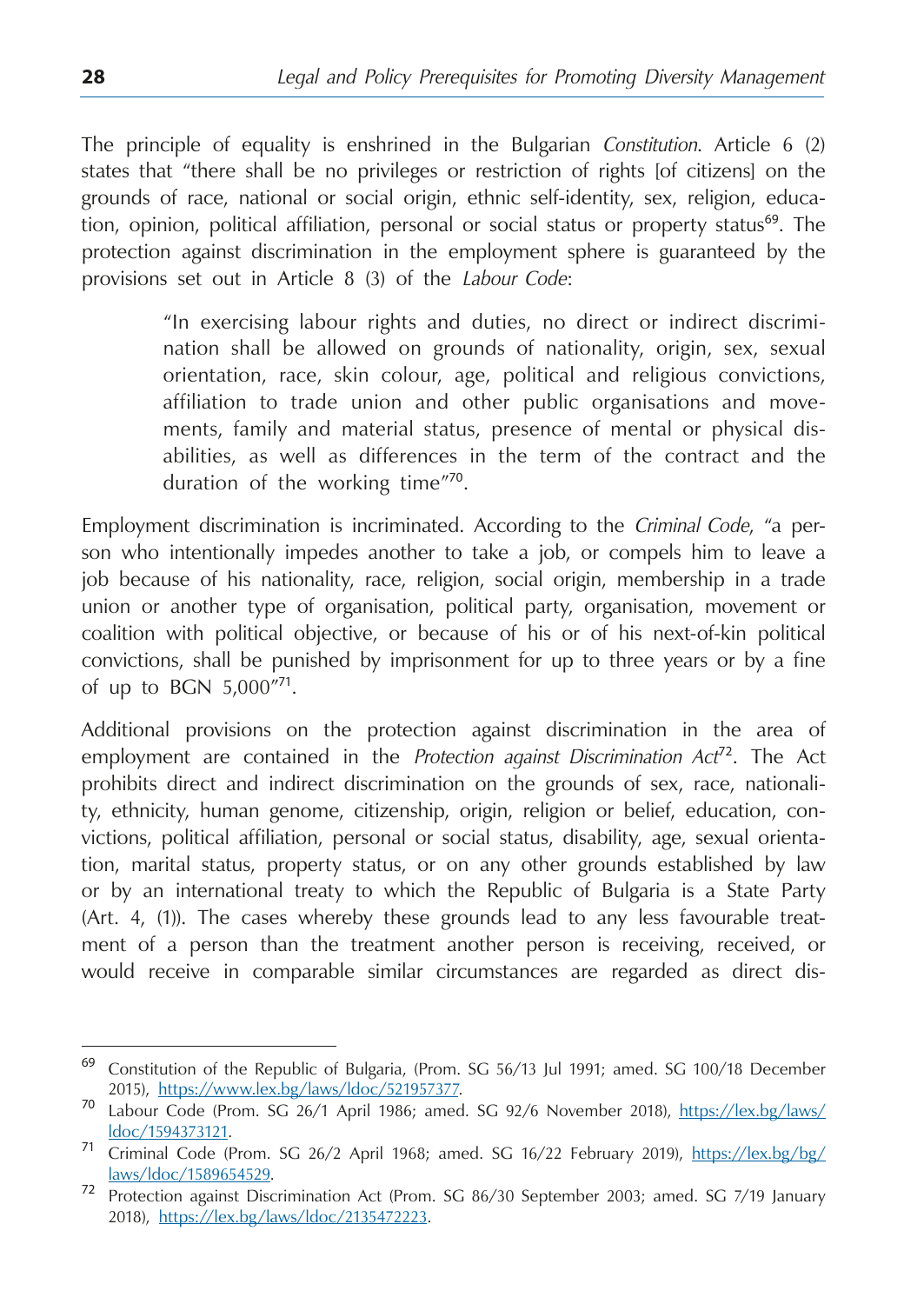The principle of equality is enshrined in the Bulgarian *Constitution*. Article 6 (2) states that "there shall be no privileges or restriction of rights [of citizens] on the grounds of race, national or social origin, ethnic self-identity, sex, religion, education, opinion, political affiliation, personal or social status or property status[69]. The protection against discrimination in the employment sphere is guaranteed by the provisions set out in Article 8 (3) of the *Labour Code*:

> "In exercising labour rights and duties, no direct or indirect discrimination shall be allowed on grounds of nationality, origin, sex, sexual orientation, race, skin colour, age, political and religious convictions, affiliation to trade union and other public organisations and movements, family and material status, presence of mental or physical disabilities, as well as differences in the term of the contract and the duration of the working time"[70].

Employment discrimination is incriminated. According to the *Criminal Code*, "a person who intentionally impedes another to take a job, or compels him to leave a job because of his nationality, race, religion, social origin, membership in a trade union or another type of organisation, political party, organisation, movement or coalition with political objective, or because of his or of his next-of-kin political convictions, shall be punished by imprisonment for up to three years or by a fine of up to BGN 5,000"[71].

Additional provisions on the protection against discrimination in the area of employment are contained in the *Protection against Discrimination Act*[72]. The Act prohibits direct and indirect discrimination on the grounds of sex, race, nationality, ethnicity, human genome, citizenship, origin, religion or belief, education, convictions, political affiliation, personal or social status, disability, age, sexual orientation, marital status, property status, or on any other grounds established by law or by an international treaty to which the Republic of Bulgaria is a State Party (Art. 4, (1)). The cases whereby these grounds lead to any less favourable treatment of a person than the treatment another person is receiving, received, or would receive in comparable similar circumstances are regarded as direct dis-

---

[69] Constitution of the Republic of Bulgaria, (Prom. SG 56/13 Jul 1991; amed. SG 100/18 December 2015), https://www.lex.bg/laws/ldoc/521957377.

[70] Labour Code (Prom. SG 26/1 April 1986; amed. SG 92/6 November 2018), https://lex.bg/laws/ldoc/1594373121.

[71] Criminal Code (Prom. SG 26/2 April 1968; amed. SG 16/22 February 2019), https://lex.bg/bg/laws/ldoc/1589654529.

[72] Protection against Discrimination Act (Prom. SG 86/30 September 2003; amed. SG 7/19 January 2018), https://lex.bg/laws/ldoc/2135472223.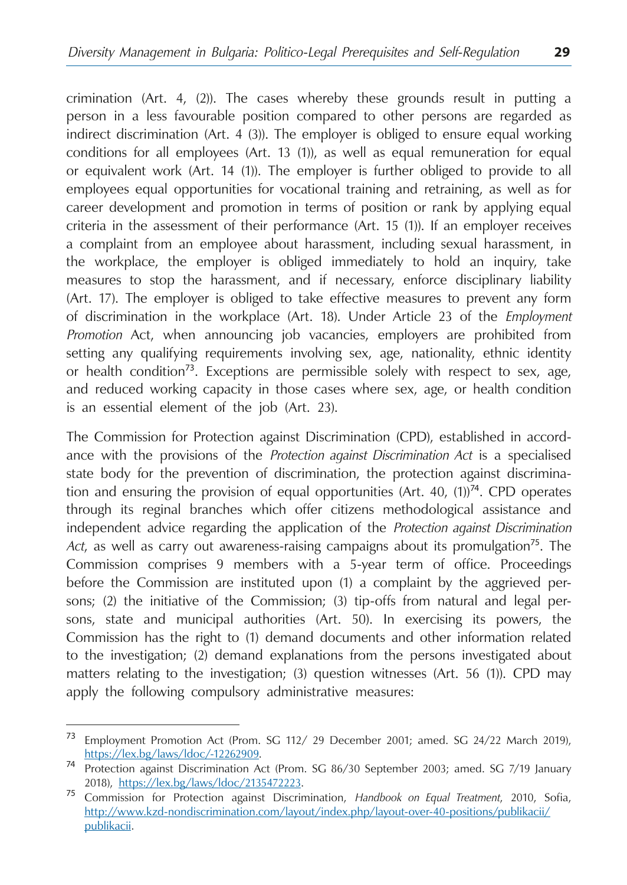crimination (Art. 4, (2)). The cases whereby these grounds result in putting a person in a less favourable position compared to other persons are regarded as indirect discrimination (Art. 4 (3)). The employer is obliged to ensure equal working conditions for all employees (Art. 13 (1)), as well as equal remuneration for equal or equivalent work (Art. 14 (1)). The employer is further obliged to provide to all employees equal opportunities for vocational training and retraining, as well as for career development and promotion in terms of position or rank by applying equal criteria in the assessment of their performance (Art. 15 (1)). If an employer receives a complaint from an employee about harassment, including sexual harassment, in the workplace, the employer is obliged immediately to hold an inquiry, take measures to stop the harassment, and if necessary, enforce disciplinary liability (Art. 17). The employer is obliged to take effective measures to prevent any form of discrimination in the workplace (Art. 18). Under Article 23 of the *Employment Promotion* Act, when announcing job vacancies, employers are prohibited from setting any qualifying requirements involving sex, age, nationality, ethnic identity or health condition[73]. Exceptions are permissible solely with respect to sex, age, and reduced working capacity in those cases where sex, age, or health condition is an essential element of the job (Art. 23).

The Commission for Protection against Discrimination (CPD), established in accordance with the provisions of the *Protection against Discrimination Act* is a specialised state body for the prevention of discrimination, the protection against discrimination and ensuring the provision of equal opportunities (Art. 40, (1))[74]. CPD operates through its reginal branches which offer citizens methodological assistance and independent advice regarding the application of the *Protection against Discrimination Act*, as well as carry out awareness-raising campaigns about its promulgation[75]. The Commission comprises 9 members with a 5-year term of office. Proceedings before the Commission are instituted upon (1) a complaint by the aggrieved persons; (2) the initiative of the Commission; (3) tip-offs from natural and legal persons, state and municipal authorities (Art. 50). In exercising its powers, the Commission has the right to (1) demand documents and other information related to the investigation; (2) demand explanations from the persons investigated about matters relating to the investigation; (3) question witnesses (Art. 56 (1)). CPD may apply the following compulsory administrative measures:

---

[73] Employment Promotion Act (Prom. SG 112/ 29 December 2001; amed. SG 24/22 March 2019), https://lex.bg/laws/ldoc/-12262909.

[74] Protection against Discrimination Act (Prom. SG 86/30 September 2003; amed. SG 7/19 January 2018), https://lex.bg/laws/ldoc/2135472223.

[75] Commission for Protection against Discrimination, *Handbook on Equal Treatment*, 2010, Sofia, http://www.kzd-nondiscrimination.com/layout/index.php/layout-over-40-positions/publikacii/publikacii.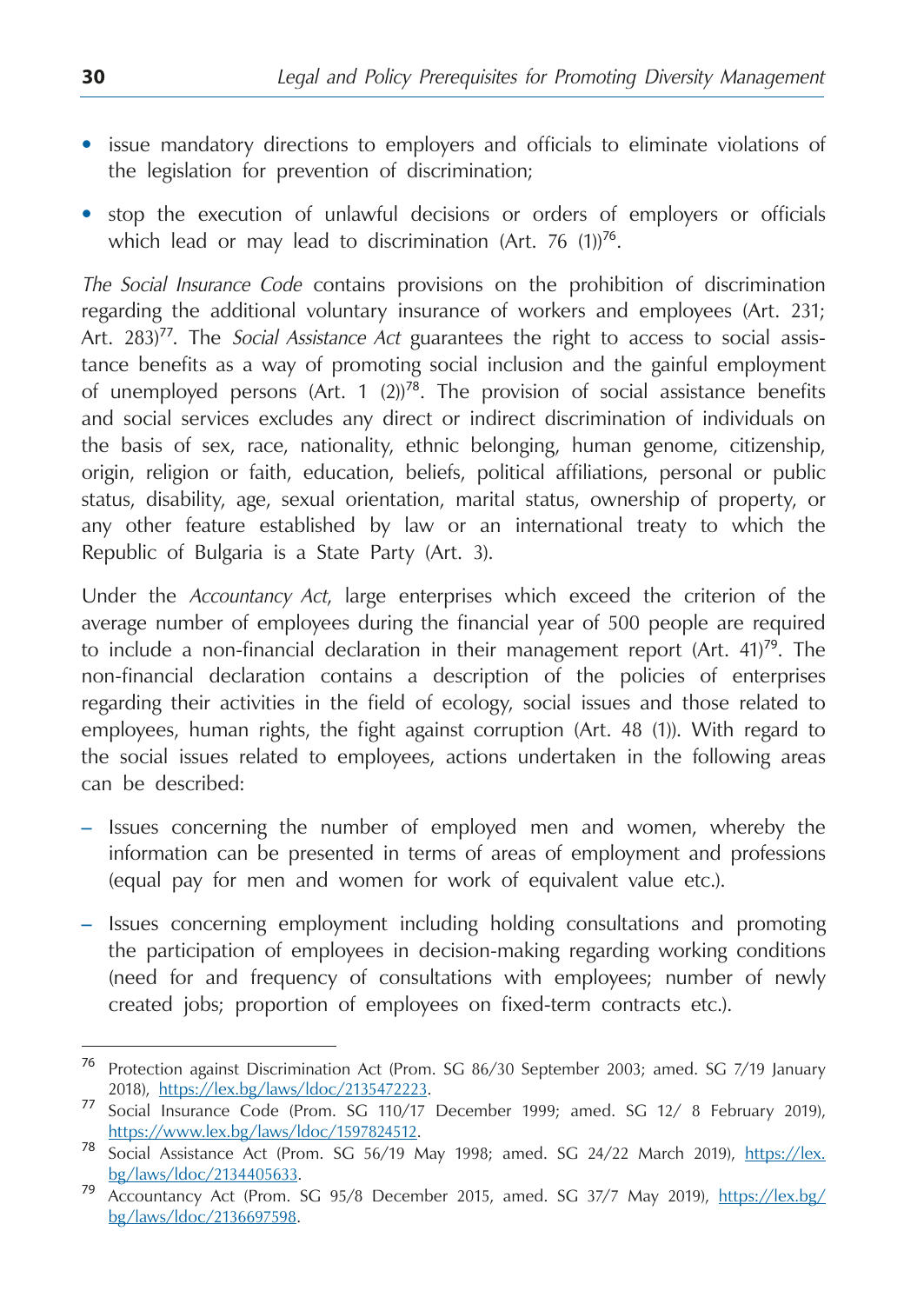- issue mandatory directions to employers and officials to eliminate violations of the legislation for prevention of discrimination;
- stop the execution of unlawful decisions or orders of employers or officials which lead or may lead to discrimination (Art. 76 (1))[76].

*The Social Insurance Code* contains provisions on the prohibition of discrimination regarding the additional voluntary insurance of workers and employees (Art. 231; Art. 283)[77]. The *Social Assistance Act* guarantees the right to access to social assistance benefits as a way of promoting social inclusion and the gainful employment of unemployed persons (Art. 1 (2))[78]. The provision of social assistance benefits and social services excludes any direct or indirect discrimination of individuals on the basis of sex, race, nationality, ethnic belonging, human genome, citizenship, origin, religion or faith, education, beliefs, political affiliations, personal or public status, disability, age, sexual orientation, marital status, ownership of property, or any other feature established by law or an international treaty to which the Republic of Bulgaria is a State Party (Art. 3).

Under the *Accountancy Act*, large enterprises which exceed the criterion of the average number of employees during the financial year of 500 people are required to include a non-financial declaration in their management report (Art. 41)[79]. The non-financial declaration contains a description of the policies of enterprises regarding their activities in the field of ecology, social issues and those related to employees, human rights, the fight against corruption (Art. 48 (1)). With regard to the social issues related to employees, actions undertaken in the following areas can be described:

- Issues concerning the number of employed men and women, whereby the information can be presented in terms of areas of employment and professions (equal pay for men and women for work of equivalent value etc.).
- Issues concerning employment including holding consultations and promoting the participation of employees in decision-making regarding working conditions (need for and frequency of consultations with employees; number of newly created jobs; proportion of employees on fixed-term contracts etc.).

---

[76] Protection against Discrimination Act (Prom. SG 86/30 September 2003; amed. SG 7/19 January 2018), https://lex.bg/laws/ldoc/2135472223.

[77] Social Insurance Code (Prom. SG 110/17 December 1999; amed. SG 12/ 8 February 2019), https://www.lex.bg/laws/ldoc/1597824512.

[78] Social Assistance Act (Prom. SG 56/19 May 1998; amed. SG 24/22 March 2019), https://lex.bg/laws/ldoc/2134405633.

[79] Accountancy Act (Prom. SG 95/8 December 2015, amed. SG 37/7 May 2019), https://lex.bg/bg/laws/ldoc/2136697598.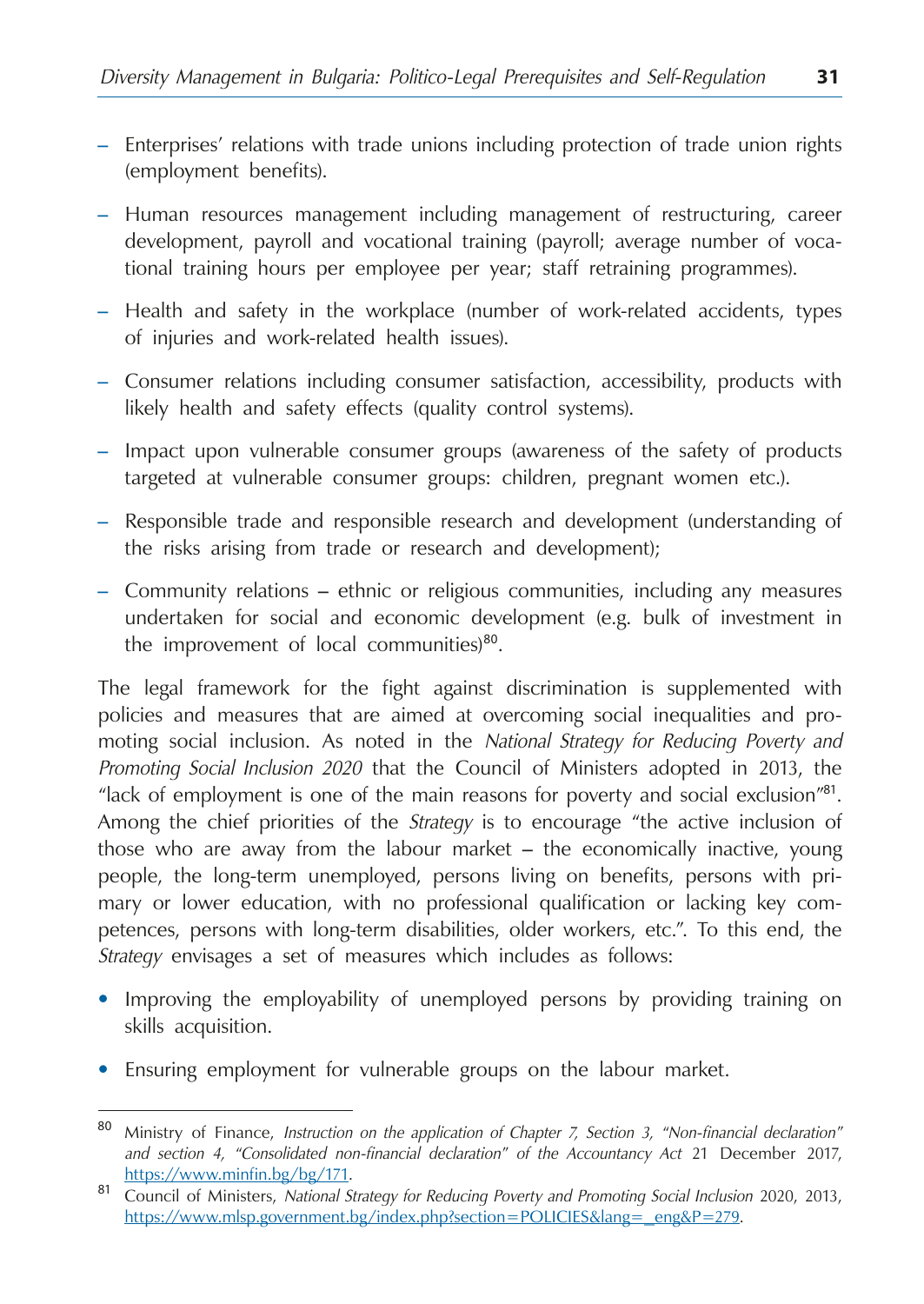- Enterprises' relations with trade unions including protection of trade union rights (employment benefits).
- Human resources management including management of restructuring, career development, payroll and vocational training (payroll; average number of vocational training hours per employee per year; staff retraining programmes).
- Health and safety in the workplace (number of work-related accidents, types of injuries and work-related health issues).
- Consumer relations including consumer satisfaction, accessibility, products with likely health and safety effects (quality control systems).
- Impact upon vulnerable consumer groups (awareness of the safety of products targeted at vulnerable consumer groups: children, pregnant women etc.).
- Responsible trade and responsible research and development (understanding of the risks arising from trade or research and development);
- Community relations – ethnic or religious communities, including any measures undertaken for social and economic development (e.g. bulk of investment in the improvement of local communities)[80].

The legal framework for the fight against discrimination is supplemented with policies and measures that are aimed at overcoming social inequalities and promoting social inclusion. As noted in the *National Strategy for Reducing Poverty and Promoting Social Inclusion 2020* that the Council of Ministers adopted in 2013, the "lack of employment is one of the main reasons for poverty and social exclusion"[81]. Among the chief priorities of the *Strategy* is to encourage "the active inclusion of those who are away from the labour market – the economically inactive, young people, the long-term unemployed, persons living on benefits, persons with primary or lower education, with no professional qualification or lacking key competences, persons with long-term disabilities, older workers, etc.". To this end, the *Strategy* envisages a set of measures which includes as follows:

- Improving the employability of unemployed persons by providing training on skills acquisition.
- Ensuring employment for vulnerable groups on the labour market.

---

[80] Ministry of Finance, *Instruction on the application of Chapter 7, Section 3, "Non-financial declaration" and section 4, "Consolidated non-financial declaration" of the Accountancy Act* 21 December 2017, https://www.minfin.bg/bg/171.

[81] Council of Ministers, *National Strategy for Reducing Poverty and Promoting Social Inclusion* 2020, 2013, https://www.mlsp.government.bg/index.php?section=POLICIES&lang=_eng&P=279.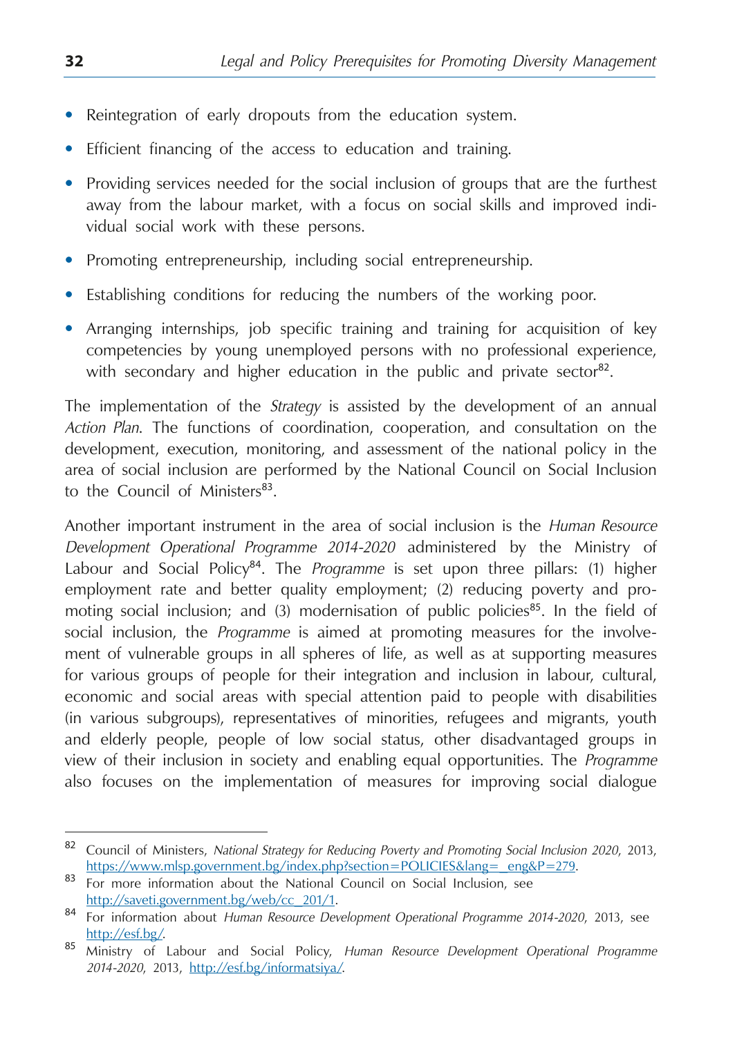- Reintegration of early dropouts from the education system.
- Efficient financing of the access to education and training.
- Providing services needed for the social inclusion of groups that are the furthest away from the labour market, with a focus on social skills and improved individual social work with these persons.
- Promoting entrepreneurship, including social entrepreneurship.
- Establishing conditions for reducing the numbers of the working poor.
- Arranging internships, job specific training and training for acquisition of key competencies by young unemployed persons with no professional experience, with secondary and higher education in the public and private sector[82].

The implementation of the *Strategy* is assisted by the development of an annual *Action Plan*. The functions of coordination, cooperation, and consultation on the development, execution, monitoring, and assessment of the national policy in the area of social inclusion are performed by the National Council on Social Inclusion to the Council of Ministers[83].

Another important instrument in the area of social inclusion is the *Human Resource Development Operational Programme 2014-2020* administered by the Ministry of Labour and Social Policy[84]. The *Programme* is set upon three pillars: (1) higher employment rate and better quality employment; (2) reducing poverty and promoting social inclusion; and (3) modernisation of public policies[85]. In the field of social inclusion, the *Programme* is aimed at promoting measures for the involvement of vulnerable groups in all spheres of life, as well as at supporting measures for various groups of people for their integration and inclusion in labour, cultural, economic and social areas with special attention paid to people with disabilities (in various subgroups), representatives of minorities, refugees and migrants, youth and elderly people, people of low social status, other disadvantaged groups in view of their inclusion in society and enabling equal opportunities. The *Programme* also focuses on the implementation of measures for improving social dialogue

---

[82] Council of Ministers, *National Strategy for Reducing Poverty and Promoting Social Inclusion 2020*, 2013, https://www.mlsp.government.bg/index.php?section=POLICIES&lang=_eng&P=279.

[83] For more information about the National Council on Social Inclusion, see http://saveti.government.bg/web/cc_201/1.

[84] For information about *Human Resource Development Operational Programme 2014-2020*, 2013, see http://esf.bg/.

[85] Ministry of Labour and Social Policy, *Human Resource Development Operational Programme 2014-2020*, 2013, http://esf.bg/informatsiya/.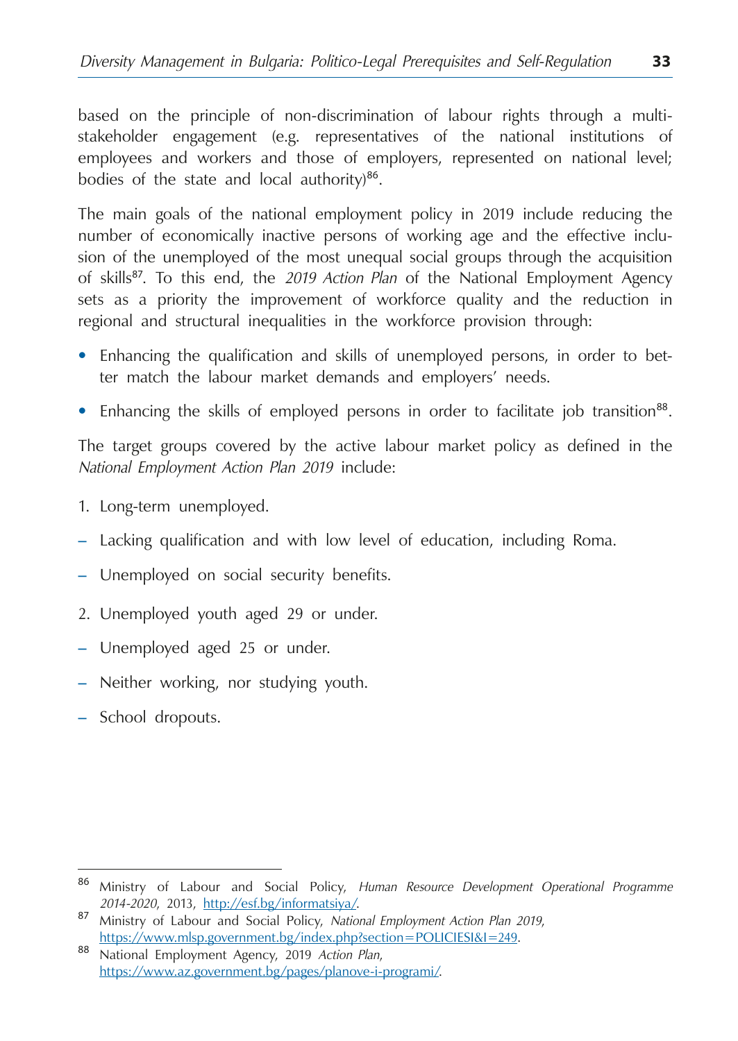based on the principle of non-discrimination of labour rights through a multi-stakeholder engagement (e.g. representatives of the national institutions of employees and workers and those of employers, represented on national level; bodies of the state and local authority)[86].

The main goals of the national employment policy in 2019 include reducing the number of economically inactive persons of working age and the effective inclusion of the unemployed of the most unequal social groups through the acquisition of skills[87]. To this end, the *2019 Action Plan* of the National Employment Agency sets as a priority the improvement of workforce quality and the reduction in regional and structural inequalities in the workforce provision through:

- Enhancing the qualification and skills of unemployed persons, in order to better match the labour market demands and employers' needs.
- Enhancing the skills of employed persons in order to facilitate job transition[88].

The target groups covered by the active labour market policy as defined in the *National Employment Action Plan 2019* include:

1. Long-term unemployed.
   - Lacking qualification and with low level of education, including Roma.
   - Unemployed on social security benefits.
2. Unemployed youth aged 29 or under.
   - Unemployed aged 25 or under.
   - Neither working, nor studying youth.
   - School dropouts.

---

[86] Ministry of Labour and Social Policy, *Human Resource Development Operational Programme 2014-2020*, 2013, http://esf.bg/informatsiya/.

[87] Ministry of Labour and Social Policy, *National Employment Action Plan 2019*, https://www.mlsp.government.bg/index.php?section=POLICIESI&I=249.

[88] National Employment Agency, 2019 *Action Plan*, https://www.az.government.bg/pages/planove-i-programi/.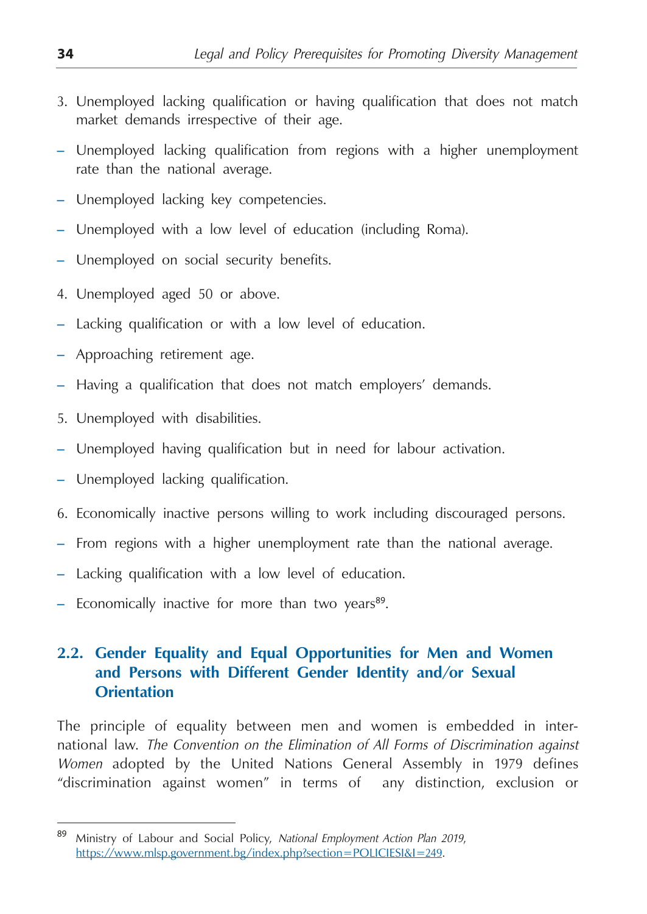3. Unemployed lacking qualification or having qualification that does not match market demands irrespective of their age.

- Unemployed lacking qualification from regions with a higher unemployment rate than the national average.
- Unemployed lacking key competencies.
- Unemployed with a low level of education (including Roma).
- Unemployed on social security benefits.

4. Unemployed aged 50 or above.

- Lacking qualification or with a low level of education.
- Approaching retirement age.
- Having a qualification that does not match employers' demands.

5. Unemployed with disabilities.

- Unemployed having qualification but in need for labour activation.
- Unemployed lacking qualification.

6. Economically inactive persons willing to work including discouraged persons.

- From regions with a higher unemployment rate than the national average.
- Lacking qualification with a low level of education.
- Economically inactive for more than two years[89].

## 2.2. Gender Equality and Equal Opportunities for Men and Women and Persons with Different Gender Identity and/or Sexual Orientation

The principle of equality between men and women is embedded in international law. *The Convention on the Elimination of All Forms of Discrimination against Women* adopted by the United Nations General Assembly in 1979 defines "discrimination against women" in terms of any distinction, exclusion or

---

[89] Ministry of Labour and Social Policy, *National Employment Action Plan 2019*, https://www.mlsp.government.bg/index.php?section=POLICIESI&I=249.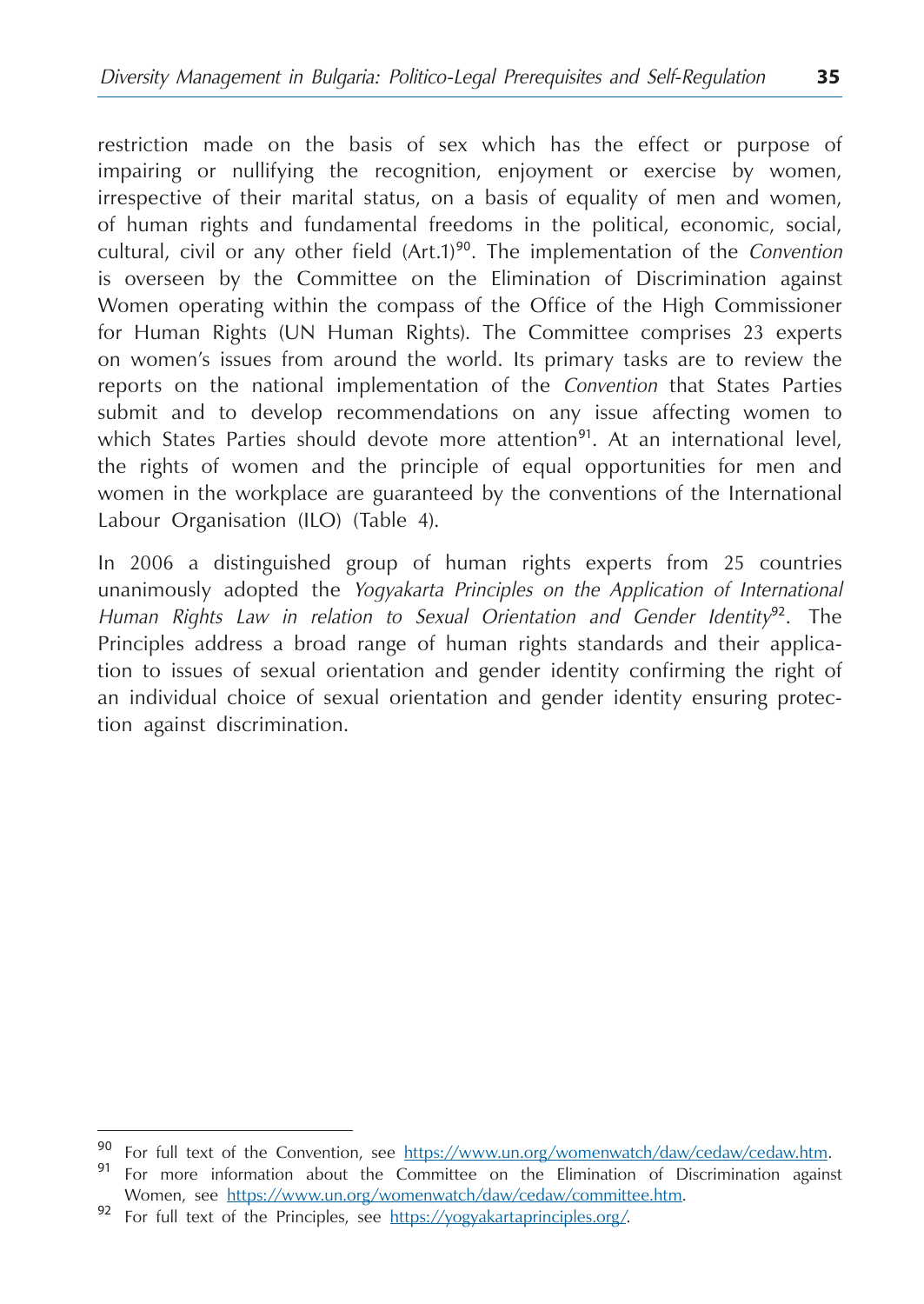restriction made on the basis of sex which has the effect or purpose of impairing or nullifying the recognition, enjoyment or exercise by women, irrespective of their marital status, on a basis of equality of men and women, of human rights and fundamental freedoms in the political, economic, social, cultural, civil or any other field (Art.1)[90]. The implementation of the *Convention* is overseen by the Committee on the Elimination of Discrimination against Women operating within the compass of the Office of the High Commissioner for Human Rights (UN Human Rights). The Committee comprises 23 experts on women's issues from around the world. Its primary tasks are to review the reports on the national implementation of the *Convention* that States Parties submit and to develop recommendations on any issue affecting women to which States Parties should devote more attention[91]. At an international level, the rights of women and the principle of equal opportunities for men and women in the workplace are guaranteed by the conventions of the International Labour Organisation (ILO) (Table 4).

In 2006 a distinguished group of human rights experts from 25 countries unanimously adopted the *Yogyakarta Principles on the Application of International Human Rights Law in relation to Sexual Orientation and Gender Identity*[92]. The Principles address a broad range of human rights standards and their application to issues of sexual orientation and gender identity confirming the right of an individual choice of sexual orientation and gender identity ensuring protection against discrimination.

---

[90] For full text of the Convention, see https://www.un.org/womenwatch/daw/cedaw/cedaw.htm.

[91] For more information about the Committee on the Elimination of Discrimination against Women, see https://www.un.org/womenwatch/daw/cedaw/committee.htm.

[92] For full text of the Principles, see https://yogyakartaprinciples.org/.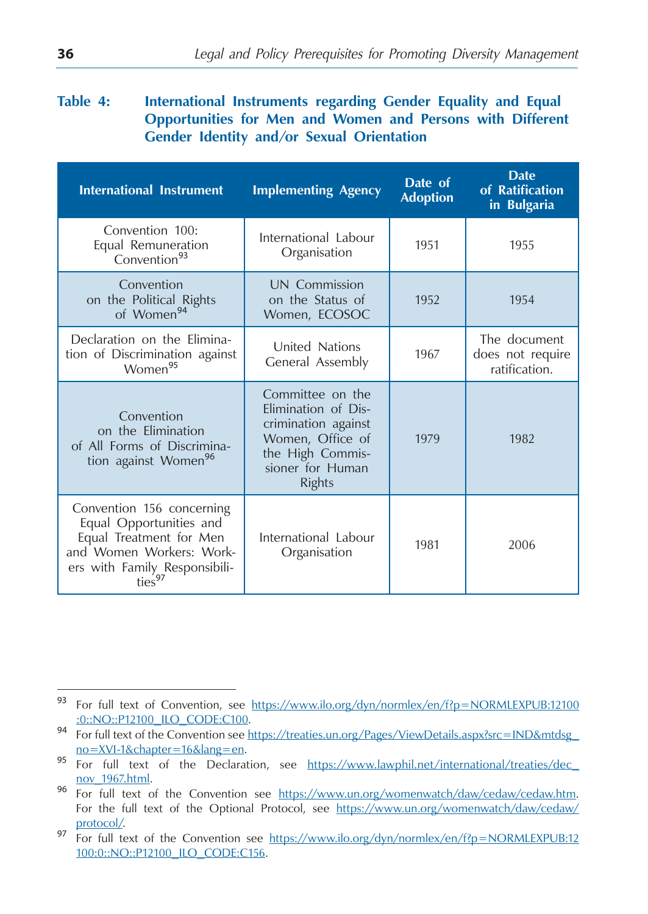**Table 4: International Instruments regarding Gender Equality and Equal Opportunities for Men and Women and Persons with Different Gender Identity and/or Sexual Orientation**

| International Instrument | Implementing Agency | Date of Adoption | Date of Ratification in Bulgaria |
|---|---|---|---|
| Convention 100: Equal Remuneration Convention[93] | International Labour Organisation | 1951 | 1955 |
| Convention on the Political Rights of Women[94] | UN Commission on the Status of Women, ECOSOC | 1952 | 1954 |
| Declaration on the Elimination of Discrimination against Women[95] | United Nations General Assembly | 1967 | The document does not require ratification. |
| Convention on the Elimination of All Forms of Discrimination against Women[96] | Committee on the Elimination of Discrimination against Women, Office of the High Commissioner for Human Rights | 1979 | 1982 |
| Convention 156 concerning Equal Opportunities and Equal Treatment for Men and Women Workers: Workers with Family Responsibilities[97] | International Labour Organisation | 1981 | 2006 |

---

[93] For full text of Convention, see https://www.ilo.org/dyn/normlex/en/f?p=NORMLEXPUB:12100:0::NO::P12100_ILO_CODE:C100.

[94] For full text of the Convention see https://treaties.un.org/Pages/ViewDetails.aspx?src=IND&mtdsg_no=XVI-1&chapter=16&lang=en.

[95] For full text of the Declaration, see https://www.lawphil.net/international/treaties/dec_nov_1967.html.

[96] For full text of the Convention see https://www.un.org/womenwatch/daw/cedaw/cedaw.htm. For the full text of the Optional Protocol, see https://www.un.org/womenwatch/daw/cedaw/protocol/.

[97] For full text of the Convention see https://www.ilo.org/dyn/normlex/en/f?p=NORMLEXPUB:12100:0::NO::P12100_ILO_CODE:C156.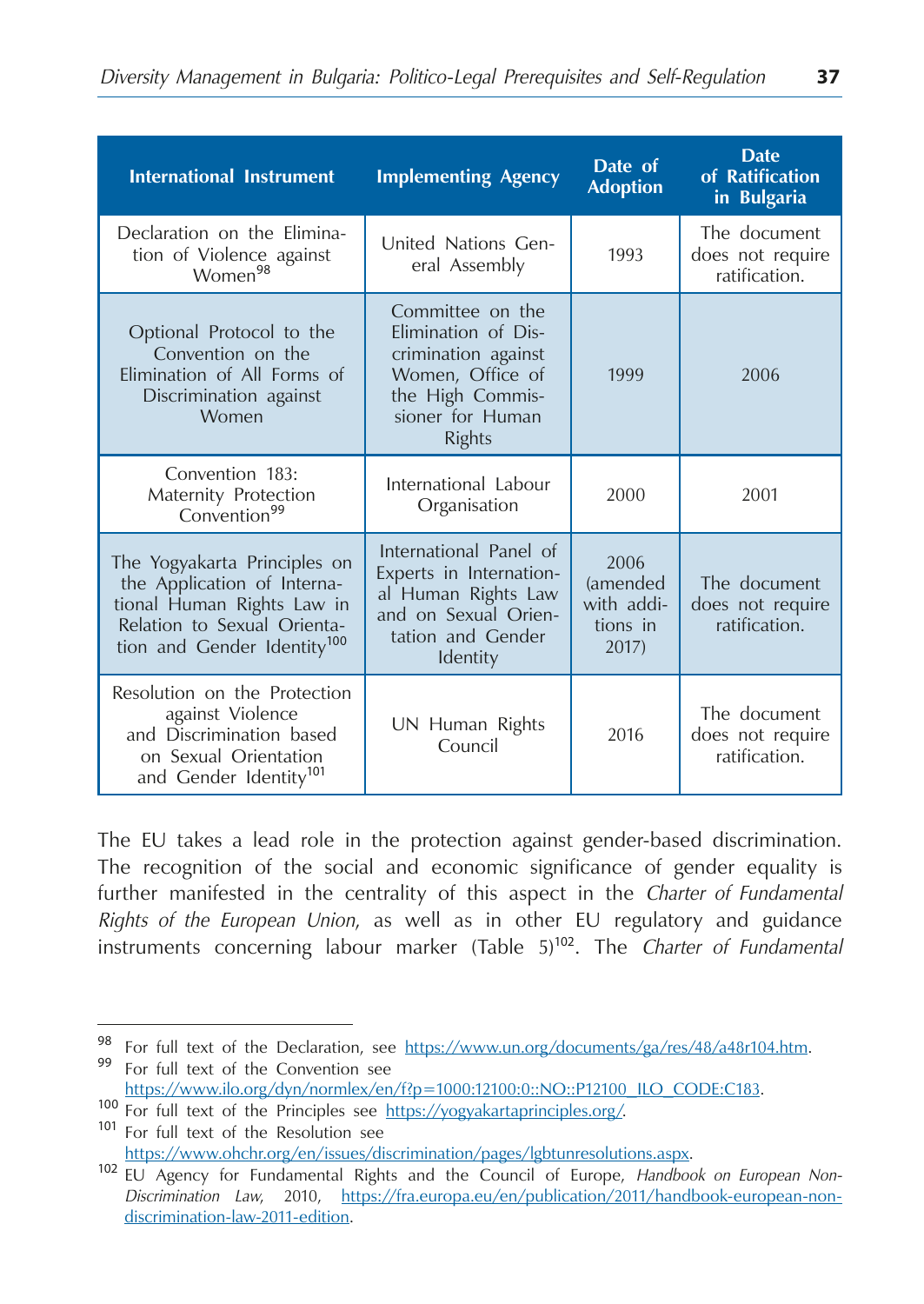| International Instrument | Implementing Agency | Date of Adoption | Date of Ratification in Bulgaria |
|---|---|---|---|
| Declaration on the Elimination of Violence against Women[98] | United Nations General Assembly | 1993 | The document does not require ratification. |
| Optional Protocol to the Convention on the Elimination of All Forms of Discrimination against Women | Committee on the Elimination of Discrimination against Women, Office of the High Commissioner for Human Rights | 1999 | 2006 |
| Convention 183: Maternity Protection Convention[99] | International Labour Organisation | 2000 | 2001 |
| The Yogyakarta Principles on the Application of International Human Rights Law in Relation to Sexual Orientation and Gender Identity[100] | International Panel of Experts in International Human Rights Law and on Sexual Orientation and Gender Identity | 2006 (amended with additions in 2017) | The document does not require ratification. |
| Resolution on the Protection against Violence and Discrimination based on Sexual Orientation and Gender Identity[101] | UN Human Rights Council | 2016 | The document does not require ratification. |

The EU takes a lead role in the protection against gender-based discrimination. The recognition of the social and economic significance of gender equality is further manifested in the centrality of this aspect in the *Charter of Fundamental Rights of the European Union*, as well as in other EU regulatory and guidance instruments concerning labour marker (Table 5)[102]. The *Charter of Fundamental*

---

[98] For full text of the Declaration, see https://www.un.org/documents/ga/res/48/a48r104.htm.

[99] For full text of the Convention see https://www.ilo.org/dyn/normlex/en/f?p=1000:12100:0::NO::P12100_ILO_CODE:C183.

[100] For full text of the Principles see https://yogyakartaprinciples.org/.

[101] For full text of the Resolution see https://www.ohchr.org/en/issues/discrimination/pages/lgbtunresolutions.aspx.

[102] EU Agency for Fundamental Rights and the Council of Europe, *Handbook on European Non-Discrimination Law*, 2010, https://fra.europa.eu/en/publication/2011/handbook-european-non-discrimination-law-2011-edition.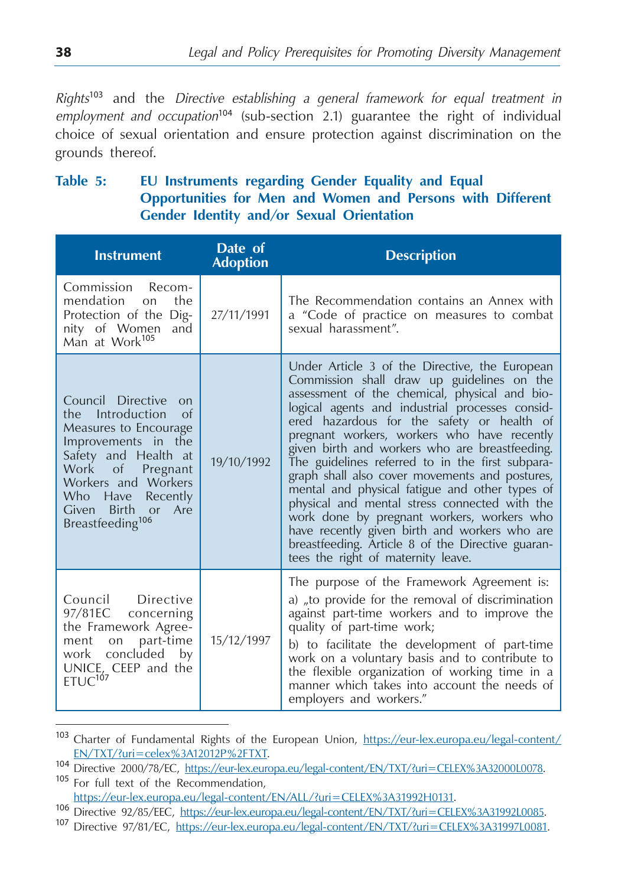*Rights*[103] and the *Directive establishing a general framework for equal treatment in employment and occupation*[104] (sub-section 2.1) guarantee the right of individual choice of sexual orientation and ensure protection against discrimination on the grounds thereof.

**Table 5: EU Instruments regarding Gender Equality and Equal Opportunities for Men and Women and Persons with Different Gender Identity and/or Sexual Orientation**

| Instrument | Date of Adoption | Description |
|---|---|---|
| Commission Recommendation on the Protection of the Dignity of Women and Man at Work[105] | 27/11/1991 | The Recommendation contains an Annex with a "Code of practice on measures to combat sexual harassment". |
| Council Directive on the Introduction of Measures to Encourage Improvements in the Safety and Health at Work of Pregnant Workers and Workers Who Have Recently Given Birth or Are Breastfeeding[106] | 19/10/1992 | Under Article 3 of the Directive, the European Commission shall draw up guidelines on the assessment of the chemical, physical and biological agents and industrial processes considered hazardous for the safety or health of pregnant workers, workers who have recently given birth and workers who are breastfeeding. The guidelines referred to in the first subparagraph shall also cover movements and postures, mental and physical fatigue and other types of physical and mental stress connected with the work done by pregnant workers, workers who have recently given birth and workers who are breastfeeding. Article 8 of the Directive guarantees the right of maternity leave. |
| Council Directive 97/81EC concerning the Framework Agreement on part-time work concluded by UNICE, CEEP and the ETUC[107] | 15/12/1997 | The purpose of the Framework Agreement is:<br>a) „to provide for the removal of discrimination against part-time workers and to improve the quality of part-time work;<br>b) to facilitate the development of part-time work on a voluntary basis and to contribute to the flexible organization of working time in a manner which takes into account the needs of employers and workers." |

[103] Charter of Fundamental Rights of the European Union, https://eur-lex.europa.eu/legal-content/EN/TXT/?uri=celex%3A12012P%2FTXT.

[104] Directive 2000/78/EC, https://eur-lex.europa.eu/legal-content/EN/TXT/?uri=CELEX%3A32000L0078.

[105] For full text of the Recommendation, https://eur-lex.europa.eu/legal-content/EN/ALL/?uri=CELEX%3A31992H0131.

[106] Directive 92/85/EEC, https://eur-lex.europa.eu/legal-content/EN/TXT/?uri=CELEX%3A31992L0085.

[107] Directive 97/81/EC, https://eur-lex.europa.eu/legal-content/EN/TXT/?uri=CELEX%3A31997L0081.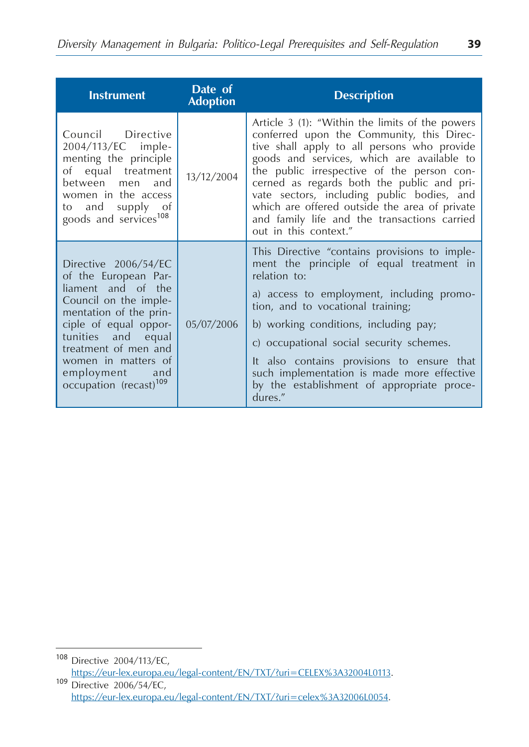| Instrument | Date of Adoption | Description |
|---|---|---|
| Council Directive 2004/113/EC implementing the principle of equal treatment between men and women in the access to and supply of goods and services[108] | 13/12/2004 | Article 3 (1): "Within the limits of the powers conferred upon the Community, this Directive shall apply to all persons who provide goods and services, which are available to the public irrespective of the person concerned as regards both the public and private sectors, including public bodies, and which are offered outside the area of private and family life and the transactions carried out in this context." |
| Directive 2006/54/EC of the European Parliament and of the Council on the implementation of the principle of equal opportunities and equal treatment of men and women in matters of employment and occupation (recast)[109] | 05/07/2006 | This Directive "contains provisions to implement the principle of equal treatment in relation to: a) access to employment, including promotion, and to vocational training; b) working conditions, including pay; c) occupational social security schemes. It also contains provisions to ensure that such implementation is made more effective by the establishment of appropriate procedures." |

[108] Directive 2004/113/EC, https://eur-lex.europa.eu/legal-content/EN/TXT/?uri=CELEX%3A32004L0113.

[109] Directive 2006/54/EC, https://eur-lex.europa.eu/legal-content/EN/TXT/?uri=celex%3A32006L0054.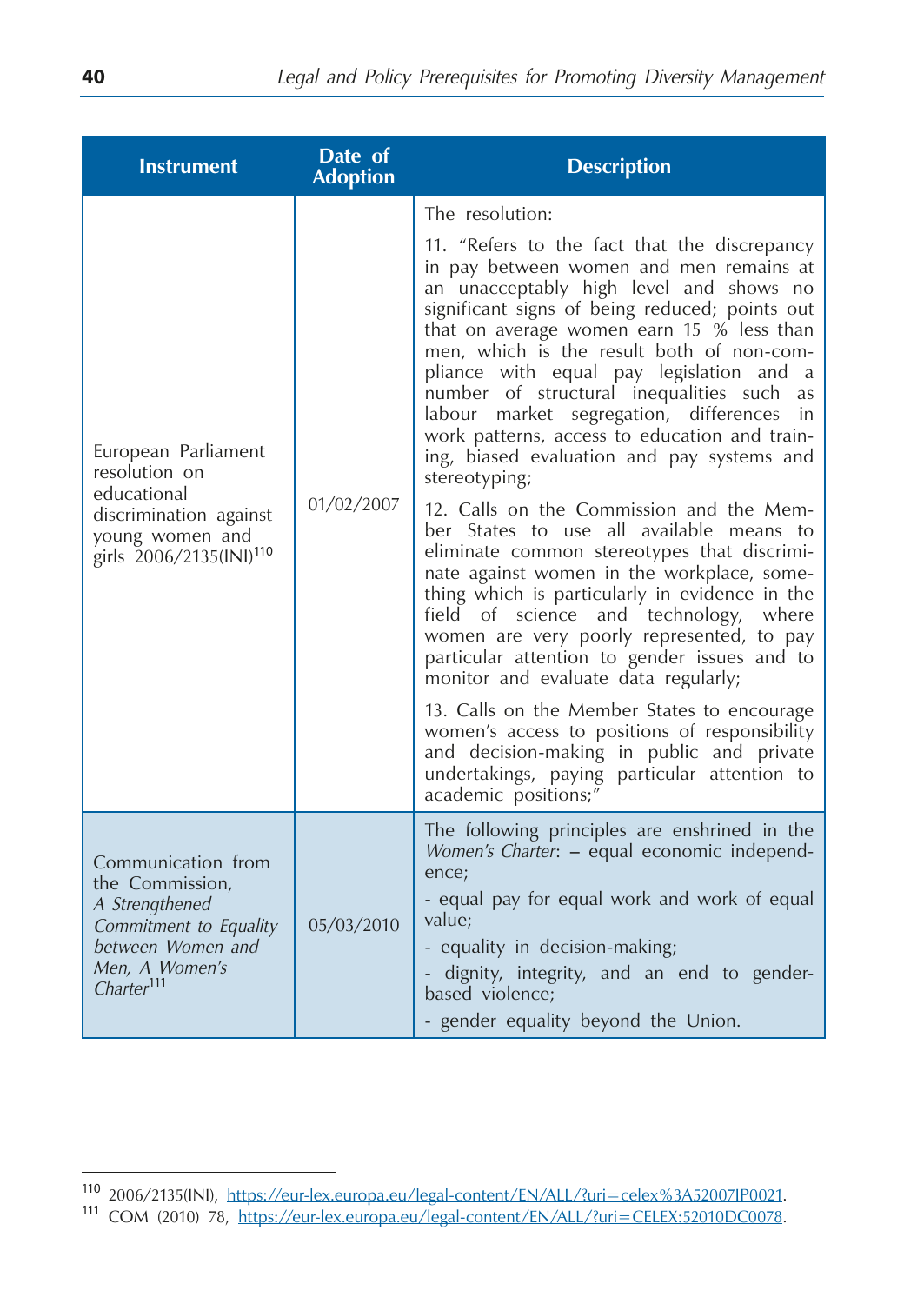| Instrument | Date of Adoption | Description |
|---|---|---|
| European Parliament resolution on educational discrimination against young women and girls 2006/2135(INI)[110] | 01/02/2007 | The resolution:<br><br>11. "Refers to the fact that the discrepancy in pay between women and men remains at an unacceptably high level and shows no significant signs of being reduced; points out that on average women earn 15 % less than men, which is the result both of non-compliance with equal pay legislation and a number of structural inequalities such as labour market segregation, differences in work patterns, access to education and training, biased evaluation and pay systems and stereotyping;<br><br>12. Calls on the Commission and the Member States to use all available means to eliminate common stereotypes that discriminate against women in the workplace, something which is particularly in evidence in the field of science and technology, where women are very poorly represented, to pay particular attention to gender issues and to monitor and evaluate data regularly;<br><br>13. Calls on the Member States to encourage women's access to positions of responsibility and decision-making in public and private undertakings, paying particular attention to academic positions;" |
| Communication from the Commission, *A Strengthened Commitment to Equality between Women and Men, A Women's Charter*[111] | 05/03/2010 | The following principles are enshrined in the *Women's Charter*: – equal economic independence;<br><br>- equal pay for equal work and work of equal value;<br><br>- equality in decision-making;<br><br>- dignity, integrity, and an end to gender-based violence;<br><br>- gender equality beyond the Union. |

[110] 2006/2135(INI), https://eur-lex.europa.eu/legal-content/EN/ALL/?uri=celex%3A52007IP0021.

[111] COM (2010) 78, https://eur-lex.europa.eu/legal-content/EN/ALL/?uri=CELEX:52010DC0078.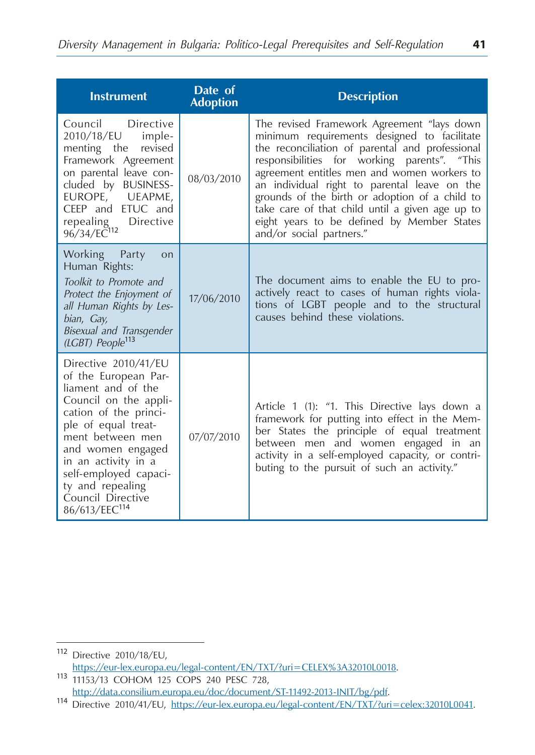| Instrument | Date of Adoption | Description |
|---|---|---|
| Council Directive 2010/18/EU implementing the revised Framework Agreement on parental leave concluded by BUSINESSEUROPE, UEAPME, CEEP and ETUC and repealing Directive 96/34/EC[112] | 08/03/2010 | The revised Framework Agreement "lays down minimum requirements designed to facilitate the reconciliation of parental and professional responsibilities for working parents". "This agreement entitles men and women workers to an individual right to parental leave on the grounds of the birth or adoption of a child to take care of that child until a given age up to eight years to be defined by Member States and/or social partners." |
| Working Party on Human Rights: *Toolkit to Promote and Protect the Enjoyment of all Human Rights by Lesbian, Gay, Bisexual and Transgender (LGBT) People*[113] | 17/06/2010 | The document aims to enable the EU to proactively react to cases of human rights violations of LGBT people and to the structural causes behind these violations. |
| Directive 2010/41/EU of the European Parliament and of the Council on the application of the principle of equal treatment between men and women engaged in an activity in a self-employed capacity and repealing Council Directive 86/613/EEC[114] | 07/07/2010 | Article 1 (1): "1. This Directive lays down a framework for putting into effect in the Member States the principle of equal treatment between men and women engaged in an activity in a self-employed capacity, or contributing to the pursuit of such an activity." |

---

[112] Directive 2010/18/EU, https://eur-lex.europa.eu/legal-content/EN/TXT/?uri=CELEX%3A32010L0018.

[113] 11153/13 COHOM 125 COPS 240 PESC 728, http://data.consilium.europa.eu/doc/document/ST-11492-2013-INIT/bg/pdf.

[114] Directive 2010/41/EU, https://eur-lex.europa.eu/legal-content/EN/TXT/?uri=celex:32010L0041.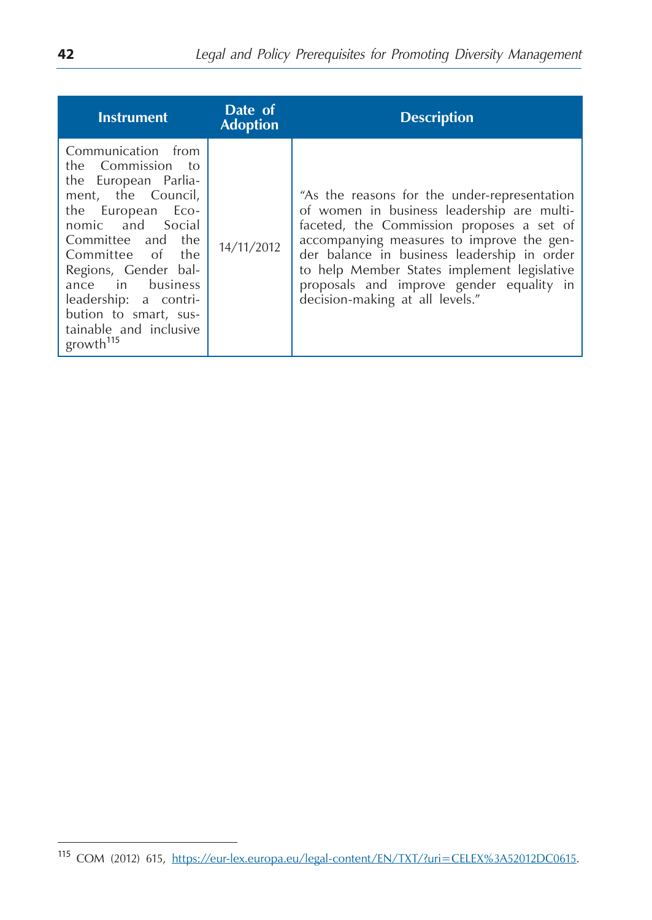| Instrument | Date of Adoption | Description |
| --- | --- | --- |
| Communication from the Commission to the European Parliament, the Council, the European Economic and Social Committee and the Committee of the Regions, Gender balance in business leadership: a contribution to smart, sustainable and inclusive growth[115] | 14/11/2012 | "As the reasons for the under-representation of women in business leadership are multi-faceted, the Commission proposes a set of accompanying measures to improve the gender balance in business leadership in order to help Member States implement legislative proposals and improve gender equality in decision-making at all levels." |

[115] COM (2012) 615, https://eur-lex.europa.eu/legal-content/EN/TXT/?uri=CELEX%3A52012DC0615.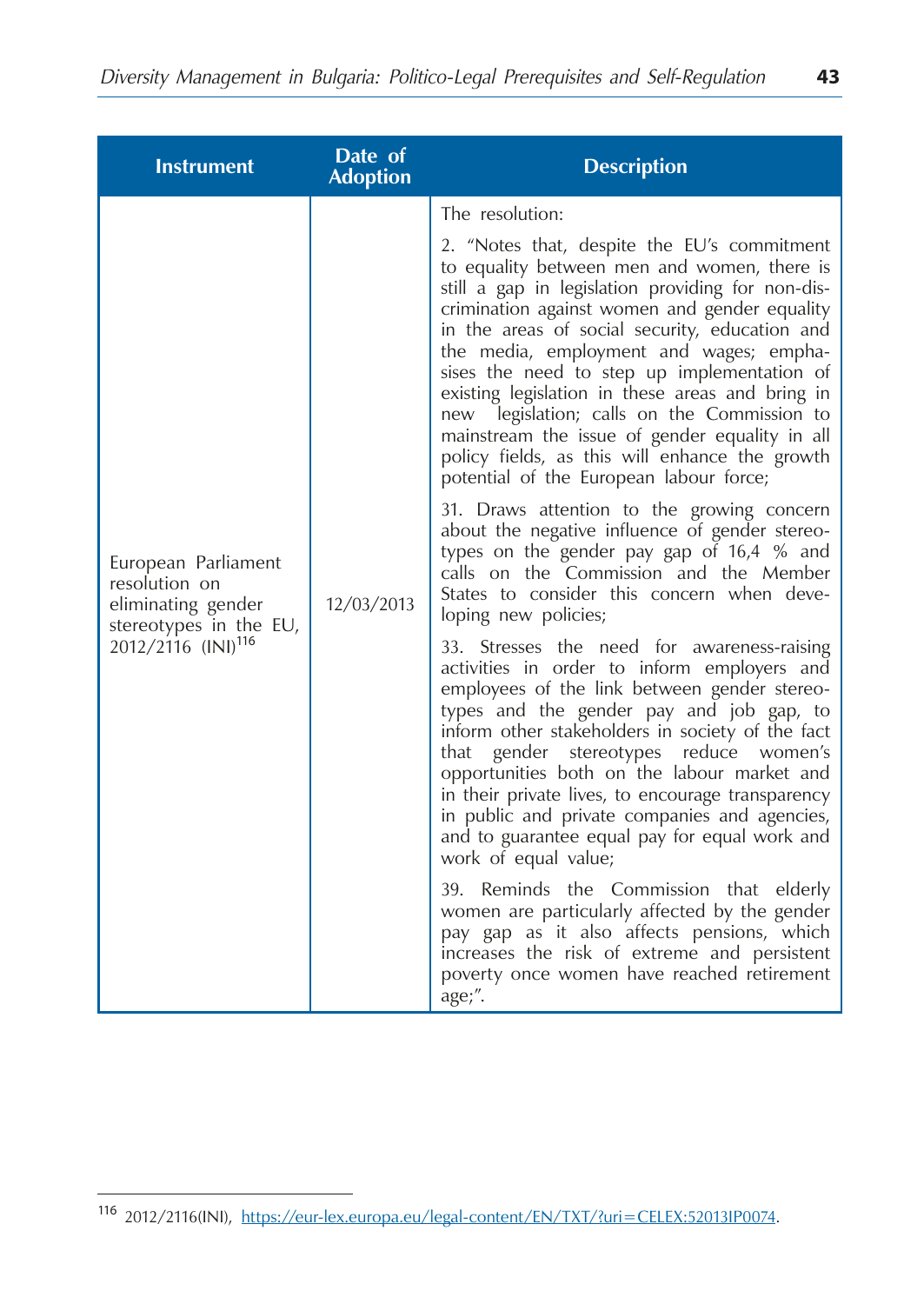| Instrument | Date of Adoption | Description |
|---|---|---|
| European Parliament resolution on eliminating gender stereotypes in the EU, 2012/2116 (INI)[116] | 12/03/2013 | The resolution:<br><br>2. "Notes that, despite the EU's commitment to equality between men and women, there is still a gap in legislation providing for non-discrimination against women and gender equality in the areas of social security, education and the media, employment and wages; emphasises the need to step up implementation of existing legislation in these areas and bring in new legislation; calls on the Commission to mainstream the issue of gender equality in all policy fields, as this will enhance the growth potential of the European labour force;<br><br>31. Draws attention to the growing concern about the negative influence of gender stereotypes on the gender pay gap of 16,4 % and calls on the Commission and the Member States to consider this concern when developing new policies;<br><br>33. Stresses the need for awareness-raising activities in order to inform employers and employees of the link between gender stereotypes and the gender pay and job gap, to inform other stakeholders in society of the fact that gender stereotypes reduce women's opportunities both on the labour market and in their private lives, to encourage transparency in public and private companies and agencies, and to guarantee equal pay for equal work and work of equal value;<br><br>39. Reminds the Commission that elderly women are particularly affected by the gender pay gap as it also affects pensions, which increases the risk of extreme and persistent poverty once women have reached retirement age;". |

[116] 2012/2116(INI), https://eur-lex.europa.eu/legal-content/EN/TXT/?uri=CELEX:52013IP0074.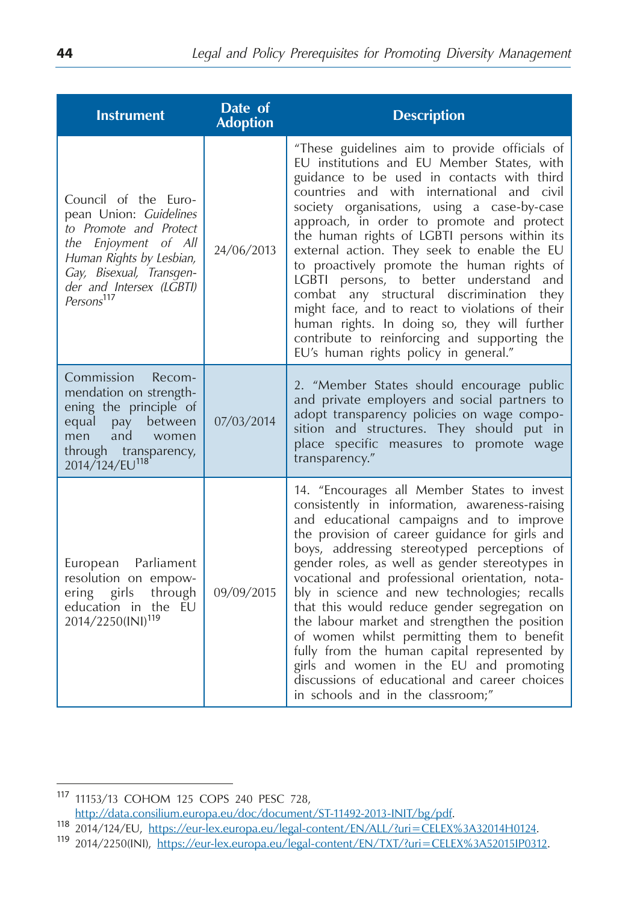| Instrument | Date of Adoption | Description |
|---|---|---|
| Council of the European Union: *Guidelines to Promote and Protect the Enjoyment of All Human Rights by Lesbian, Gay, Bisexual, Transgender and Intersex (LGBTI) Persons*[117] | 24/06/2013 | "These guidelines aim to provide officials of EU institutions and EU Member States, with guidance to be used in contacts with third countries and with international and civil society organisations, using a case-by-case approach, in order to promote and protect the human rights of LGBTI persons within its external action. They seek to enable the EU to proactively promote the human rights of LGBTI persons, to better understand and combat any structural discrimination they might face, and to react to violations of their human rights. In doing so, they will further contribute to reinforcing and supporting the EU's human rights policy in general." |
| Commission Recommendation on strengthening the principle of equal pay between men and women through transparency, 2014/124/EU[118] | 07/03/2014 | 2. "Member States should encourage public and private employers and social partners to adopt transparency policies on wage composition and structures. They should put in place specific measures to promote wage transparency." |
| European Parliament resolution on empowering girls through education in the EU 2014/2250(INI)[119] | 09/09/2015 | 14. "Encourages all Member States to invest consistently in information, awareness-raising and educational campaigns and to improve the provision of career guidance for girls and boys, addressing stereotyped perceptions of gender roles, as well as gender stereotypes in vocational and professional orientation, notably in science and new technologies; recalls that this would reduce gender segregation on the labour market and strengthen the position of women whilst permitting them to benefit fully from the human capital represented by girls and women in the EU and promoting discussions of educational and career choices in schools and in the classroom;" |

---

[117] 11153/13 COHOM 125 COPS 240 PESC 728, http://data.consilium.europa.eu/doc/document/ST-11492-2013-INIT/bg/pdf.

[118] 2014/124/EU, https://eur-lex.europa.eu/legal-content/EN/ALL/?uri=CELEX%3A32014H0124.

[119] 2014/2250(INI), https://eur-lex.europa.eu/legal-content/EN/TXT/?uri=CELEX%3A52015IP0312.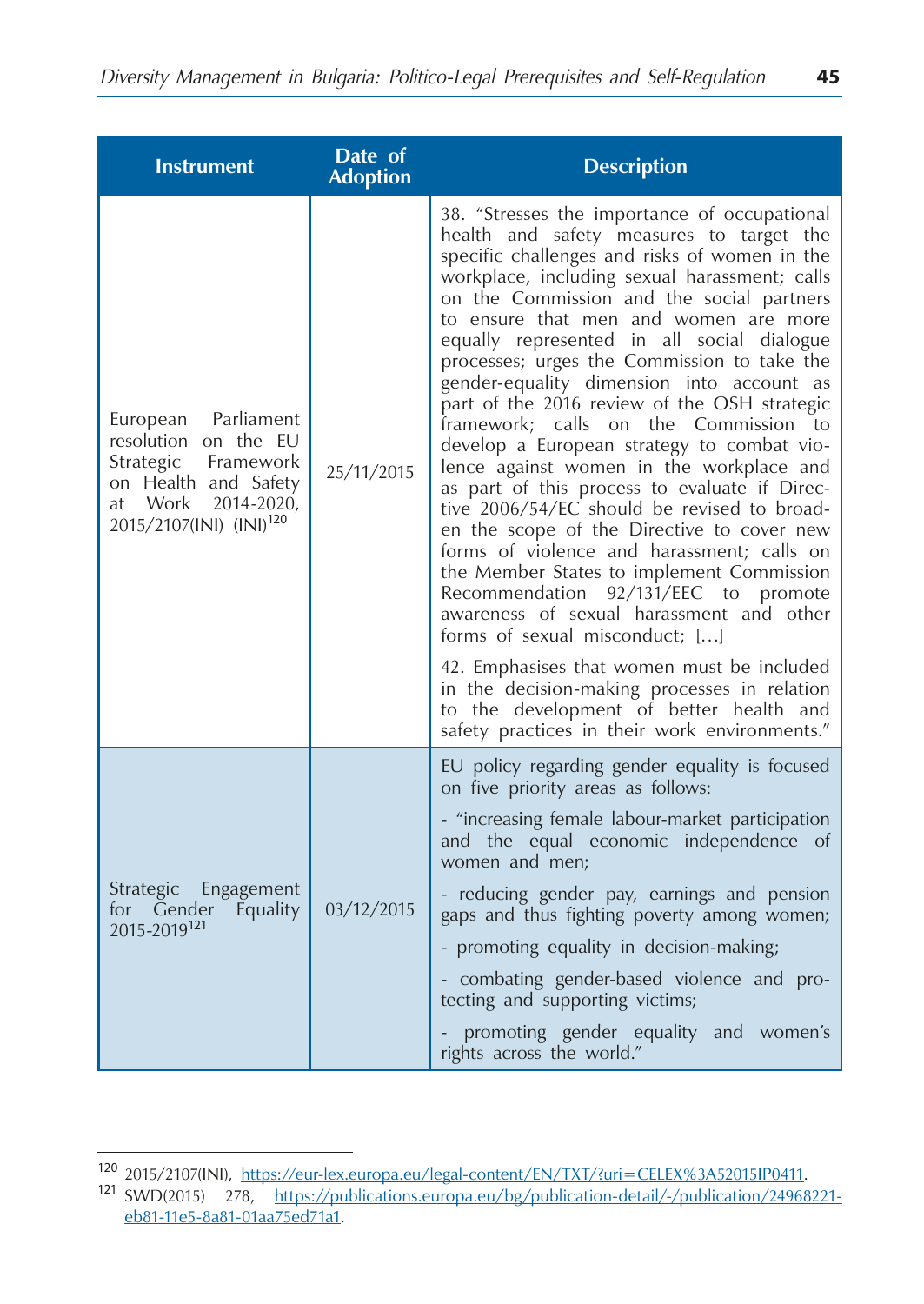| Instrument | Date of Adoption | Description |
|---|---|---|
| European Parliament resolution on the EU Strategic Framework on Health and Safety at Work 2014-2020, 2015/2107(INI) (INI)[120] | 25/11/2015 | 38. "Stresses the importance of occupational health and safety measures to target the specific challenges and risks of women in the workplace, including sexual harassment; calls on the Commission and the social partners to ensure that men and women are more equally represented in all social dialogue processes; urges the Commission to take the gender-equality dimension into account as part of the 2016 review of the OSH strategic framework; calls on the Commission to develop a European strategy to combat violence against women in the workplace and as part of this process to evaluate if Directive 2006/54/EC should be revised to broaden the scope of the Directive to cover new forms of violence and harassment; calls on the Member States to implement Commission Recommendation 92/131/EEC to promote awareness of sexual harassment and other forms of sexual misconduct; […]<br><br>42. Emphasises that women must be included in the decision-making processes in relation to the development of better health and safety practices in their work environments." |
| Strategic Engagement for Gender Equality 2015-2019[121] | 03/12/2015 | EU policy regarding gender equality is focused on five priority areas as follows:<br><br>- "increasing female labour-market participation and the equal economic independence of women and men;<br><br>- reducing gender pay, earnings and pension gaps and thus fighting poverty among women;<br><br>- promoting equality in decision-making;<br><br>- combating gender-based violence and protecting and supporting victims;<br><br>- promoting gender equality and women's rights across the world." |

[120] 2015/2107(INI), https://eur-lex.europa.eu/legal-content/EN/TXT/?uri=CELEX%3A52015IP0411.

[121] SWD(2015) 278, https://publications.europa.eu/bg/publication-detail/-/publication/24968221-eb81-11e5-8a81-01aa75ed71a1.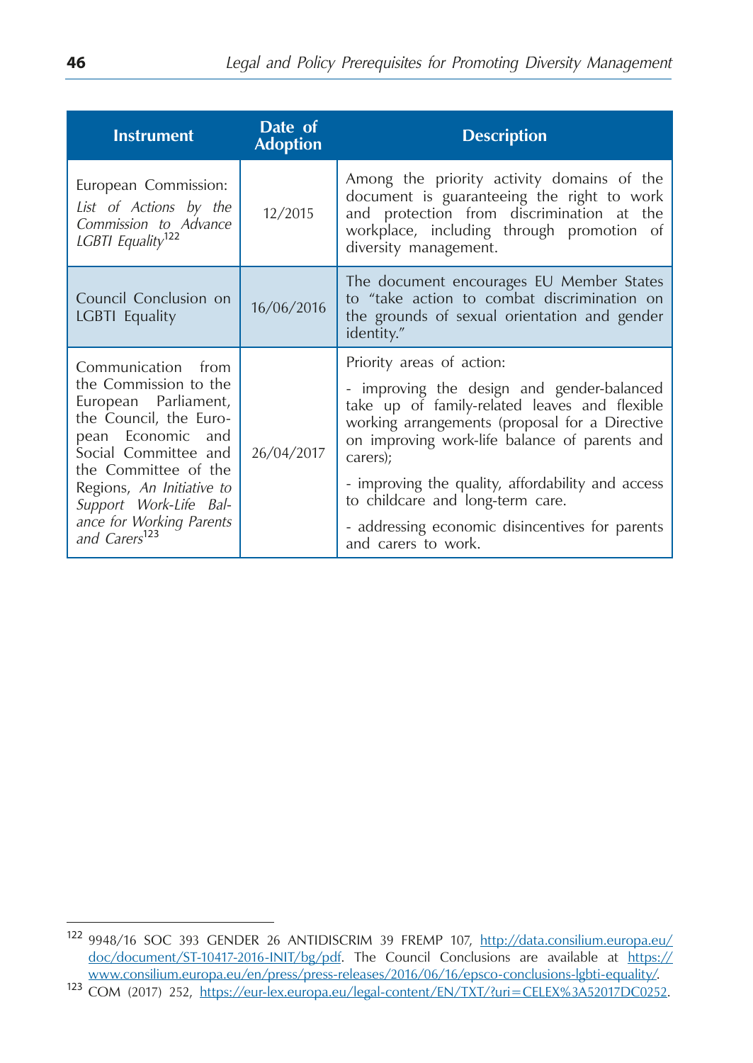| Instrument | Date of Adoption | Description |
|---|---|---|
| European Commission: *List of Actions by the Commission to Advance LGBTI Equality*[122] | 12/2015 | Among the priority activity domains of the document is guaranteeing the right to work and protection from discrimination at the workplace, including through promotion of diversity management. |
| Council Conclusion on LGBTI Equality | 16/06/2016 | The document encourages EU Member States to "take action to combat discrimination on the grounds of sexual orientation and gender identity." |
| Communication from the Commission to the European Parliament, the Council, the European Economic and Social Committee and the Committee of the Regions, *An Initiative to Support Work-Life Balance for Working Parents and Carers*[123] | 26/04/2017 | Priority areas of action:<br>- improving the design and gender-balanced take up of family-related leaves and flexible working arrangements (proposal for a Directive on improving work-life balance of parents and carers);<br>- improving the quality, affordability and access to childcare and long-term care.<br>- addressing economic disincentives for parents and carers to work. |

---

[122] 9948/16 SOC 393 GENDER 26 ANTIDISCRIM 39 FREMP 107, http://data.consilium.europa.eu/doc/document/ST-10417-2016-INIT/bg/pdf. The Council Conclusions are available at https://www.consilium.europa.eu/en/press/press-releases/2016/06/16/epsco-conclusions-lgbti-equality/.

[123] COM (2017) 252, https://eur-lex.europa.eu/legal-content/EN/TXT/?uri=CELEX%3A52017DC0252.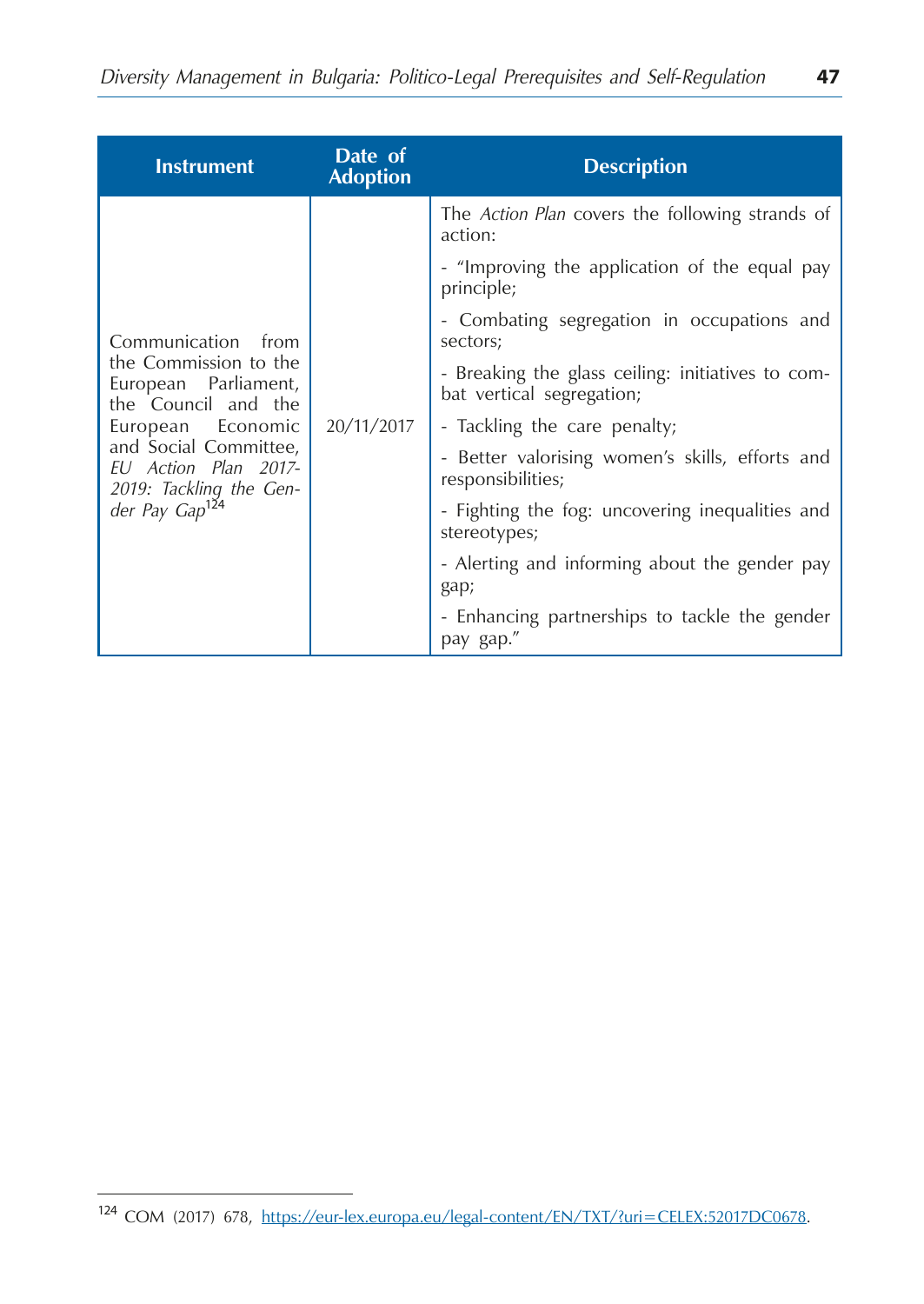| Instrument | Date of Adoption | Description |
|---|---|---|
| Communication from the Commission to the European Parliament, the Council and the European Economic and Social Committee, *EU Action Plan 2017-2019: Tackling the Gender Pay Gap*[124] | 20/11/2017 | The *Action Plan* covers the following strands of action:<br><br>- "Improving the application of the equal pay principle;<br><br>- Combating segregation in occupations and sectors;<br><br>- Breaking the glass ceiling: initiatives to combat vertical segregation;<br><br>- Tackling the care penalty;<br><br>- Better valorising women's skills, efforts and responsibilities;<br><br>- Fighting the fog: uncovering inequalities and stereotypes;<br><br>- Alerting and informing about the gender pay gap;<br><br>- Enhancing partnerships to tackle the gender pay gap." |

[124] COM (2017) 678, https://eur-lex.europa.eu/legal-content/EN/TXT/?uri=CELEX:52017DC0678.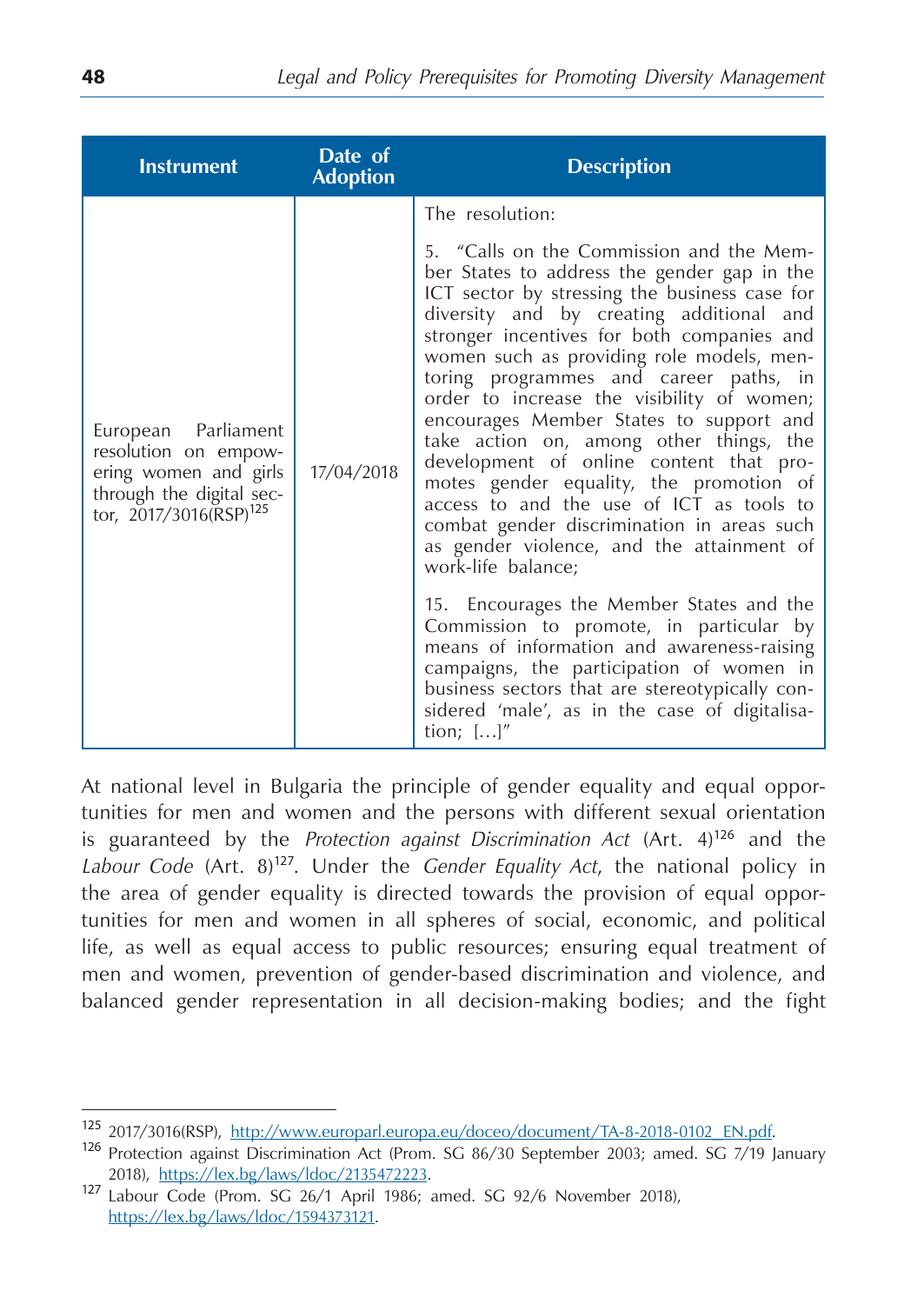| Instrument | Date of Adoption | Description |
|---|---|---|
| European Parliament resolution on empowering women and girls through the digital sector, 2017/3016(RSP)[125] | 17/04/2018 | The resolution:<br><br>5. "Calls on the Commission and the Member States to address the gender gap in the ICT sector by stressing the business case for diversity and by creating additional and stronger incentives for both companies and women such as providing role models, mentoring programmes and career paths, in order to increase the visibility of women; encourages Member States to support and take action on, among other things, the development of online content that promotes gender equality, the promotion of access to and the use of ICT as tools to combat gender discrimination in areas such as gender violence, and the attainment of work-life balance;<br><br>15. Encourages the Member States and the Commission to promote, in particular by means of information and awareness-raising campaigns, the participation of women in business sectors that are stereotypically considered 'male', as in the case of digitalisation; […]" |

At national level in Bulgaria the principle of gender equality and equal opportunities for men and women and the persons with different sexual orientation is guaranteed by the *Protection against Discrimination Act* (Art. 4)[126] and the *Labour Code* (Art. 8)[127]. Under the *Gender Equality Act*, the national policy in the area of gender equality is directed towards the provision of equal opportunities for men and women in all spheres of social, economic, and political life, as well as equal access to public resources; ensuring equal treatment of men and women, prevention of gender-based discrimination and violence, and balanced gender representation in all decision-making bodies; and the fight

---

[125] 2017/3016(RSP), http://www.europarl.europa.eu/doceo/document/TA-8-2018-0102_EN.pdf.

[126] Protection against Discrimination Act (Prom. SG 86/30 September 2003; amed. SG 7/19 January 2018), https://lex.bg/laws/ldoc/2135472223.

[127] Labour Code (Prom. SG 26/1 April 1986; amed. SG 92/6 November 2018), https://lex.bg/laws/ldoc/1594373121.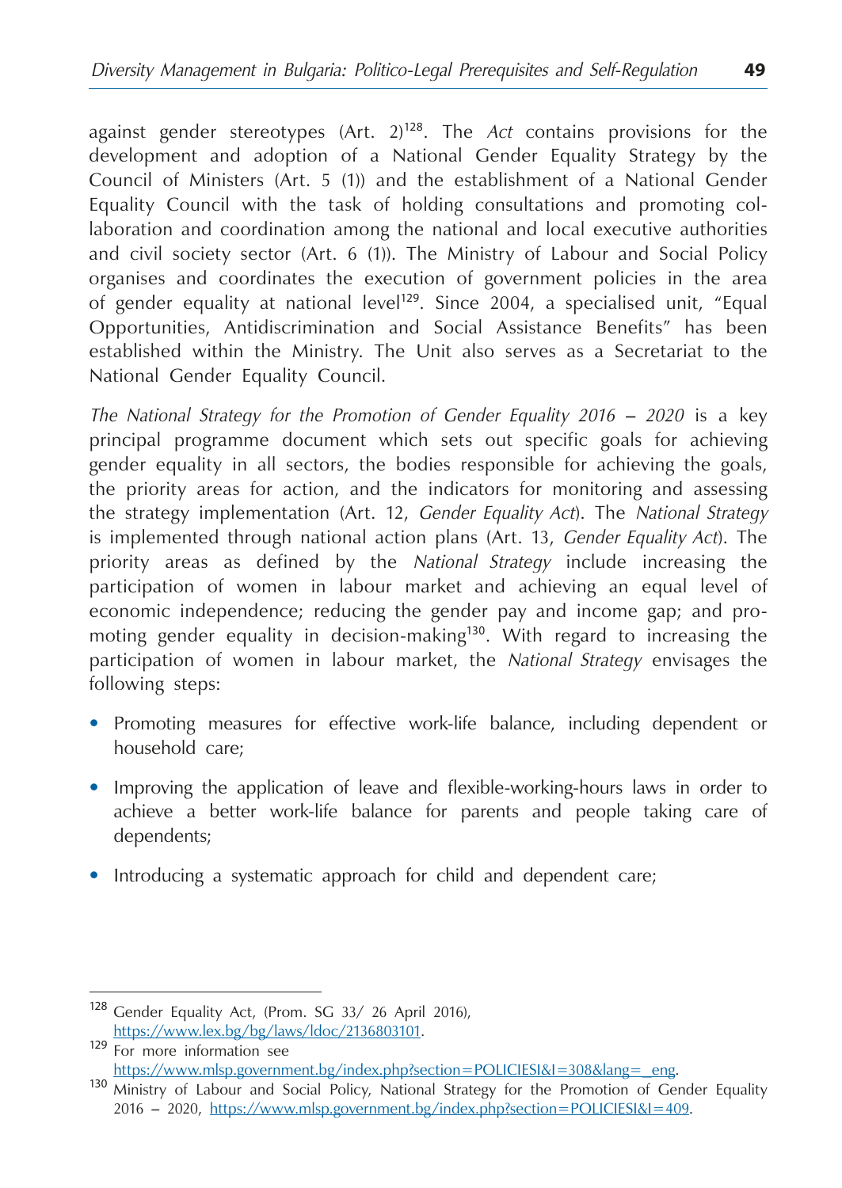against gender stereotypes (Art. 2)[128]. The *Act* contains provisions for the development and adoption of a National Gender Equality Strategy by the Council of Ministers (Art. 5 (1)) and the establishment of a National Gender Equality Council with the task of holding consultations and promoting collaboration and coordination among the national and local executive authorities and civil society sector (Art. 6 (1)). The Ministry of Labour and Social Policy organises and coordinates the execution of government policies in the area of gender equality at national level[129]. Since 2004, a specialised unit, "Equal Opportunities, Antidiscrimination and Social Assistance Benefits" has been established within the Ministry. The Unit also serves as a Secretariat to the National Gender Equality Council.

*The National Strategy for the Promotion of Gender Equality 2016 – 2020* is a key principal programme document which sets out specific goals for achieving gender equality in all sectors, the bodies responsible for achieving the goals, the priority areas for action, and the indicators for monitoring and assessing the strategy implementation (Art. 12, *Gender Equality Act*). The *National Strategy* is implemented through national action plans (Art. 13, *Gender Equality Act*). The priority areas as defined by the *National Strategy* include increasing the participation of women in labour market and achieving an equal level of economic independence; reducing the gender pay and income gap; and promoting gender equality in decision-making[130]. With regard to increasing the participation of women in labour market, the *National Strategy* envisages the following steps:

- Promoting measures for effective work-life balance, including dependent or household care;
- Improving the application of leave and flexible-working-hours laws in order to achieve a better work-life balance for parents and people taking care of dependents;
- Introducing a systematic approach for child and dependent care;

---

[128] Gender Equality Act, (Prom. SG 33/ 26 April 2016), https://www.lex.bg/bg/laws/ldoc/2136803101.

[129] For more information see https://www.mlsp.government.bg/index.php?section=POLICIESI&I=308&lang=_eng.

[130] Ministry of Labour and Social Policy, National Strategy for the Promotion of Gender Equality 2016 – 2020, https://www.mlsp.government.bg/index.php?section=POLICIESI&I=409.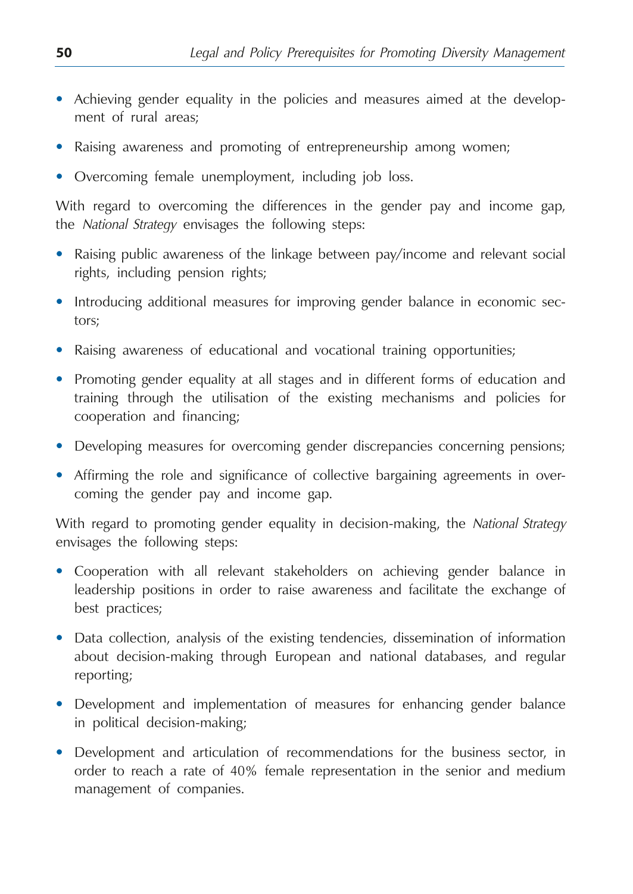- Achieving gender equality in the policies and measures aimed at the development of rural areas;
- Raising awareness and promoting of entrepreneurship among women;
- Overcoming female unemployment, including job loss.

With regard to overcoming the differences in the gender pay and income gap, the *National Strategy* envisages the following steps:

- Raising public awareness of the linkage between pay/income and relevant social rights, including pension rights;
- Introducing additional measures for improving gender balance in economic sectors;
- Raising awareness of educational and vocational training opportunities;
- Promoting gender equality at all stages and in different forms of education and training through the utilisation of the existing mechanisms and policies for cooperation and financing;
- Developing measures for overcoming gender discrepancies concerning pensions;
- Affirming the role and significance of collective bargaining agreements in overcoming the gender pay and income gap.

With regard to promoting gender equality in decision-making, the *National Strategy* envisages the following steps:

- Cooperation with all relevant stakeholders on achieving gender balance in leadership positions in order to raise awareness and facilitate the exchange of best practices;
- Data collection, analysis of the existing tendencies, dissemination of information about decision-making through European and national databases, and regular reporting;
- Development and implementation of measures for enhancing gender balance in political decision-making;
- Development and articulation of recommendations for the business sector, in order to reach a rate of 40% female representation in the senior and medium management of companies.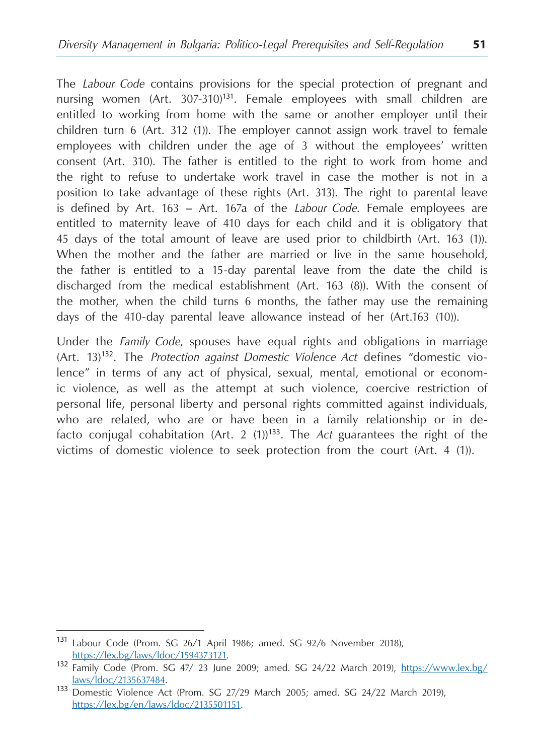The *Labour Code* contains provisions for the special protection of pregnant and nursing women (Art. 307-310)[131]. Female employees with small children are entitled to working from home with the same or another employer until their children turn 6 (Art. 312 (1)). The employer cannot assign work travel to female employees with children under the age of 3 without the employees' written consent (Art. 310). The father is entitled to the right to work from home and the right to refuse to undertake work travel in case the mother is not in a position to take advantage of these rights (Art. 313). The right to parental leave is defined by Art. 163 – Art. 167a of the *Labour Code*. Female employees are entitled to maternity leave of 410 days for each child and it is obligatory that 45 days of the total amount of leave are used prior to childbirth (Art. 163 (1)). When the mother and the father are married or live in the same household, the father is entitled to a 15-day parental leave from the date the child is discharged from the medical establishment (Art. 163 (8)). With the consent of the mother, when the child turns 6 months, the father may use the remaining days of the 410-day parental leave allowance instead of her (Art.163 (10)).

Under the *Family Code*, spouses have equal rights and obligations in marriage (Art. 13)[132]. The *Protection against Domestic Violence Act* defines "domestic violence" in terms of any act of physical, sexual, mental, emotional or economic violence, as well as the attempt at such violence, coercive restriction of personal life, personal liberty and personal rights committed against individuals, who are related, who are or have been in a family relationship or in de-facto conjugal cohabitation (Art. 2 (1))[133]. The *Act* guarantees the right of the victims of domestic violence to seek protection from the court (Art. 4 (1)).

---

[131] Labour Code (Prom. SG 26/1 April 1986; amed. SG 92/6 November 2018), https://lex.bg/laws/ldoc/1594373121.

[132] Family Code (Prom. SG 47/ 23 June 2009; amed. SG 24/22 March 2019), https://www.lex.bg/laws/ldoc/2135637484.

[133] Domestic Violence Act (Prom. SG 27/29 March 2005; amed. SG 24/22 March 2019), https://lex.bg/en/laws/ldoc/2135501151.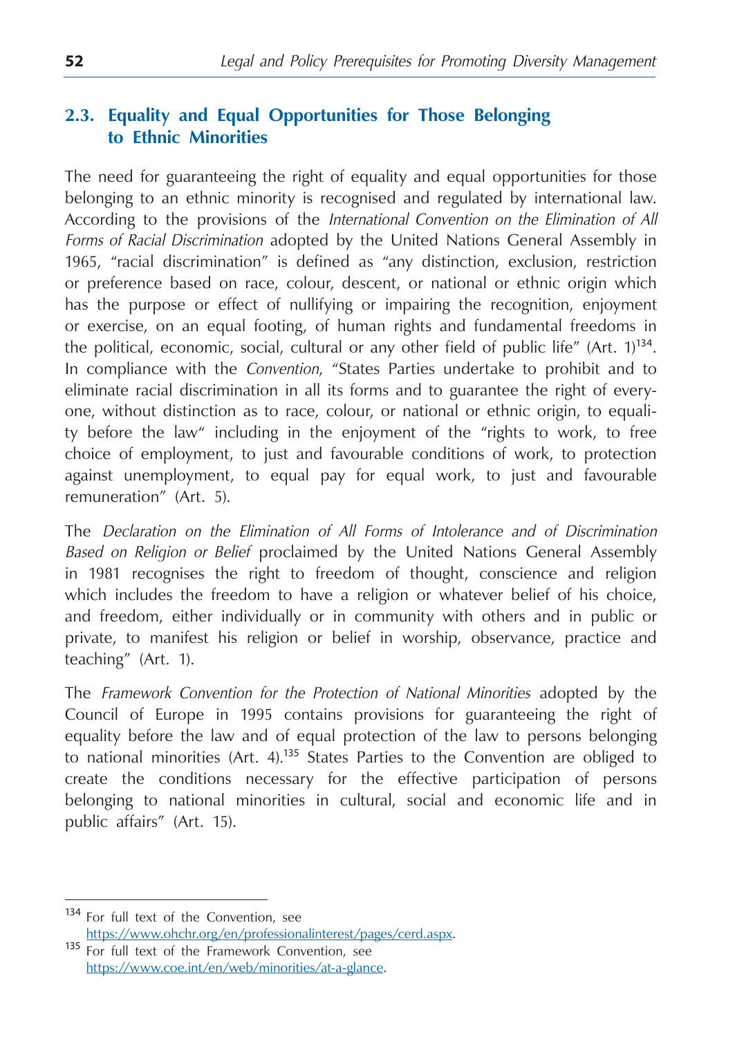## 2.3. Equality and Equal Opportunities for Those Belonging to Ethnic Minorities

The need for guaranteeing the right of equality and equal opportunities for those belonging to an ethnic minority is recognised and regulated by international law. According to the provisions of the *International Convention on the Elimination of All Forms of Racial Discrimination* adopted by the United Nations General Assembly in 1965, "racial discrimination" is defined as "any distinction, exclusion, restriction or preference based on race, colour, descent, or national or ethnic origin which has the purpose or effect of nullifying or impairing the recognition, enjoyment or exercise, on an equal footing, of human rights and fundamental freedoms in the political, economic, social, cultural or any other field of public life" (Art. 1)[134]. In compliance with the *Convention*, "States Parties undertake to prohibit and to eliminate racial discrimination in all its forms and to guarantee the right of everyone, without distinction as to race, colour, or national or ethnic origin, to equality before the law" including in the enjoyment of the "rights to work, to free choice of employment, to just and favourable conditions of work, to protection against unemployment, to equal pay for equal work, to just and favourable remuneration" (Art. 5).

The *Declaration on the Elimination of All Forms of Intolerance and of Discrimination Based on Religion or Belief* proclaimed by the United Nations General Assembly in 1981 recognises the right to freedom of thought, conscience and religion which includes the freedom to have a religion or whatever belief of his choice, and freedom, either individually or in community with others and in public or private, to manifest his religion or belief in worship, observance, practice and teaching" (Art. 1).

The *Framework Convention for the Protection of National Minorities* adopted by the Council of Europe in 1995 contains provisions for guaranteeing the right of equality before the law and of equal protection of the law to persons belonging to national minorities (Art. 4).[135] States Parties to the Convention are obliged to create the conditions necessary for the effective participation of persons belonging to national minorities in cultural, social and economic life and in public affairs" (Art. 15).

---

[134] For full text of the Convention, see https://www.ohchr.org/en/professionalinterest/pages/cerd.aspx.

[135] For full text of the Framework Convention, see https://www.coe.int/en/web/minorities/at-a-glance.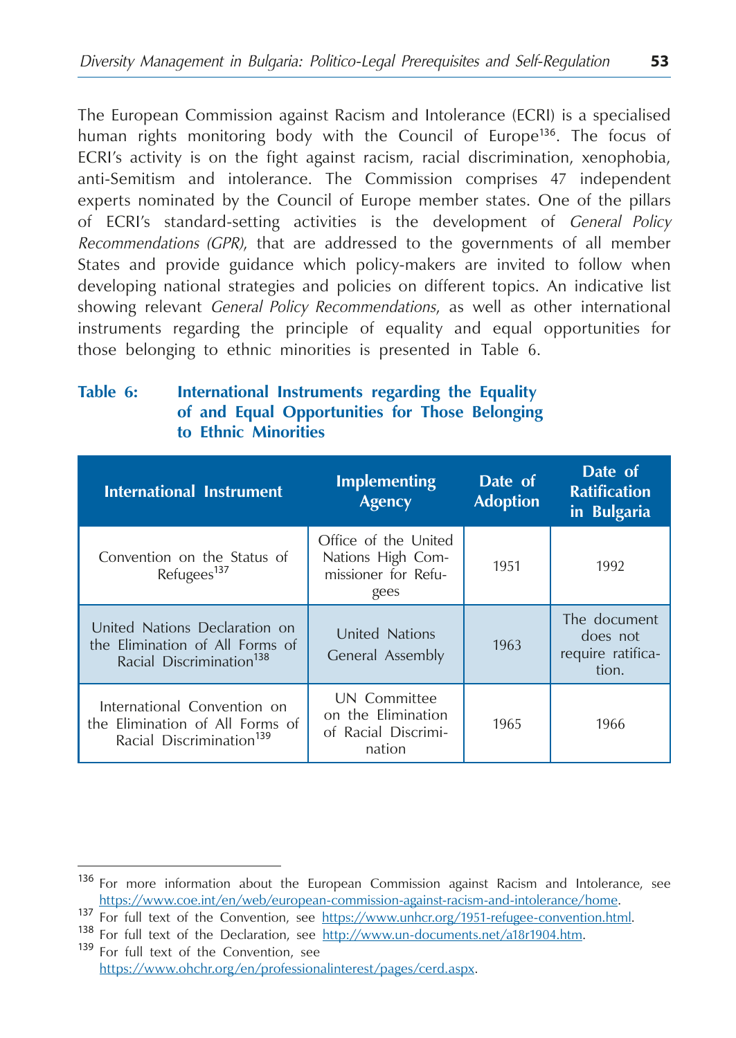The European Commission against Racism and Intolerance (ECRI) is a specialised human rights monitoring body with the Council of Europe[136]. The focus of ECRI's activity is on the fight against racism, racial discrimination, xenophobia, anti-Semitism and intolerance. The Commission comprises 47 independent experts nominated by the Council of Europe member states. One of the pillars of ECRI's standard-setting activities is the development of *General Policy Recommendations (GPR)*, that are addressed to the governments of all member States and provide guidance which policy-makers are invited to follow when developing national strategies and policies on different topics. An indicative list showing relevant *General Policy Recommendations*, as well as other international instruments regarding the principle of equality and equal opportunities for those belonging to ethnic minorities is presented in Table 6.

**Table 6: International Instruments regarding the Equality of and Equal Opportunities for Those Belonging to Ethnic Minorities**

| International Instrument | Implementing Agency | Date of Adoption | Date of Ratification in Bulgaria |
|---|---|---|---|
| Convention on the Status of Refugees[137] | Office of the United Nations High Commissioner for Refugees | 1951 | 1992 |
| United Nations Declaration on the Elimination of All Forms of Racial Discrimination[138] | United Nations General Assembly | 1963 | The document does not require ratification. |
| International Convention on the Elimination of All Forms of Racial Discrimination[139] | UN Committee on the Elimination of Racial Discrimination | 1965 | 1966 |

---

[136] For more information about the European Commission against Racism and Intolerance, see https://www.coe.int/en/web/european-commission-against-racism-and-intolerance/home.

[137] For full text of the Convention, see https://www.unhcr.org/1951-refugee-convention.html.

[138] For full text of the Declaration, see http://www.un-documents.net/a18r1904.htm.

[139] For full text of the Convention, see https://www.ohchr.org/en/professionalinterest/pages/cerd.aspx.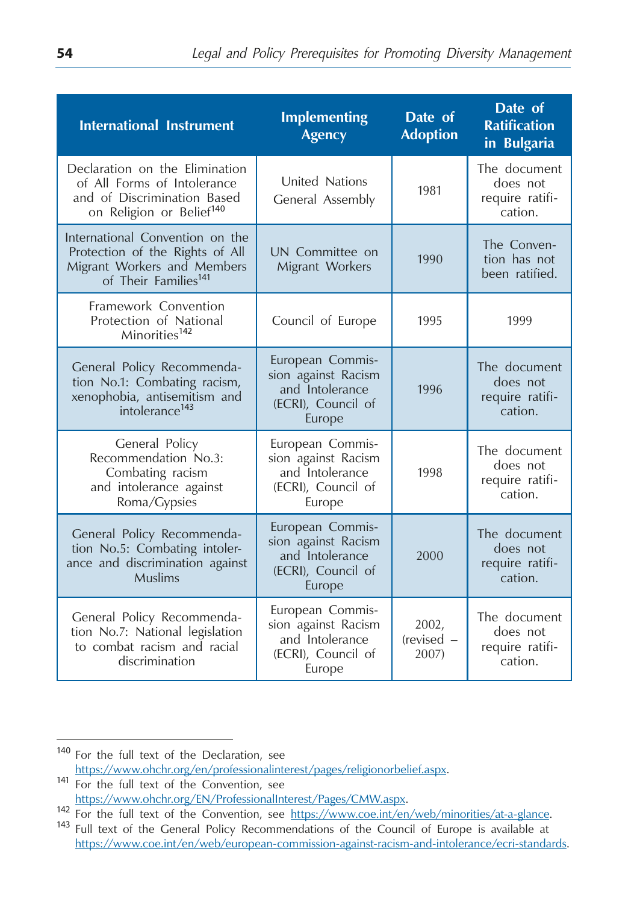| International Instrument | Implementing Agency | Date of Adoption | Date of Ratification in Bulgaria |
|---|---|---|---|
| Declaration on the Elimination of All Forms of Intolerance and of Discrimination Based on Religion or Belief[140] | United Nations General Assembly | 1981 | The document does not require ratification. |
| International Convention on the Protection of the Rights of All Migrant Workers and Members of Their Families[141] | UN Committee on Migrant Workers | 1990 | The Convention has not been ratified. |
| Framework Convention Protection of National Minorities[142] | Council of Europe | 1995 | 1999 |
| General Policy Recommendation No.1: Combating racism, xenophobia, antisemitism and intolerance[143] | European Commission against Racism and Intolerance (ECRI), Council of Europe | 1996 | The document does not require ratification. |
| General Policy Recommendation No.3: Combating racism and intolerance against Roma/Gypsies | European Commission against Racism and Intolerance (ECRI), Council of Europe | 1998 | The document does not require ratification. |
| General Policy Recommendation No.5: Combating intolerance and discrimination against Muslims | European Commission against Racism and Intolerance (ECRI), Council of Europe | 2000 | The document does not require ratification. |
| General Policy Recommendation No.7: National legislation to combat racism and racial discrimination | European Commission against Racism and Intolerance (ECRI), Council of Europe | 2002, (revised – 2007) | The document does not require ratification. |

---

[140] For the full text of the Declaration, see https://www.ohchr.org/en/professionalinterest/pages/religionorbelief.aspx.

[141] For the full text of the Convention, see https://www.ohchr.org/EN/ProfessionalInterest/Pages/CMW.aspx.

[142] For the full text of the Convention, see https://www.coe.int/en/web/minorities/at-a-glance.

[143] Full text of the General Policy Recommendations of the Council of Europe is available at https://www.coe.int/en/web/european-commission-against-racism-and-intolerance/ecri-standards.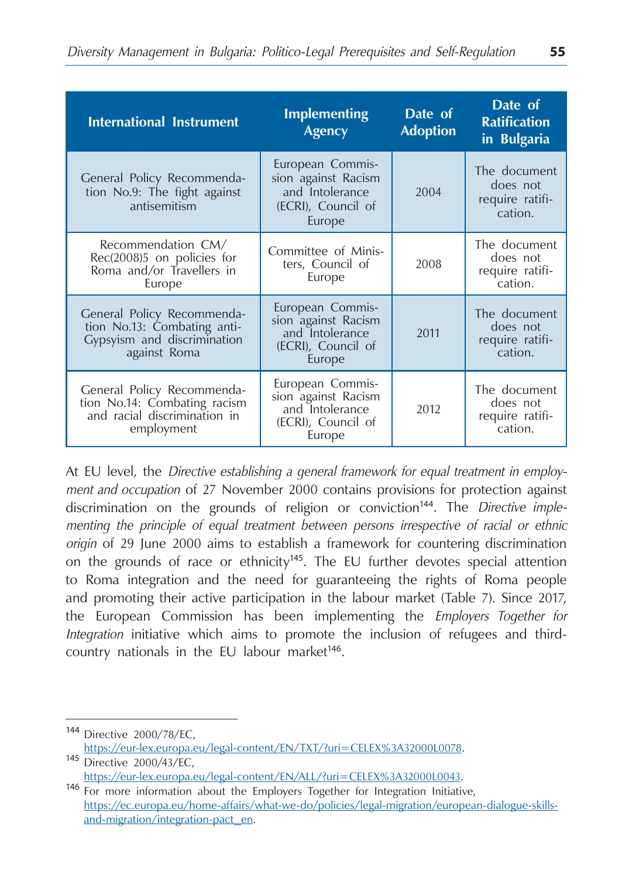| International Instrument | Implementing Agency | Date of Adoption | Date of Ratification in Bulgaria |
|---|---|---|---|
| General Policy Recommendation No.9: The fight against antisemitism | European Commission against Racism and Intolerance (ECRI), Council of Europe | 2004 | The document does not require ratification. |
| Recommendation CM/Rec(2008)5 on policies for Roma and/or Travellers in Europe | Committee of Ministers, Council of Europe | 2008 | The document does not require ratification. |
| General Policy Recommendation No.13: Combating anti-Gypsyism and discrimination against Roma | European Commission against Racism and Intolerance (ECRI), Council of Europe | 2011 | The document does not require ratification. |
| General Policy Recommendation No.14: Combating racism and racial discrimination in employment | European Commission against Racism and Intolerance (ECRI), Council of Europe | 2012 | The document does not require ratification. |

At EU level, the *Directive establishing a general framework for equal treatment in employment and occupation* of 27 November 2000 contains provisions for protection against discrimination on the grounds of religion or conviction[144]. The *Directive implementing the principle of equal treatment between persons irrespective of racial or ethnic origin* of 29 June 2000 aims to establish a framework for countering discrimination on the grounds of race or ethnicity[145]. The EU further devotes special attention to Roma integration and the need for guaranteeing the rights of Roma people and promoting their active participation in the labour market (Table 7). Since 2017, the European Commission has been implementing the *Employers Together for Integration* initiative which aims to promote the inclusion of refugees and third-country nationals in the EU labour market[146].

---

[144] Directive 2000/78/EC, https://eur-lex.europa.eu/legal-content/EN/TXT/?uri=CELEX%3A32000L0078.

[145] Directive 2000/43/EC, https://eur-lex.europa.eu/legal-content/EN/ALL/?uri=CELEX%3A32000L0043.

[146] For more information about the Employers Together for Integration Initiative, https://ec.europa.eu/home-affairs/what-we-do/policies/legal-migration/european-dialogue-skills-and-migration/integration-pact_en.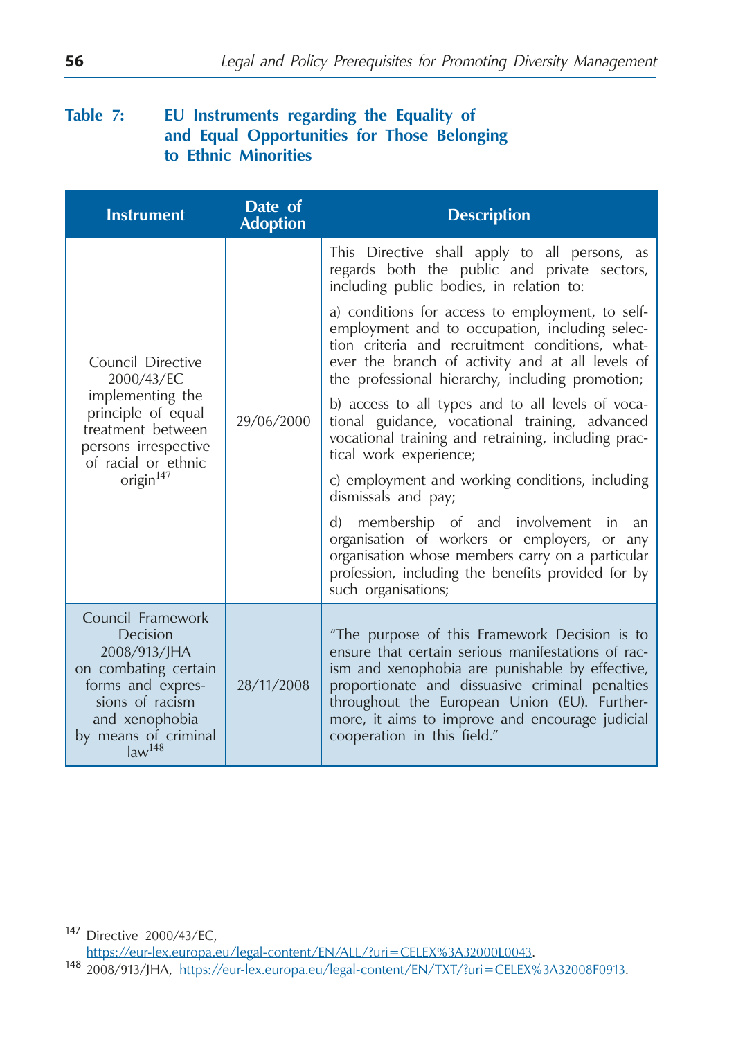**Table 7: EU Instruments regarding the Equality of and Equal Opportunities for Those Belonging to Ethnic Minorities**

| Instrument | Date of Adoption | Description |
|---|---|---|
| Council Directive 2000/43/EC implementing the principle of equal treatment between persons irrespective of racial or ethnic origin[147] | 29/06/2000 | This Directive shall apply to all persons, as regards both the public and private sectors, including public bodies, in relation to:<br><br>a) conditions for access to employment, to self-employment and to occupation, including selection criteria and recruitment conditions, whatever the branch of activity and at all levels of the professional hierarchy, including promotion;<br><br>b) access to all types and to all levels of vocational guidance, vocational training, advanced vocational training and retraining, including practical work experience;<br><br>c) employment and working conditions, including dismissals and pay;<br><br>d) membership of and involvement in an organisation of workers or employers, or any organisation whose members carry on a particular profession, including the benefits provided for by such organisations; |
| Council Framework Decision 2008/913/JHA on combating certain forms and expressions of racism and xenophobia by means of criminal law[148] | 28/11/2008 | "The purpose of this Framework Decision is to ensure that certain serious manifestations of racism and xenophobia are punishable by effective, proportionate and dissuasive criminal penalties throughout the European Union (EU). Furthermore, it aims to improve and encourage judicial cooperation in this field." |

[147] Directive 2000/43/EC, https://eur-lex.europa.eu/legal-content/EN/ALL/?uri=CELEX%3A32000L0043.

[148] 2008/913/JHA, https://eur-lex.europa.eu/legal-content/EN/TXT/?uri=CELEX%3A32008F0913.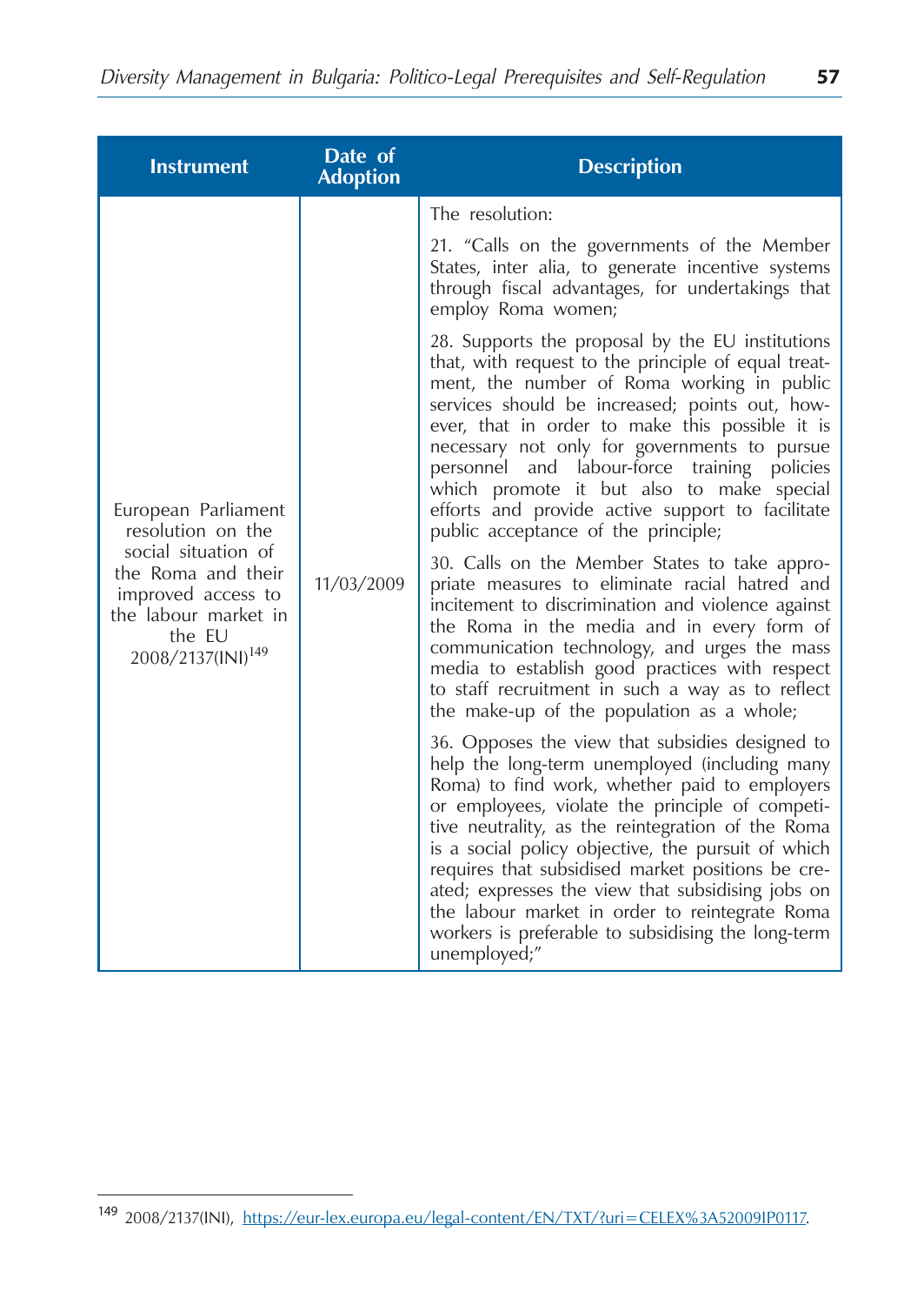| Instrument | Date of Adoption | Description |
|---|---|---|
| European Parliament resolution on the social situation of the Roma and their improved access to the labour market in the EU 2008/2137(INI)[149] | 11/03/2009 | The resolution:<br><br>21. "Calls on the governments of the Member States, inter alia, to generate incentive systems through fiscal advantages, for undertakings that employ Roma women;<br><br>28. Supports the proposal by the EU institutions that, with request to the principle of equal treatment, the number of Roma working in public services should be increased; points out, however, that in order to make this possible it is necessary not only for governments to pursue personnel and labour-force training policies which promote it but also to make special efforts and provide active support to facilitate public acceptance of the principle;<br><br>30. Calls on the Member States to take appropriate measures to eliminate racial hatred and incitement to discrimination and violence against the Roma in the media and in every form of communication technology, and urges the mass media to establish good practices with respect to staff recruitment in such a way as to reflect the make-up of the population as a whole;<br><br>36. Opposes the view that subsidies designed to help the long-term unemployed (including many Roma) to find work, whether paid to employers or employees, violate the principle of competitive neutrality, as the reintegration of the Roma is a social policy objective, the pursuit of which requires that subsidised market positions be created; expresses the view that subsidising jobs on the labour market in order to reintegrate Roma workers is preferable to subsidising the long-term unemployed;" |

[149] 2008/2137(INI), https://eur-lex.europa.eu/legal-content/EN/TXT/?uri=CELEX%3A52009IP0117.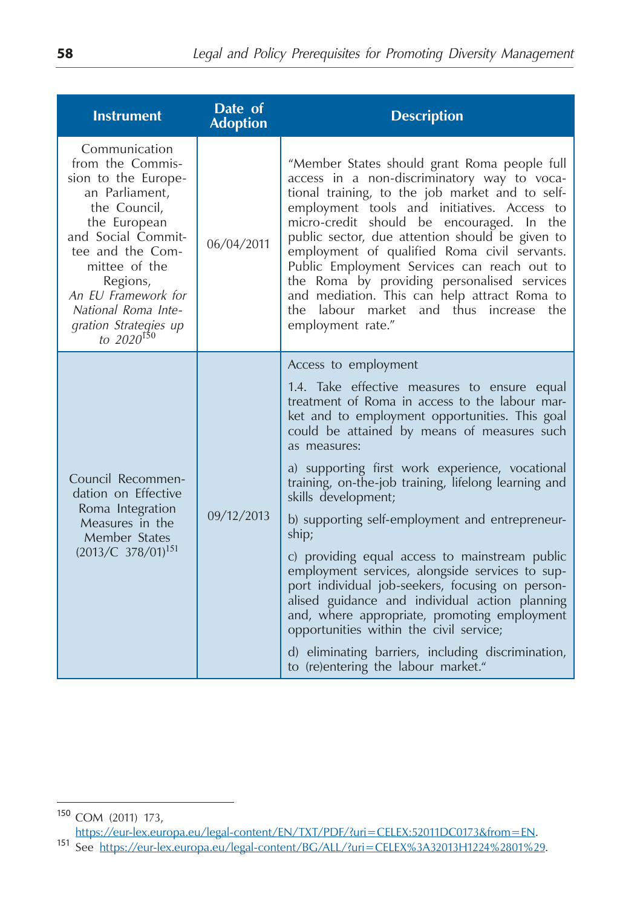| Instrument | Date of Adoption | Description |
|---|---|---|
| Communication from the Commission to the European Parliament, the Council, the European and Social Committee and the Committee of the Regions, *An EU Framework for National Roma Integration Strategies up to 2020*[150] | 06/04/2011 | "Member States should grant Roma people full access in a non-discriminatory way to vocational training, to the job market and to self-employment tools and initiatives. Access to micro-credit should be encouraged. In the public sector, due attention should be given to employment of qualified Roma civil servants. Public Employment Services can reach out to the Roma by providing personalised services and mediation. This can help attract Roma to the labour market and thus increase the employment rate." |
| Council Recommendation on Effective Roma Integration Measures in the Member States (2013/C 378/01)[151] | 09/12/2013 | Access to employment<br><br>1.4. Take effective measures to ensure equal treatment of Roma in access to the labour market and to employment opportunities. This goal could be attained by means of measures such as measures:<br><br>a) supporting first work experience, vocational training, on-the-job training, lifelong learning and skills development;<br><br>b) supporting self-employment and entrepreneurship;<br><br>c) providing equal access to mainstream public employment services, alongside services to support individual job-seekers, focusing on personalised guidance and individual action planning and, where appropriate, promoting employment opportunities within the civil service;<br><br>d) eliminating barriers, including discrimination, to (re)entering the labour market." |

[150] COM (2011) 173, https://eur-lex.europa.eu/legal-content/EN/TXT/PDF/?uri=CELEX:52011DC0173&from=EN.

[151] See https://eur-lex.europa.eu/legal-content/BG/ALL/?uri=CELEX%3A32013H1224%2801%29.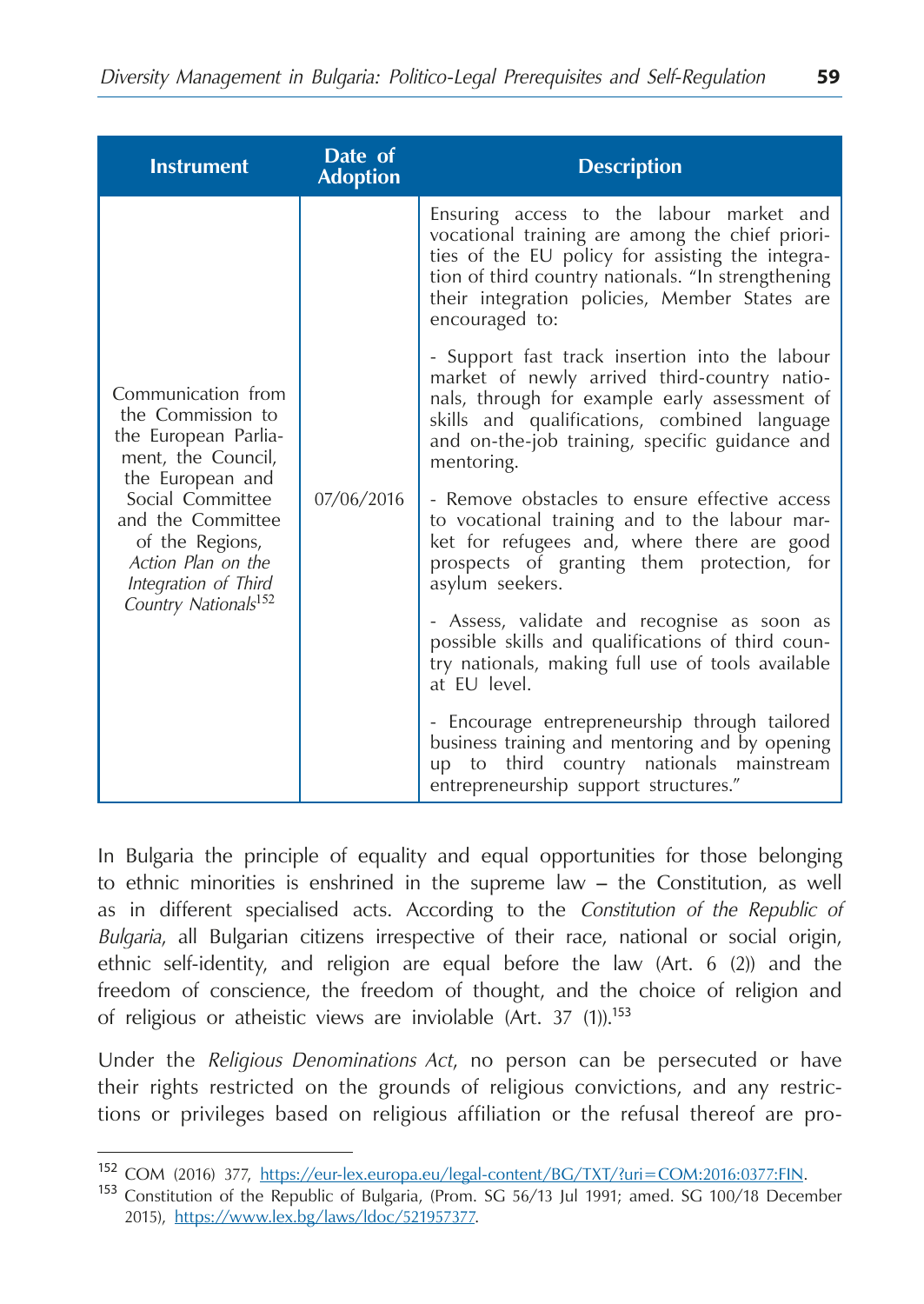| Instrument | Date of Adoption | Description |
|---|---|---|
| Communication from the Commission to the European Parliament, the Council, the European and Social Committee and the Committee of the Regions, *Action Plan on the Integration of Third Country Nationals*[152] | 07/06/2016 | Ensuring access to the labour market and vocational training are among the chief priorities of the EU policy for assisting the integration of third country nationals. "In strengthening their integration policies, Member States are encouraged to:<br><br>- Support fast track insertion into the labour market of newly arrived third-country nationals, through for example early assessment of skills and qualifications, combined language and on-the-job training, specific guidance and mentoring.<br><br>- Remove obstacles to ensure effective access to vocational training and to the labour market for refugees and, where there are good prospects of granting them protection, for asylum seekers.<br><br>- Assess, validate and recognise as soon as possible skills and qualifications of third country nationals, making full use of tools available at EU level.<br><br>- Encourage entrepreneurship through tailored business training and mentoring and by opening up to third country nationals mainstream entrepreneurship support structures." |

In Bulgaria the principle of equality and equal opportunities for those belonging to ethnic minorities is enshrined in the supreme law – the Constitution, as well as in different specialised acts. According to the *Constitution of the Republic of Bulgaria*, all Bulgarian citizens irrespective of their race, national or social origin, ethnic self-identity, and religion are equal before the law (Art. 6 (2)) and the freedom of conscience, the freedom of thought, and the choice of religion and of religious or atheistic views are inviolable (Art. 37 (1)).[153]

Under the *Religious Denominations Act*, no person can be persecuted or have their rights restricted on the grounds of religious convictions, and any restrictions or privileges based on religious affiliation or the refusal thereof are pro-

---

[152] COM (2016) 377, https://eur-lex.europa.eu/legal-content/BG/TXT/?uri=COM:2016:0377:FIN.

[153] Constitution of the Republic of Bulgaria, (Prom. SG 56/13 Jul 1991; amed. SG 100/18 December 2015), https://www.lex.bg/laws/ldoc/521957377.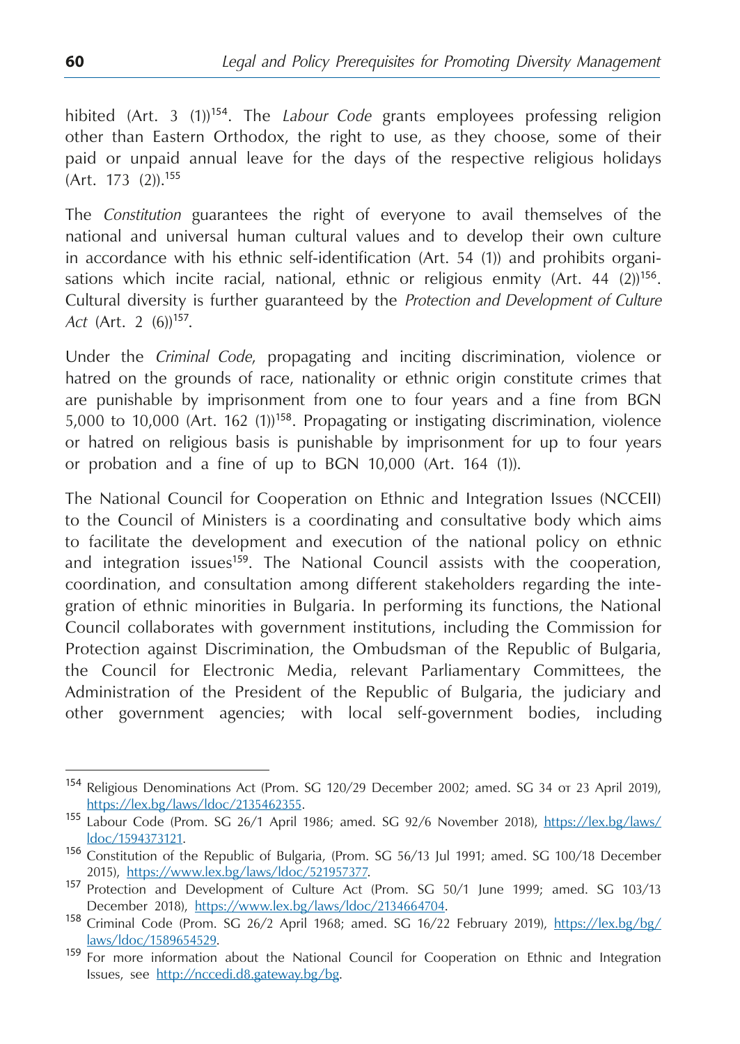hibited (Art. 3 (1))[154]. The *Labour Code* grants employees professing religion other than Eastern Orthodox, the right to use, as they choose, some of their paid or unpaid annual leave for the days of the respective religious holidays (Art. 173 (2)).[155]

The *Constitution* guarantees the right of everyone to avail themselves of the national and universal human cultural values and to develop their own culture in accordance with his ethnic self-identification (Art. 54 (1)) and prohibits organisations which incite racial, national, ethnic or religious enmity (Art. 44 (2))[156]. Cultural diversity is further guaranteed by the *Protection and Development of Culture Act* (Art. 2 (6))[157].

Under the *Criminal Code*, propagating and inciting discrimination, violence or hatred on the grounds of race, nationality or ethnic origin constitute crimes that are punishable by imprisonment from one to four years and a fine from BGN 5,000 to 10,000 (Art. 162 (1))[158]. Propagating or instigating discrimination, violence or hatred on religious basis is punishable by imprisonment for up to four years or probation and a fine of up to BGN 10,000 (Art. 164 (1)).

The National Council for Cooperation on Ethnic and Integration Issues (NCCEII) to the Council of Ministers is a coordinating and consultative body which aims to facilitate the development and execution of the national policy on ethnic and integration issues[159]. The National Council assists with the cooperation, coordination, and consultation among different stakeholders regarding the integration of ethnic minorities in Bulgaria. In performing its functions, the National Council collaborates with government institutions, including the Commission for Protection against Discrimination, the Ombudsman of the Republic of Bulgaria, the Council for Electronic Media, relevant Parliamentary Committees, the Administration of the President of the Republic of Bulgaria, the judiciary and other government agencies; with local self-government bodies, including

---

[154] Religious Denominations Act (Prom. SG 120/29 December 2002; amed. SG 34 от 23 April 2019), https://lex.bg/laws/ldoc/2135462355.

[155] Labour Code (Prom. SG 26/1 April 1986; amed. SG 92/6 November 2018), https://lex.bg/laws/ldoc/1594373121.

[156] Constitution of the Republic of Bulgaria, (Prom. SG 56/13 Jul 1991; amed. SG 100/18 December 2015), https://www.lex.bg/laws/ldoc/521957377.

[157] Protection and Development of Culture Act (Prom. SG 50/1 June 1999; amed. SG 103/13 December 2018), https://www.lex.bg/laws/ldoc/2134664704.

[158] Criminal Code (Prom. SG 26/2 April 1968; amed. SG 16/22 February 2019), https://lex.bg/bg/laws/ldoc/1589654529.

[159] For more information about the National Council for Cooperation on Ethnic and Integration Issues, see http://nccedi.d8.gateway.bg/bg.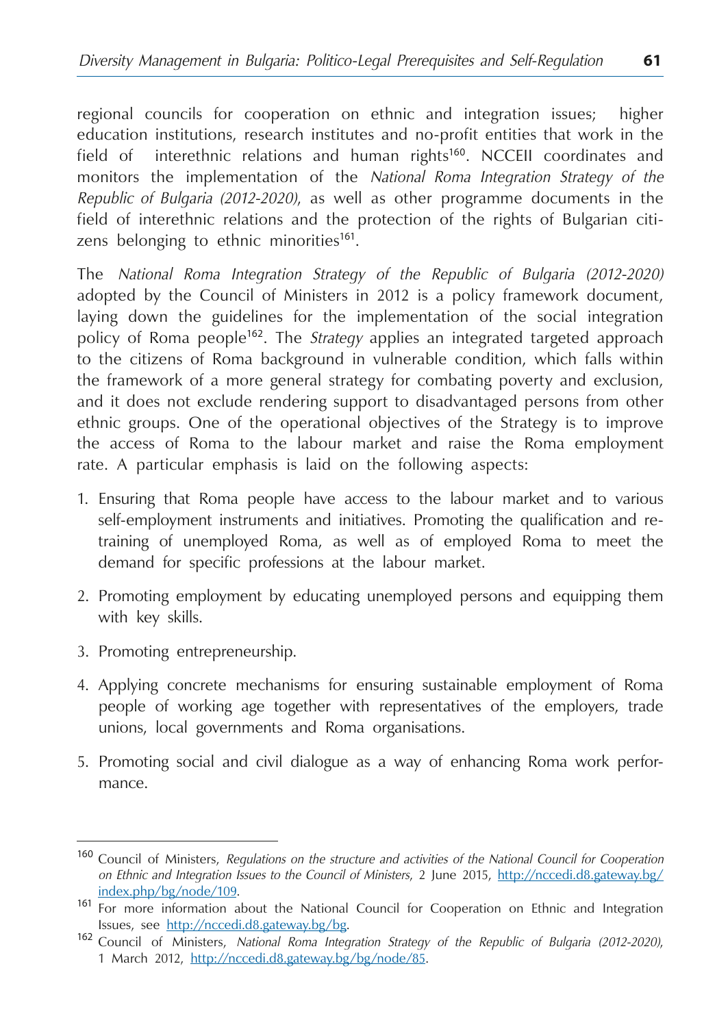regional councils for cooperation on ethnic and integration issues; higher education institutions, research institutes and no-profit entities that work in the field of interethnic relations and human rights[160]. NCCEII coordinates and monitors the implementation of the *National Roma Integration Strategy of the Republic of Bulgaria (2012-2020)*, as well as other programme documents in the field of interethnic relations and the protection of the rights of Bulgarian citizens belonging to ethnic minorities[161].

The *National Roma Integration Strategy of the Republic of Bulgaria (2012-2020)* adopted by the Council of Ministers in 2012 is a policy framework document, laying down the guidelines for the implementation of the social integration policy of Roma people[162]. The *Strategy* applies an integrated targeted approach to the citizens of Roma background in vulnerable condition, which falls within the framework of a more general strategy for combating poverty and exclusion, and it does not exclude rendering support to disadvantaged persons from other ethnic groups. One of the operational objectives of the Strategy is to improve the access of Roma to the labour market and raise the Roma employment rate. A particular emphasis is laid on the following aspects:

1. Ensuring that Roma people have access to the labour market and to various self-employment instruments and initiatives. Promoting the qualification and re-training of unemployed Roma, as well as of employed Roma to meet the demand for specific professions at the labour market.
2. Promoting employment by educating unemployed persons and equipping them with key skills.
3. Promoting entrepreneurship.
4. Applying concrete mechanisms for ensuring sustainable employment of Roma people of working age together with representatives of the employers, trade unions, local governments and Roma organisations.
5. Promoting social and civil dialogue as a way of enhancing Roma work performance.

---

[160] Council of Ministers, *Regulations on the structure and activities of the National Council for Cooperation on Ethnic and Integration Issues to the Council of Ministers*, 2 June 2015, http://nccedi.d8.gateway.bg/index.php/bg/node/109.

[161] For more information about the National Council for Cooperation on Ethnic and Integration Issues, see http://nccedi.d8.gateway.bg/bg.

[162] Council of Ministers, *National Roma Integration Strategy of the Republic of Bulgaria (2012-2020)*, 1 March 2012, http://nccedi.d8.gateway.bg/bg/node/85.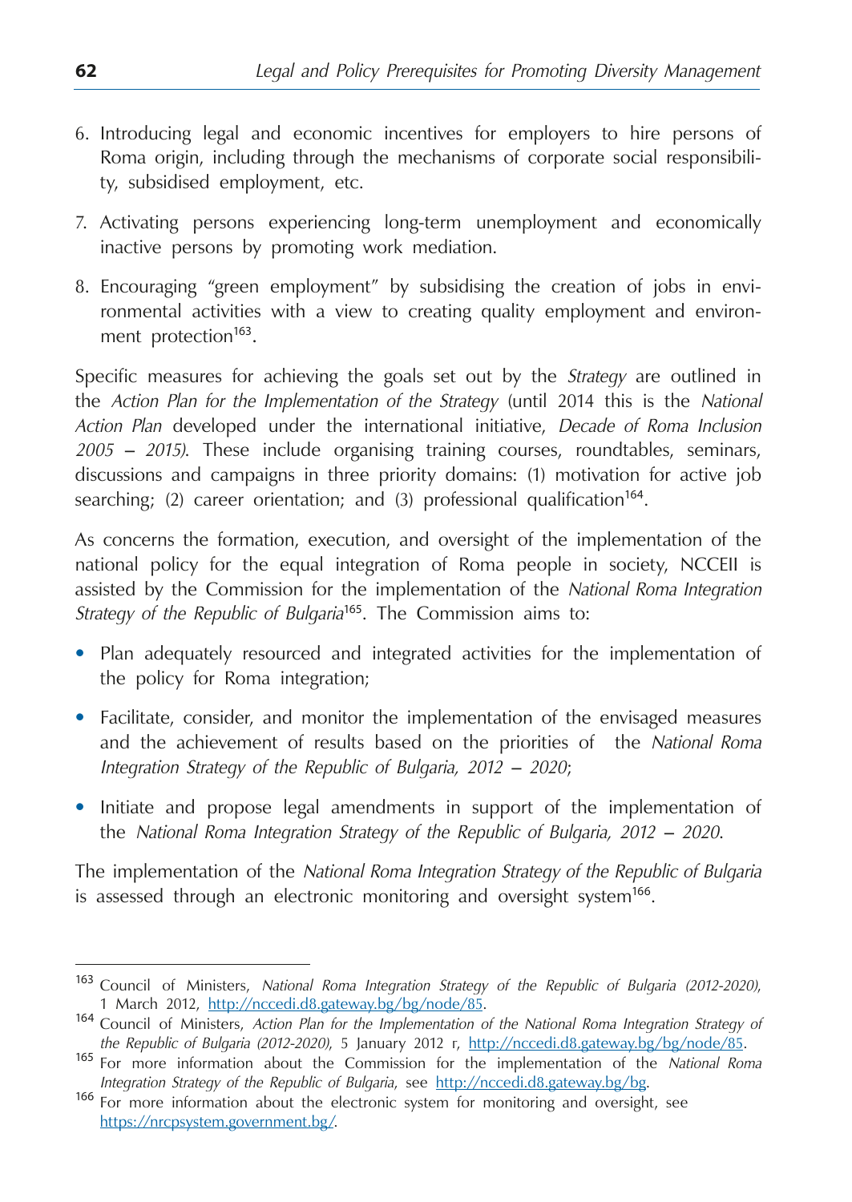6. Introducing legal and economic incentives for employers to hire persons of Roma origin, including through the mechanisms of corporate social responsibility, subsidised employment, etc.

7. Activating persons experiencing long-term unemployment and economically inactive persons by promoting work mediation.

8. Encouraging "green employment" by subsidising the creation of jobs in environmental activities with a view to creating quality employment and environment protection[163].

Specific measures for achieving the goals set out by the *Strategy* are outlined in the *Action Plan for the Implementation of the Strategy* (until 2014 this is the *National Action Plan* developed under the international initiative, *Decade of Roma Inclusion 2005 – 2015)*. These include organising training courses, roundtables, seminars, discussions and campaigns in three priority domains: (1) motivation for active job searching; (2) career orientation; and (3) professional qualification[164].

As concerns the formation, execution, and oversight of the implementation of the national policy for the equal integration of Roma people in society, NCCEII is assisted by the Commission for the implementation of the *National Roma Integration Strategy of the Republic of Bulgaria*[165]. The Commission aims to:

- Plan adequately resourced and integrated activities for the implementation of the policy for Roma integration;
- Facilitate, consider, and monitor the implementation of the envisaged measures and the achievement of results based on the priorities of the *National Roma Integration Strategy of the Republic of Bulgaria, 2012 – 2020*;
- Initiate and propose legal amendments in support of the implementation of the *National Roma Integration Strategy of the Republic of Bulgaria, 2012 – 2020*.

The implementation of the *National Roma Integration Strategy of the Republic of Bulgaria* is assessed through an electronic monitoring and oversight system[166].

---

[163] Council of Ministers, *National Roma Integration Strategy of the Republic of Bulgaria (2012-2020)*, 1 March 2012, http://nccedi.d8.gateway.bg/bg/node/85.

[164] Council of Ministers, *Action Plan for the Implementation of the National Roma Integration Strategy of the Republic of Bulgaria (2012-2020)*, 5 January 2012 г, http://nccedi.d8.gateway.bg/bg/node/85.

[165] For more information about the Commission for the implementation of the *National Roma Integration Strategy of the Republic of Bulgaria*, see http://nccedi.d8.gateway.bg/bg.

[166] For more information about the electronic system for monitoring and oversight, see https://nrcpsystem.government.bg/.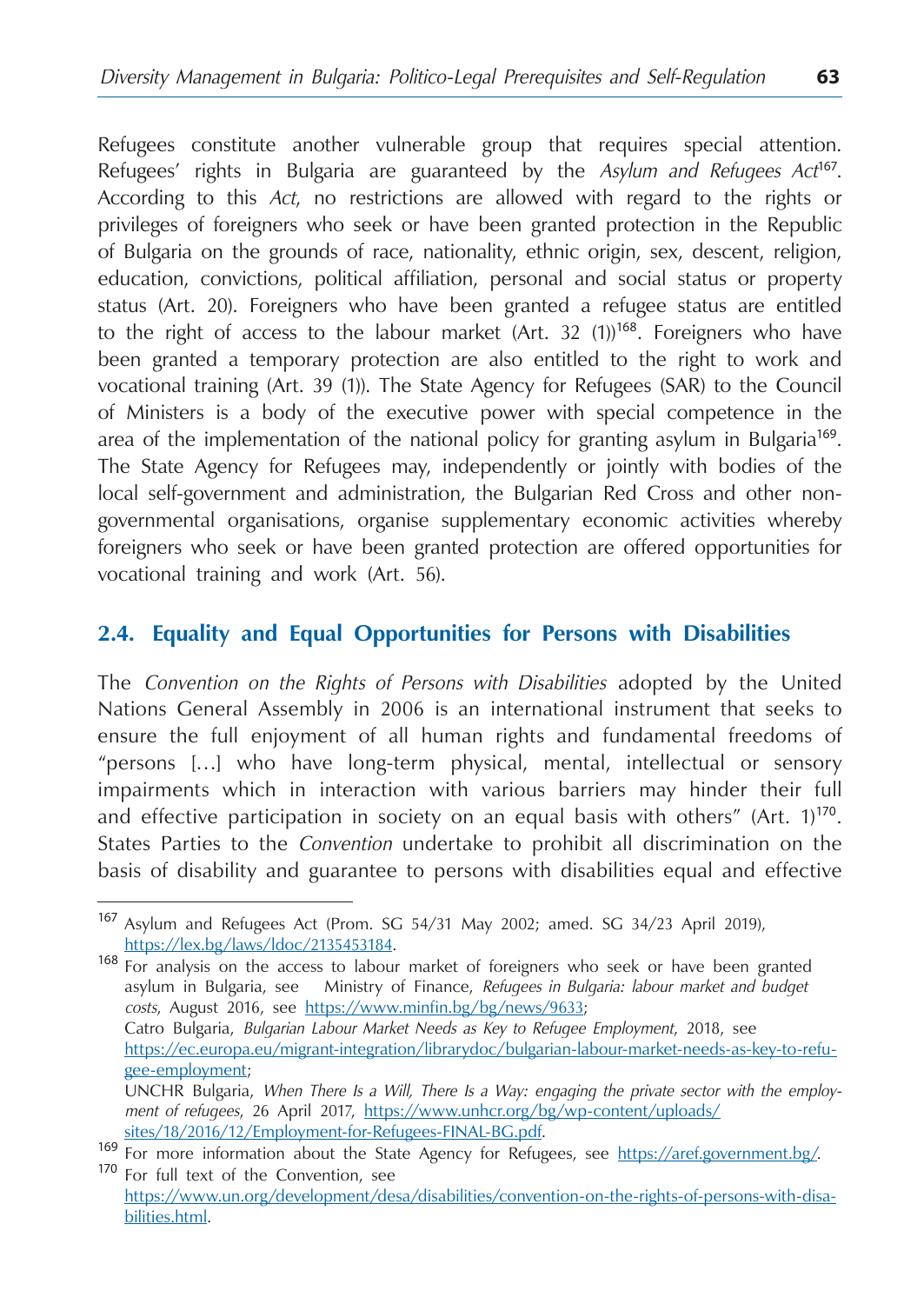Refugees constitute another vulnerable group that requires special attention. Refugees' rights in Bulgaria are guaranteed by the *Asylum and Refugees Act*[167]. According to this *Act*, no restrictions are allowed with regard to the rights or privileges of foreigners who seek or have been granted protection in the Republic of Bulgaria on the grounds of race, nationality, ethnic origin, sex, descent, religion, education, convictions, political affiliation, personal and social status or property status (Art. 20). Foreigners who have been granted a refugee status are entitled to the right of access to the labour market (Art. 32 (1))[168]. Foreigners who have been granted a temporary protection are also entitled to the right to work and vocational training (Art. 39 (1)). The State Agency for Refugees (SAR) to the Council of Ministers is a body of the executive power with special competence in the area of the implementation of the national policy for granting asylum in Bulgaria[169]. The State Agency for Refugees may, independently or jointly with bodies of the local self-government and administration, the Bulgarian Red Cross and other non-governmental organisations, organise supplementary economic activities whereby foreigners who seek or have been granted protection are offered opportunities for vocational training and work (Art. 56).

## 2.4. Equality and Equal Opportunities for Persons with Disabilities

The *Convention on the Rights of Persons with Disabilities* adopted by the United Nations General Assembly in 2006 is an international instrument that seeks to ensure the full enjoyment of all human rights and fundamental freedoms of "persons […] who have long-term physical, mental, intellectual or sensory impairments which in interaction with various barriers may hinder their full and effective participation in society on an equal basis with others" (Art. 1)[170]. States Parties to the *Convention* undertake to prohibit all discrimination on the basis of disability and guarantee to persons with disabilities equal and effective

---

[167] Asylum and Refugees Act (Prom. SG 54/31 May 2002; amed. SG 34/23 April 2019), https://lex.bg/laws/ldoc/2135453184.

[168] For analysis on the access to labour market of foreigners who seek or have been granted asylum in Bulgaria, see Ministry of Finance, *Refugees in Bulgaria: labour market and budget costs*, August 2016, see https://www.minfin.bg/bg/news/9633;
Catro Bulgaria, *Bulgarian Labour Market Needs as Key to Refugee Employment*, 2018, see https://ec.europa.eu/migrant-integration/librarydoc/bulgarian-labour-market-needs-as-key-to-refugee-employment;
UNCHR Bulgaria, *When There Is a Will, There Is a Way: engaging the private sector with the employment of refugees*, 26 April 2017, https://www.unhcr.org/bg/wp-content/uploads/sites/18/2016/12/Employment-for-Refugees-FINAL-BG.pdf.

[169] For more information about the State Agency for Refugees, see https://aref.government.bg/.

[170] For full text of the Convention, see https://www.un.org/development/desa/disabilities/convention-on-the-rights-of-persons-with-disabilities.html.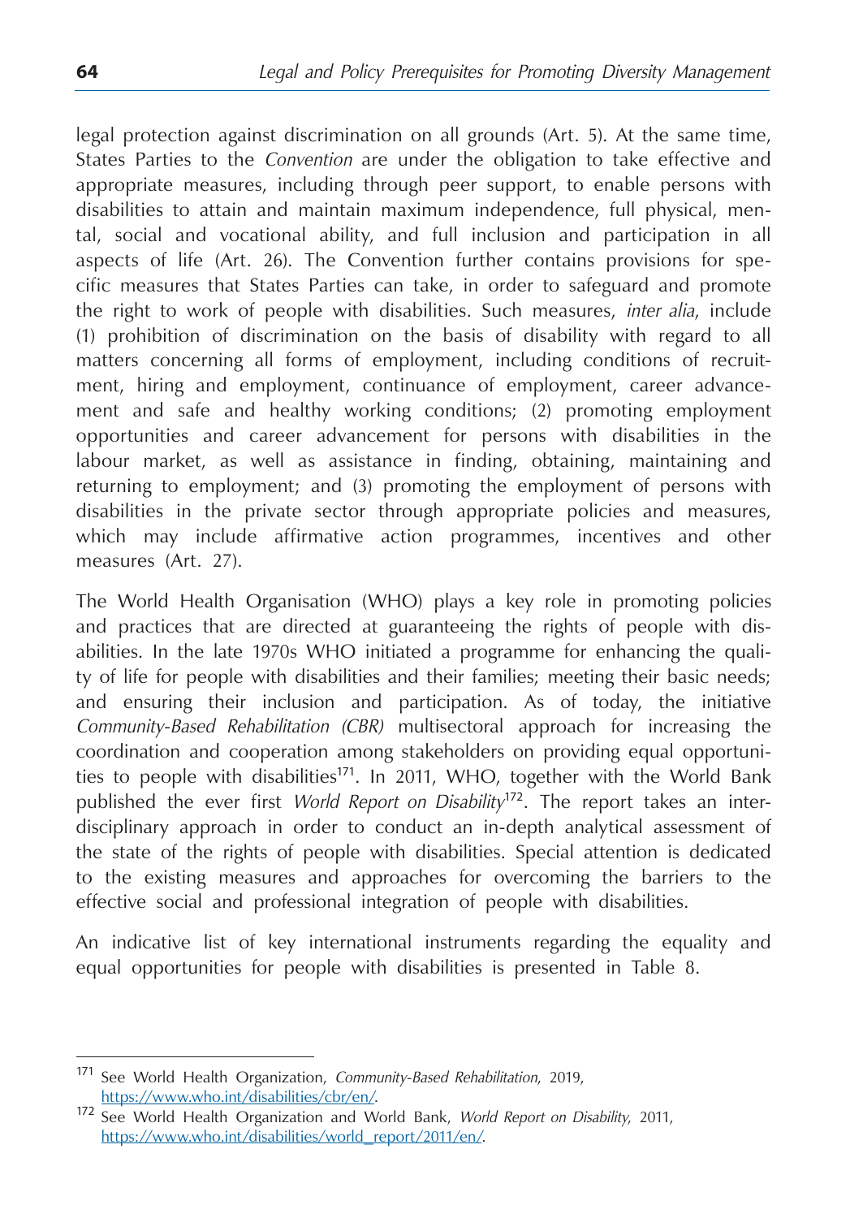legal protection against discrimination on all grounds (Art. 5). At the same time, States Parties to the *Convention* are under the obligation to take effective and appropriate measures, including through peer support, to enable persons with disabilities to attain and maintain maximum independence, full physical, mental, social and vocational ability, and full inclusion and participation in all aspects of life (Art. 26). The Convention further contains provisions for specific measures that States Parties can take, in order to safeguard and promote the right to work of people with disabilities. Such measures, *inter alia*, include (1) prohibition of discrimination on the basis of disability with regard to all matters concerning all forms of employment, including conditions of recruitment, hiring and employment, continuance of employment, career advancement and safe and healthy working conditions; (2) promoting employment opportunities and career advancement for persons with disabilities in the labour market, as well as assistance in finding, obtaining, maintaining and returning to employment; and (3) promoting the employment of persons with disabilities in the private sector through appropriate policies and measures, which may include affirmative action programmes, incentives and other measures (Art. 27).

The World Health Organisation (WHO) plays a key role in promoting policies and practices that are directed at guaranteeing the rights of people with disabilities. In the late 1970s WHO initiated a programme for enhancing the quality of life for people with disabilities and their families; meeting their basic needs; and ensuring their inclusion and participation. As of today, the initiative *Community-Based Rehabilitation (CBR)* multisectoral approach for increasing the coordination and cooperation among stakeholders on providing equal opportunities to people with disabilities[171]. In 2011, WHO, together with the World Bank published the ever first *World Report on Disability*[172]. The report takes an interdisciplinary approach in order to conduct an in-depth analytical assessment of the state of the rights of people with disabilities. Special attention is dedicated to the existing measures and approaches for overcoming the barriers to the effective social and professional integration of people with disabilities.

An indicative list of key international instruments regarding the equality and equal opportunities for people with disabilities is presented in Table 8.

---

[171] See World Health Organization, *Community-Based Rehabilitation*, 2019, https://www.who.int/disabilities/cbr/en/.

[172] See World Health Organization and World Bank, *World Report on Disability*, 2011, https://www.who.int/disabilities/world_report/2011/en/.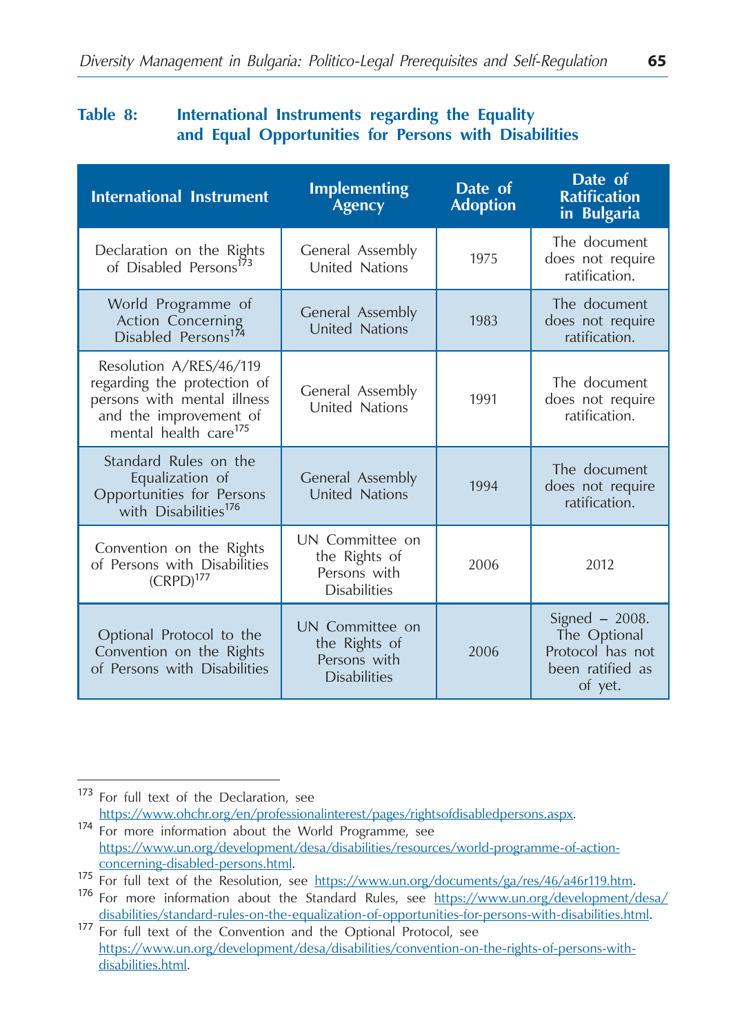**Table 8: International Instruments regarding the Equality and Equal Opportunities for Persons with Disabilities**

| International Instrument | Implementing Agency | Date of Adoption | Date of Ratification in Bulgaria |
|---|---|---|---|
| Declaration on the Rights of Disabled Persons[173] | General Assembly United Nations | 1975 | The document does not require ratification. |
| World Programme of Action Concerning Disabled Persons[174] | General Assembly United Nations | 1983 | The document does not require ratification. |
| Resolution A/RES/46/119 regarding the protection of persons with mental illness and the improvement of mental health care[175] | General Assembly United Nations | 1991 | The document does not require ratification. |
| Standard Rules on the Equalization of Opportunities for Persons with Disabilities[176] | General Assembly United Nations | 1994 | The document does not require ratification. |
| Convention on the Rights of Persons with Disabilities (CRPD)[177] | UN Committee on the Rights of Persons with Disabilities | 2006 | 2012 |
| Optional Protocol to the Convention on the Rights of Persons with Disabilities | UN Committee on the Rights of Persons with Disabilities | 2006 | Signed – 2008. The Optional Protocol has not been ratified as of yet. |

---

[173] For full text of the Declaration, see https://www.ohchr.org/en/professionalinterest/pages/rightsofdisabledpersons.aspx.

[174] For more information about the World Programme, see https://www.un.org/development/desa/disabilities/resources/world-programme-of-action-concerning-disabled-persons.html.

[175] For full text of the Resolution, see https://www.un.org/documents/ga/res/46/a46r119.htm.

[176] For more information about the Standard Rules, see https://www.un.org/development/desa/disabilities/standard-rules-on-the-equalization-of-opportunities-for-persons-with-disabilities.html.

[177] For full text of the Convention and the Optional Protocol, see https://www.un.org/development/desa/disabilities/convention-on-the-rights-of-persons-with-disabilities.html.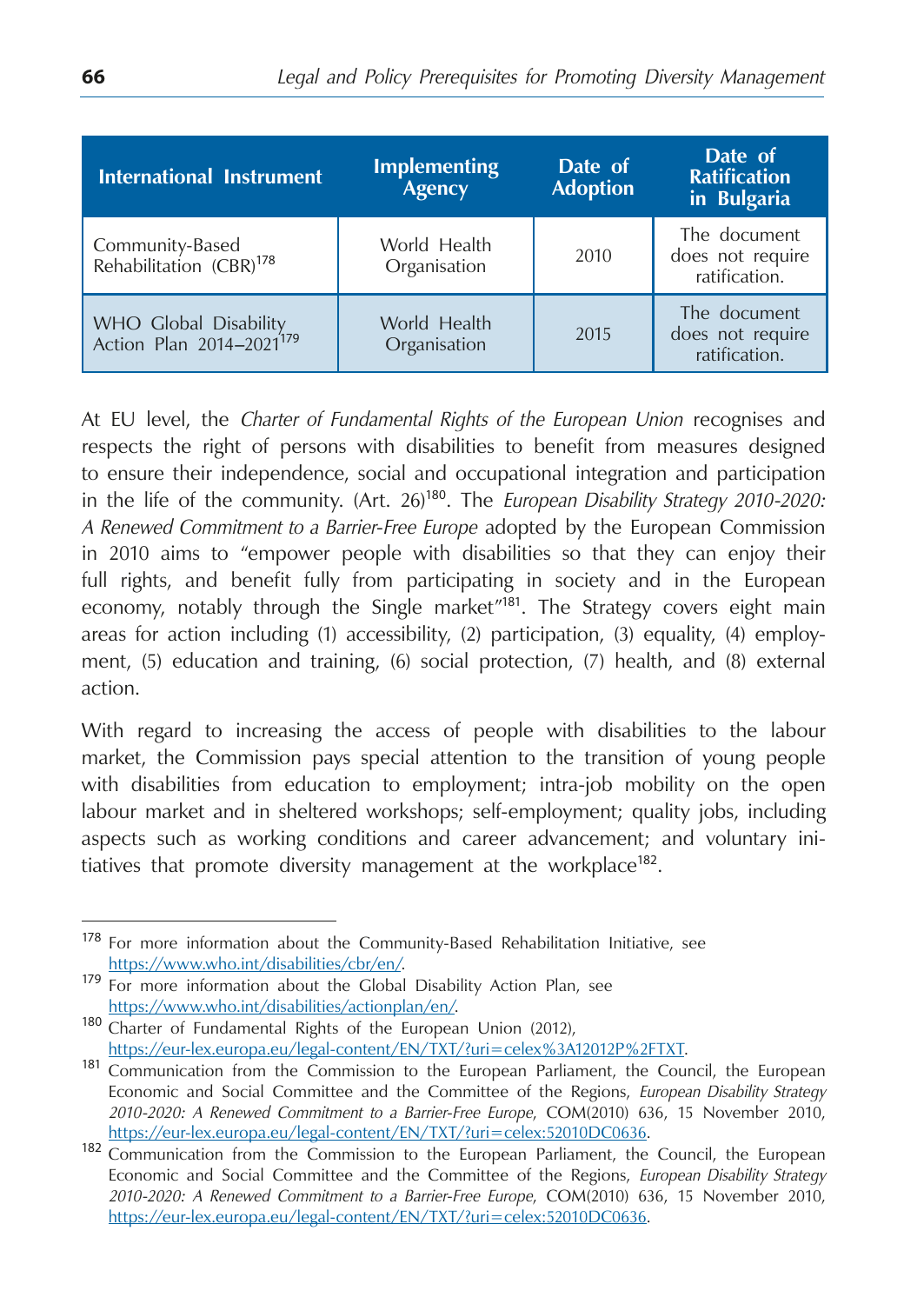| International Instrument | Implementing Agency | Date of Adoption | Date of Ratification in Bulgaria |
|---|---|---|---|
| Community-Based Rehabilitation (CBR)[178] | World Health Organisation | 2010 | The document does not require ratification. |
| WHO Global Disability Action Plan 2014–2021[179] | World Health Organisation | 2015 | The document does not require ratification. |

At EU level, the *Charter of Fundamental Rights of the European Union* recognises and respects the right of persons with disabilities to benefit from measures designed to ensure their independence, social and occupational integration and participation in the life of the community. (Art. 26)[180]. The *European Disability Strategy 2010-2020: A Renewed Commitment to a Barrier-Free Europe* adopted by the European Commission in 2010 aims to "empower people with disabilities so that they can enjoy their full rights, and benefit fully from participating in society and in the European economy, notably through the Single market"[181]. The Strategy covers eight main areas for action including (1) accessibility, (2) participation, (3) equality, (4) employment, (5) education and training, (6) social protection, (7) health, and (8) external action.

With regard to increasing the access of people with disabilities to the labour market, the Commission pays special attention to the transition of young people with disabilities from education to employment; intra-job mobility on the open labour market and in sheltered workshops; self-employment; quality jobs, including aspects such as working conditions and career advancement; and voluntary initiatives that promote diversity management at the workplace[182].

---

[178] For more information about the Community-Based Rehabilitation Initiative, see https://www.who.int/disabilities/cbr/en/.

[179] For more information about the Global Disability Action Plan, see https://www.who.int/disabilities/actionplan/en/.

[180] Charter of Fundamental Rights of the European Union (2012), https://eur-lex.europa.eu/legal-content/EN/TXT/?uri=celex%3A12012P%2FTXT.

[181] Communication from the Commission to the European Parliament, the Council, the European Economic and Social Committee and the Committee of the Regions, *European Disability Strategy 2010-2020: A Renewed Commitment to a Barrier-Free Europe*, COM(2010) 636, 15 November 2010, https://eur-lex.europa.eu/legal-content/EN/TXT/?uri=celex:52010DC0636.

[182] Communication from the Commission to the European Parliament, the Council, the European Economic and Social Committee and the Committee of the Regions, *European Disability Strategy 2010-2020: A Renewed Commitment to a Barrier-Free Europe*, COM(2010) 636, 15 November 2010, https://eur-lex.europa.eu/legal-content/EN/TXT/?uri=celex:52010DC0636.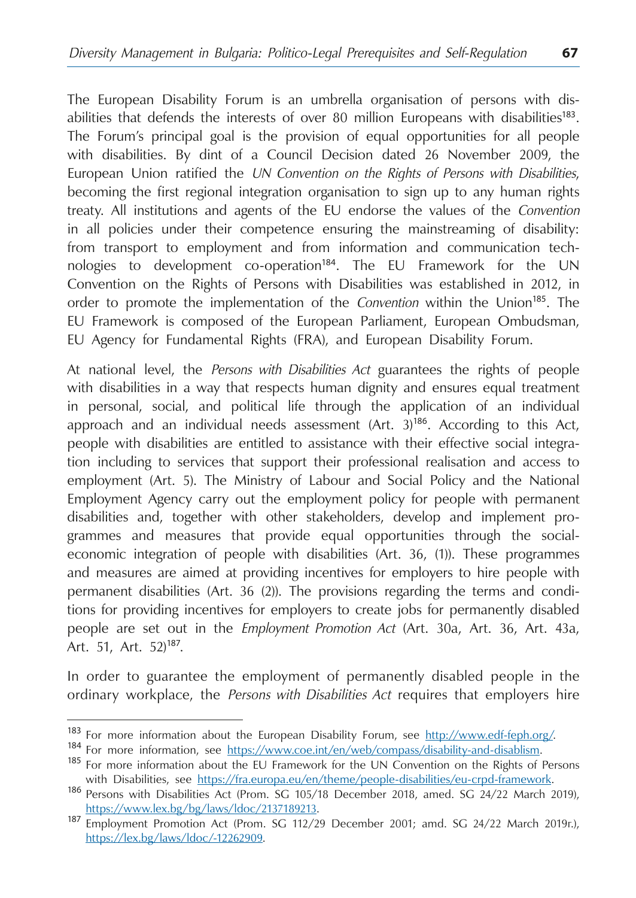The European Disability Forum is an umbrella organisation of persons with disabilities that defends the interests of over 80 million Europeans with disabilities[183]. The Forum's principal goal is the provision of equal opportunities for all people with disabilities. By dint of a Council Decision dated 26 November 2009, the European Union ratified the *UN Convention on the Rights of Persons with Disabilities*, becoming the first regional integration organisation to sign up to any human rights treaty. All institutions and agents of the EU endorse the values of the *Convention* in all policies under their competence ensuring the mainstreaming of disability: from transport to employment and from information and communication technologies to development co-operation[184]. The EU Framework for the UN Convention on the Rights of Persons with Disabilities was established in 2012, in order to promote the implementation of the *Convention* within the Union[185]. The EU Framework is composed of the European Parliament, European Ombudsman, EU Agency for Fundamental Rights (FRA), and European Disability Forum.

At national level, the *Persons with Disabilities Act* guarantees the rights of people with disabilities in a way that respects human dignity and ensures equal treatment in personal, social, and political life through the application of an individual approach and an individual needs assessment (Art. 3)[186]. According to this Act, people with disabilities are entitled to assistance with their effective social integration including to services that support their professional realisation and access to employment (Art. 5). The Ministry of Labour and Social Policy and the National Employment Agency carry out the employment policy for people with permanent disabilities and, together with other stakeholders, develop and implement programmes and measures that provide equal opportunities through the social-economic integration of people with disabilities (Art. 36, (1)). These programmes and measures are aimed at providing incentives for employers to hire people with permanent disabilities (Art. 36 (2)). The provisions regarding the terms and conditions for providing incentives for employers to create jobs for permanently disabled people are set out in the *Employment Promotion Act* (Art. 30a, Art. 36, Art. 43a, Art. 51, Art. 52)[187].

In order to guarantee the employment of permanently disabled people in the ordinary workplace, the *Persons with Disabilities Act* requires that employers hire

---

[183] For more information about the European Disability Forum, see http://www.edf-feph.org/.

[184] For more information, see https://www.coe.int/en/web/compass/disability-and-disablism.

[185] For more information about the EU Framework for the UN Convention on the Rights of Persons with Disabilities, see https://fra.europa.eu/en/theme/people-disabilities/eu-crpd-framework.

[186] Persons with Disabilities Act (Prom. SG 105/18 December 2018, amed. SG 24/22 March 2019), https://www.lex.bg/bg/laws/ldoc/2137189213.

[187] Employment Promotion Act (Prom. SG 112/29 December 2001; amd. SG 24/22 March 2019г.), https://lex.bg/laws/ldoc/-12262909.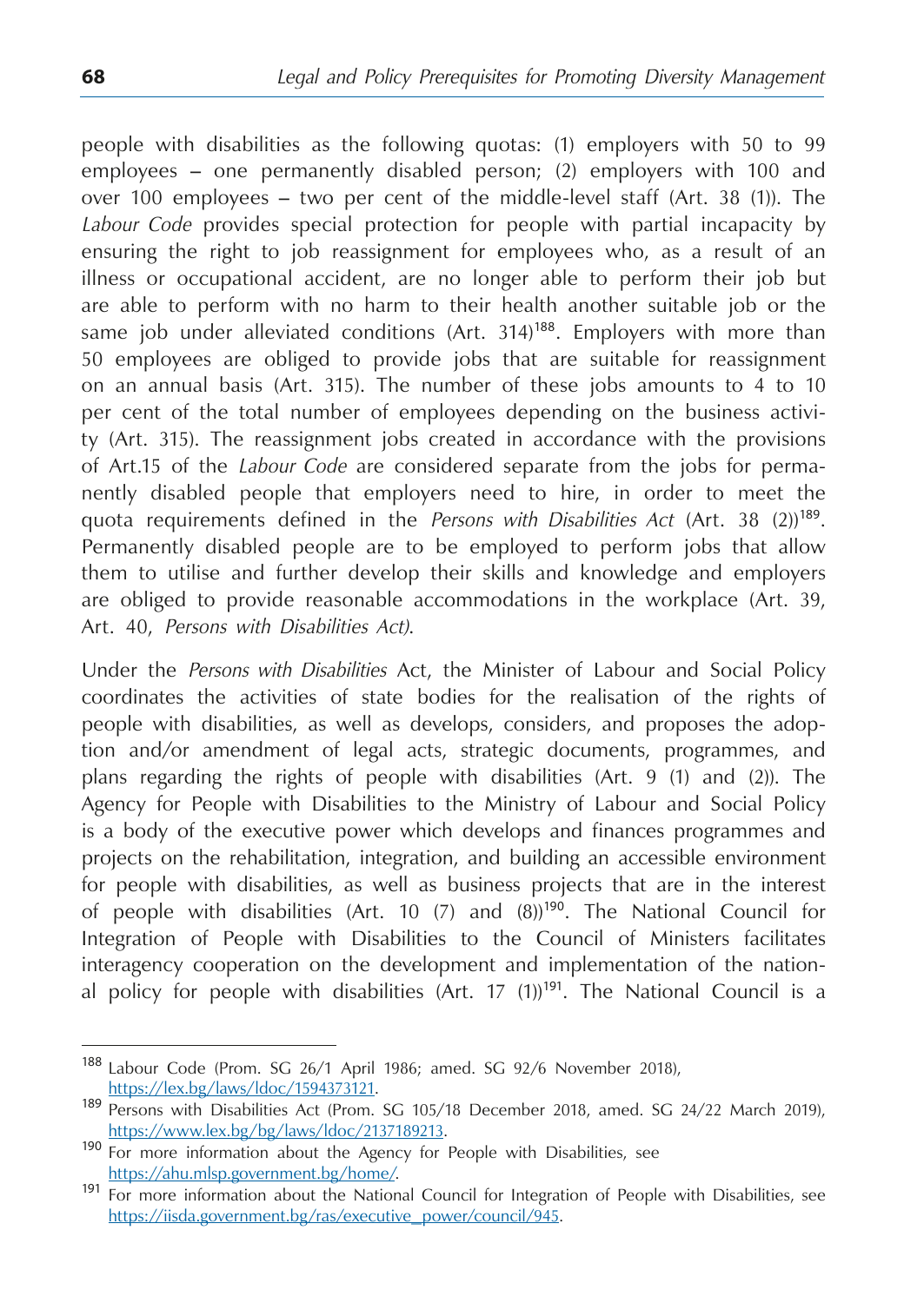people with disabilities as the following quotas: (1) employers with 50 to 99 employees – one permanently disabled person; (2) employers with 100 and over 100 employees – two per cent of the middle-level staff (Art. 38 (1)). The *Labour Code* provides special protection for people with partial incapacity by ensuring the right to job reassignment for employees who, as a result of an illness or occupational accident, are no longer able to perform their job but are able to perform with no harm to their health another suitable job or the same job under alleviated conditions (Art. 314)[188]. Employers with more than 50 employees are obliged to provide jobs that are suitable for reassignment on an annual basis (Art. 315). The number of these jobs amounts to 4 to 10 per cent of the total number of employees depending on the business activity (Art. 315). The reassignment jobs created in accordance with the provisions of Art.15 of the *Labour Code* are considered separate from the jobs for permanently disabled people that employers need to hire, in order to meet the quota requirements defined in the *Persons with Disabilities Act* (Art. 38 (2))[189]. Permanently disabled people are to be employed to perform jobs that allow them to utilise and further develop their skills and knowledge and employers are obliged to provide reasonable accommodations in the workplace (Art. 39, Art. 40, *Persons with Disabilities Act)*.

Under the *Persons with Disabilities* Act, the Minister of Labour and Social Policy coordinates the activities of state bodies for the realisation of the rights of people with disabilities, as well as develops, considers, and proposes the adoption and/or amendment of legal acts, strategic documents, programmes, and plans regarding the rights of people with disabilities (Art. 9 (1) and (2)). The Agency for People with Disabilities to the Ministry of Labour and Social Policy is a body of the executive power which develops and finances programmes and projects on the rehabilitation, integration, and building an accessible environment for people with disabilities, as well as business projects that are in the interest of people with disabilities (Art. 10 (7) and (8))[190]. The National Council for Integration of People with Disabilities to the Council of Ministers facilitates interagency cooperation on the development and implementation of the national policy for people with disabilities (Art. 17 (1))[191]. The National Council is a

---

[188] Labour Code (Prom. SG 26/1 April 1986; amed. SG 92/6 November 2018), https://lex.bg/laws/ldoc/1594373121.

[189] Persons with Disabilities Act (Prom. SG 105/18 December 2018, amed. SG 24/22 March 2019), https://www.lex.bg/bg/laws/ldoc/2137189213.

[190] For more information about the Agency for People with Disabilities, see https://ahu.mlsp.government.bg/home/.

[191] For more information about the National Council for Integration of People with Disabilities, see https://iisda.government.bg/ras/executive_power/council/945.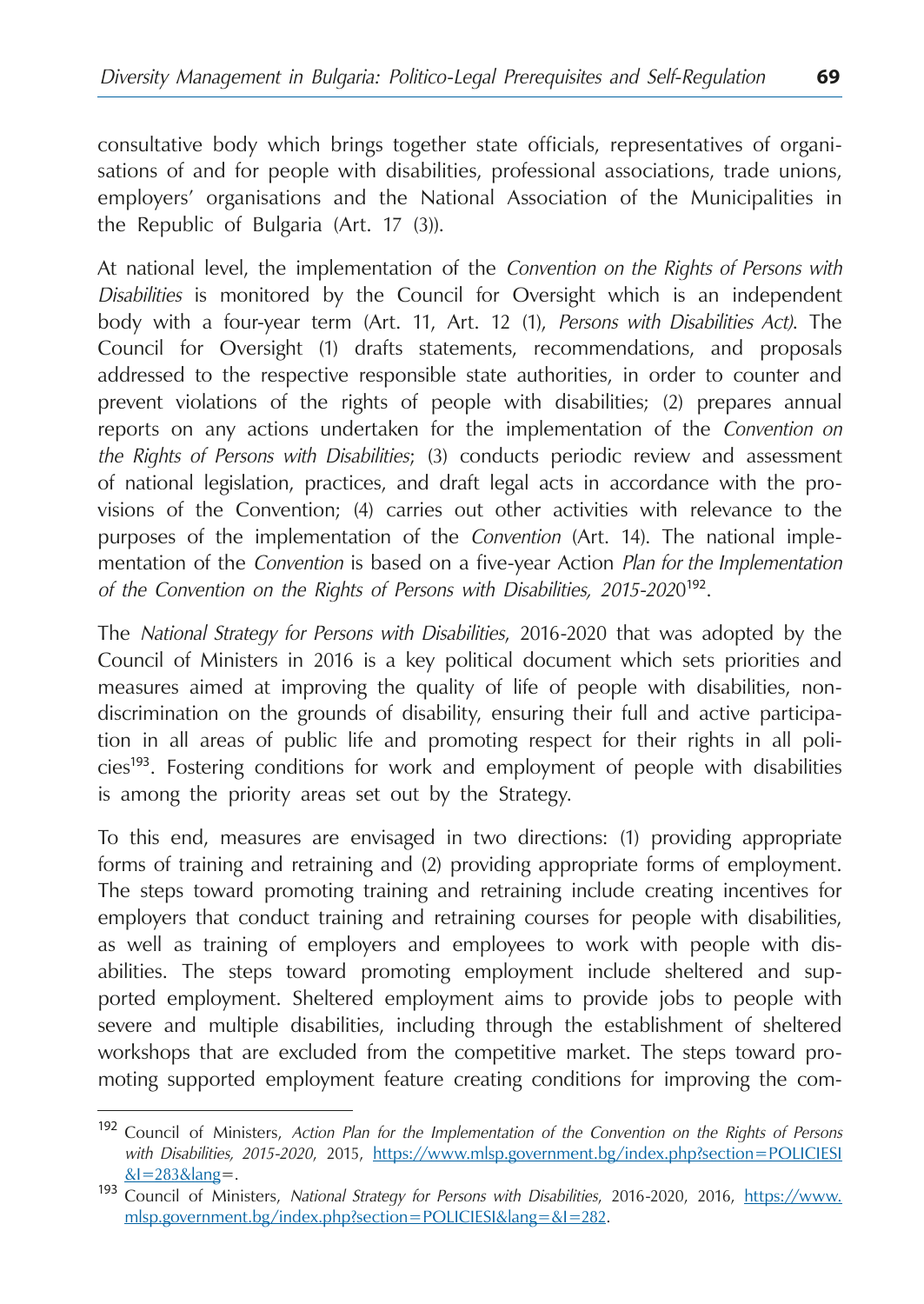consultative body which brings together state officials, representatives of organisations of and for people with disabilities, professional associations, trade unions, employers' organisations and the National Association of the Municipalities in the Republic of Bulgaria (Art. 17 (3)).

At national level, the implementation of the *Convention on the Rights of Persons with Disabilities* is monitored by the Council for Oversight which is an independent body with a four-year term (Art. 11, Art. 12 (1), *Persons with Disabilities Act)*. The Council for Oversight (1) drafts statements, recommendations, and proposals addressed to the respective responsible state authorities, in order to counter and prevent violations of the rights of people with disabilities; (2) prepares annual reports on any actions undertaken for the implementation of the *Convention on the Rights of Persons with Disabilities*; (3) conducts periodic review and assessment of national legislation, practices, and draft legal acts in accordance with the provisions of the Convention; (4) carries out other activities with relevance to the purposes of the implementation of the *Convention* (Art. 14). The national implementation of the *Convention* is based on a five-year Action *Plan for the Implementation of the Convention on the Rights of Persons with Disabilities, 2015-2020*[192].

The *National Strategy for Persons with Disabilities*, 2016-2020 that was adopted by the Council of Ministers in 2016 is a key political document which sets priorities and measures aimed at improving the quality of life of people with disabilities, non-discrimination on the grounds of disability, ensuring their full and active participation in all areas of public life and promoting respect for their rights in all policies[193]. Fostering conditions for work and employment of people with disabilities is among the priority areas set out by the Strategy.

To this end, measures are envisaged in two directions: (1) providing appropriate forms of training and retraining and (2) providing appropriate forms of employment. The steps toward promoting training and retraining include creating incentives for employers that conduct training and retraining courses for people with disabilities, as well as training of employers and employees to work with people with disabilities. The steps toward promoting employment include sheltered and supported employment. Sheltered employment aims to provide jobs to people with severe and multiple disabilities, including through the establishment of sheltered workshops that are excluded from the competitive market. The steps toward promoting supported employment feature creating conditions for improving the com-

---

[192] Council of Ministers, *Action Plan for the Implementation of the Convention on the Rights of Persons with Disabilities, 2015-2020*, 2015, https://www.mlsp.government.bg/index.php?section=POLICIESI&I=283&lang=.

[193] Council of Ministers, *National Strategy for Persons with Disabilities*, 2016-2020, 2016, https://www.mlsp.government.bg/index.php?section=POLICIESI&lang=&I=282.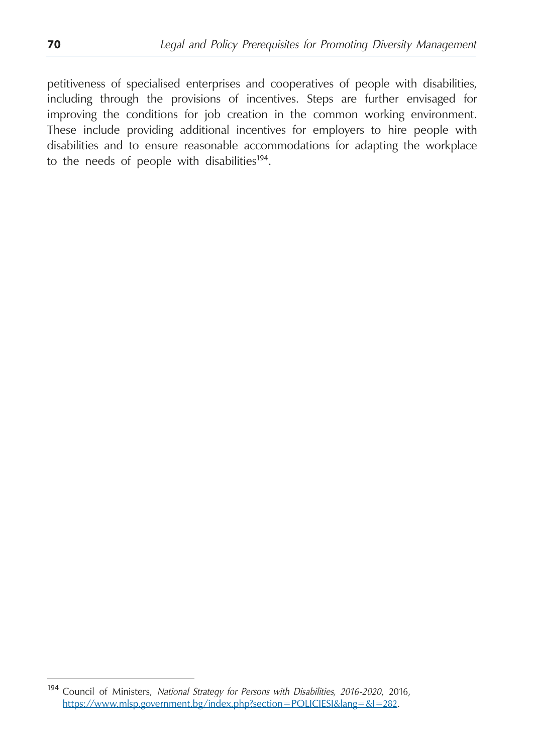petitiveness of specialised enterprises and cooperatives of people with disabilities, including through the provisions of incentives. Steps are further envisaged for improving the conditions for job creation in the common working environment. These include providing additional incentives for employers to hire people with disabilities and to ensure reasonable accommodations for adapting the workplace to the needs of people with disabilities[194].

---

[194] Council of Ministers, *National Strategy for Persons with Disabilities, 2016-2020*, 2016, https://www.mlsp.government.bg/index.php?section=POLICIESI&lang=&I=282.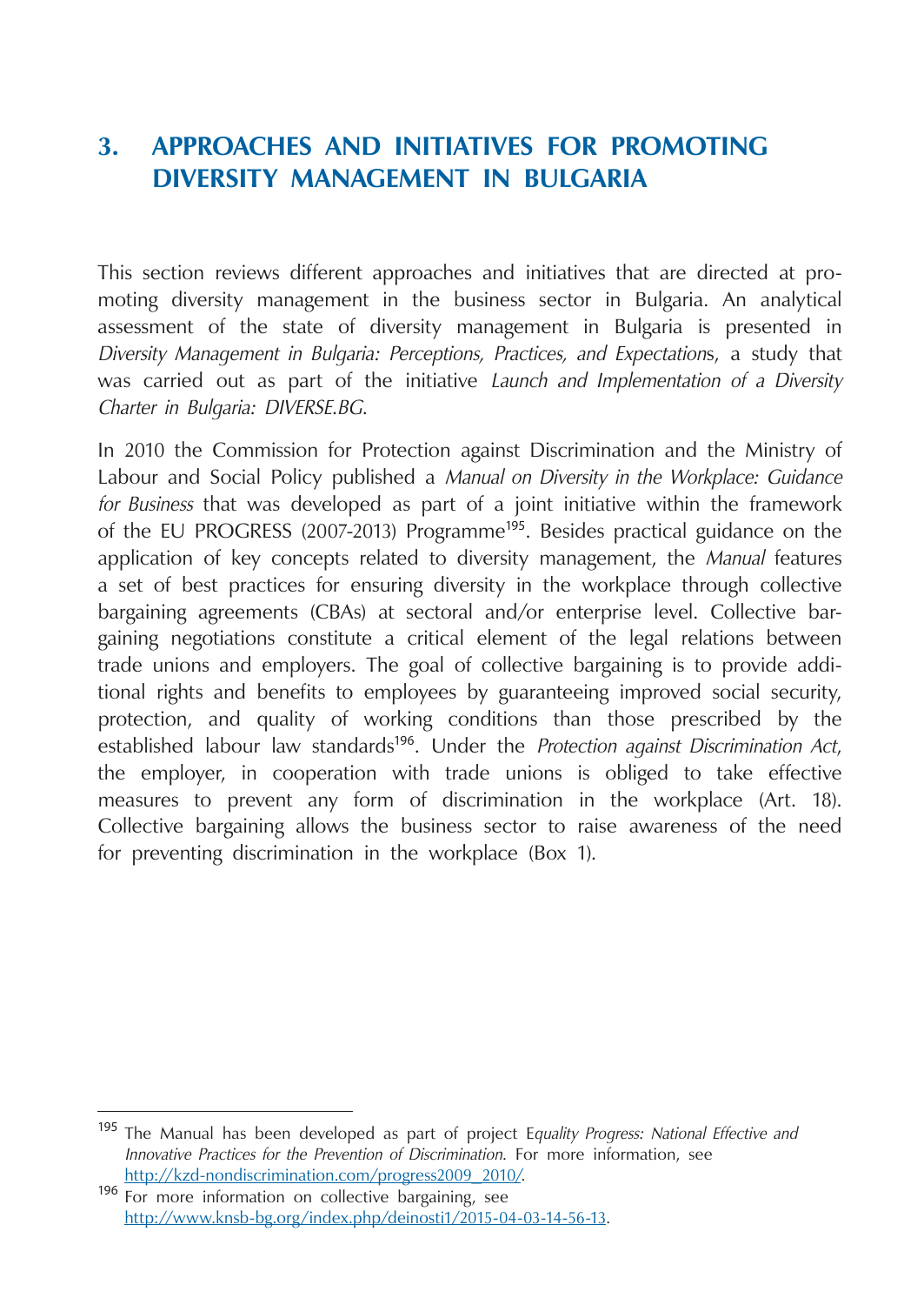# 3. APPROACHES AND INITIATIVES FOR PROMOTING DIVERSITY MANAGEMENT IN BULGARIA

This section reviews different approaches and initiatives that are directed at promoting diversity management in the business sector in Bulgaria. An analytical assessment of the state of diversity management in Bulgaria is presented in *Diversity Management in Bulgaria: Perceptions, Practices, and Expectations*, a study that was carried out as part of the initiative *Launch and Implementation of a Diversity Charter in Bulgaria: DIVERSE.BG*.

In 2010 the Commission for Protection against Discrimination and the Ministry of Labour and Social Policy published a *Manual on Diversity in the Workplace: Guidance for Business* that was developed as part of a joint initiative within the framework of the EU PROGRESS (2007-2013) Programme[195]. Besides practical guidance on the application of key concepts related to diversity management, the *Manual* features a set of best practices for ensuring diversity in the workplace through collective bargaining agreements (CBAs) at sectoral and/or enterprise level. Collective bargaining negotiations constitute a critical element of the legal relations between trade unions and employers. The goal of collective bargaining is to provide additional rights and benefits to employees by guaranteeing improved social security, protection, and quality of working conditions than those prescribed by the established labour law standards[196]. Under the *Protection against Discrimination Act*, the employer, in cooperation with trade unions is obliged to take effective measures to prevent any form of discrimination in the workplace (Art. 18). Collective bargaining allows the business sector to raise awareness of the need for preventing discrimination in the workplace (Box 1).

---

[195] The Manual has been developed as part of project E*quality Progress: National Effective and Innovative Practices for the Prevention of Discrimination*. For more information, see http://kzd-nondiscrimination.com/progress2009_2010/.

[196] For more information on collective bargaining, see http://www.knsb-bg.org/index.php/deinosti1/2015-04-03-14-56-13.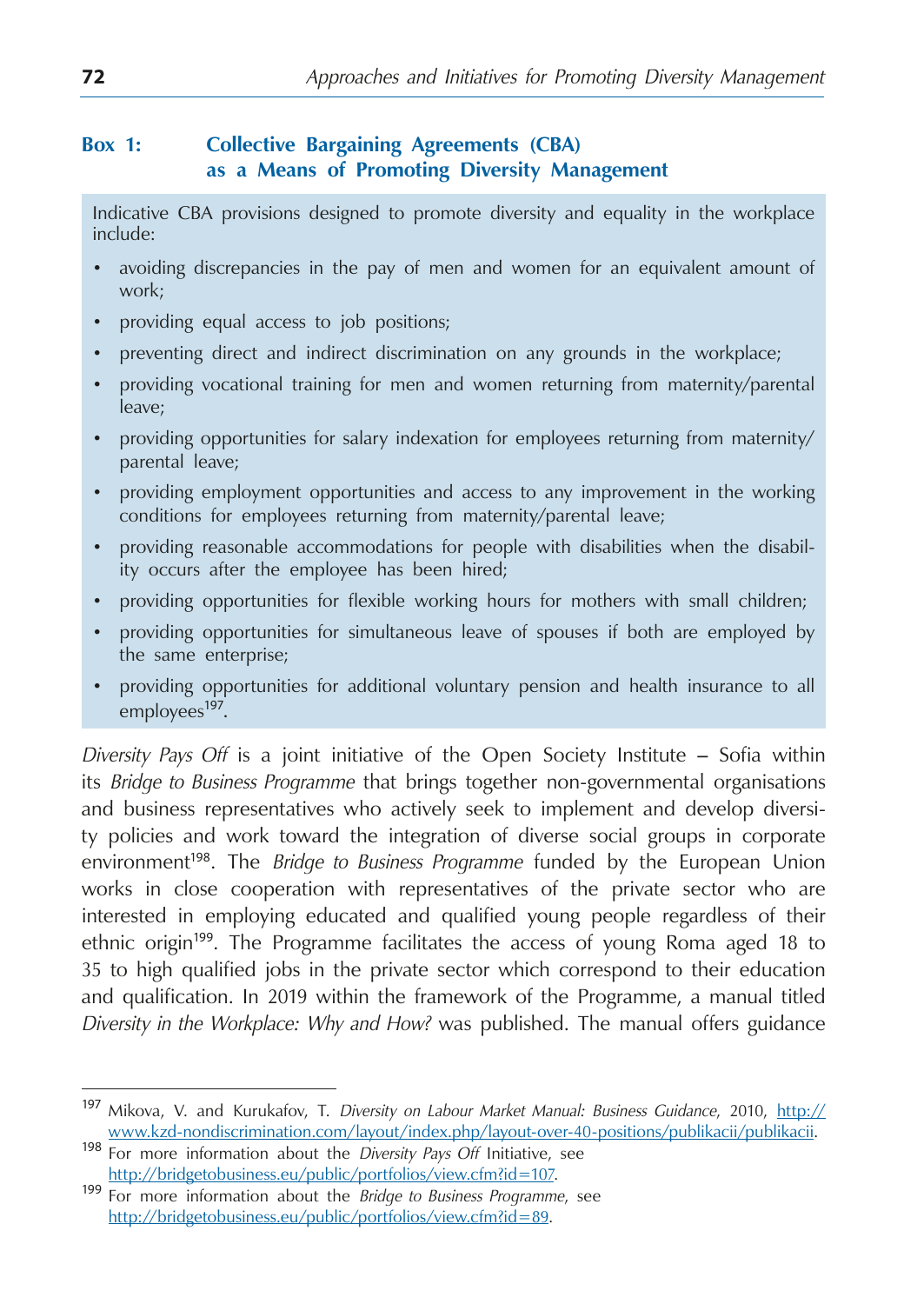### Box 1: Collective Bargaining Agreements (CBA) as a Means of Promoting Diversity Management

Indicative CBA provisions designed to promote diversity and equality in the workplace include:

- avoiding discrepancies in the pay of men and women for an equivalent amount of work;
- providing equal access to job positions;
- preventing direct and indirect discrimination on any grounds in the workplace;
- providing vocational training for men and women returning from maternity/parental leave;
- providing opportunities for salary indexation for employees returning from maternity/parental leave;
- providing employment opportunities and access to any improvement in the working conditions for employees returning from maternity/parental leave;
- providing reasonable accommodations for people with disabilities when the disability occurs after the employee has been hired;
- providing opportunities for flexible working hours for mothers with small children;
- providing opportunities for simultaneous leave of spouses if both are employed by the same enterprise;
- providing opportunities for additional voluntary pension and health insurance to all employees[197].

*Diversity Pays Off* is a joint initiative of the Open Society Institute – Sofia within its *Bridge to Business Programme* that brings together non-governmental organisations and business representatives who actively seek to implement and develop diversity policies and work toward the integration of diverse social groups in corporate environment[198]. The *Bridge to Business Programme* funded by the European Union works in close cooperation with representatives of the private sector who are interested in employing educated and qualified young people regardless of their ethnic origin[199]. The Programme facilitates the access of young Roma aged 18 to 35 to high qualified jobs in the private sector which correspond to their education and qualification. In 2019 within the framework of the Programme, a manual titled *Diversity in the Workplace: Why and How?* was published. The manual offers guidance

---

[197] Mikova, V. and Kurukafov, T. *Diversity on Labour Market Manual: Business Guidance*, 2010, http://www.kzd-nondiscrimination.com/layout/index.php/layout-over-40-positions/publikacii/publikacii.

[198] For more information about the *Diversity Pays Off* Initiative, see http://bridgetobusiness.eu/public/portfolios/view.cfm?id=107.

[199] For more information about the *Bridge to Business Programme*, see http://bridgetobusiness.eu/public/portfolios/view.cfm?id=89.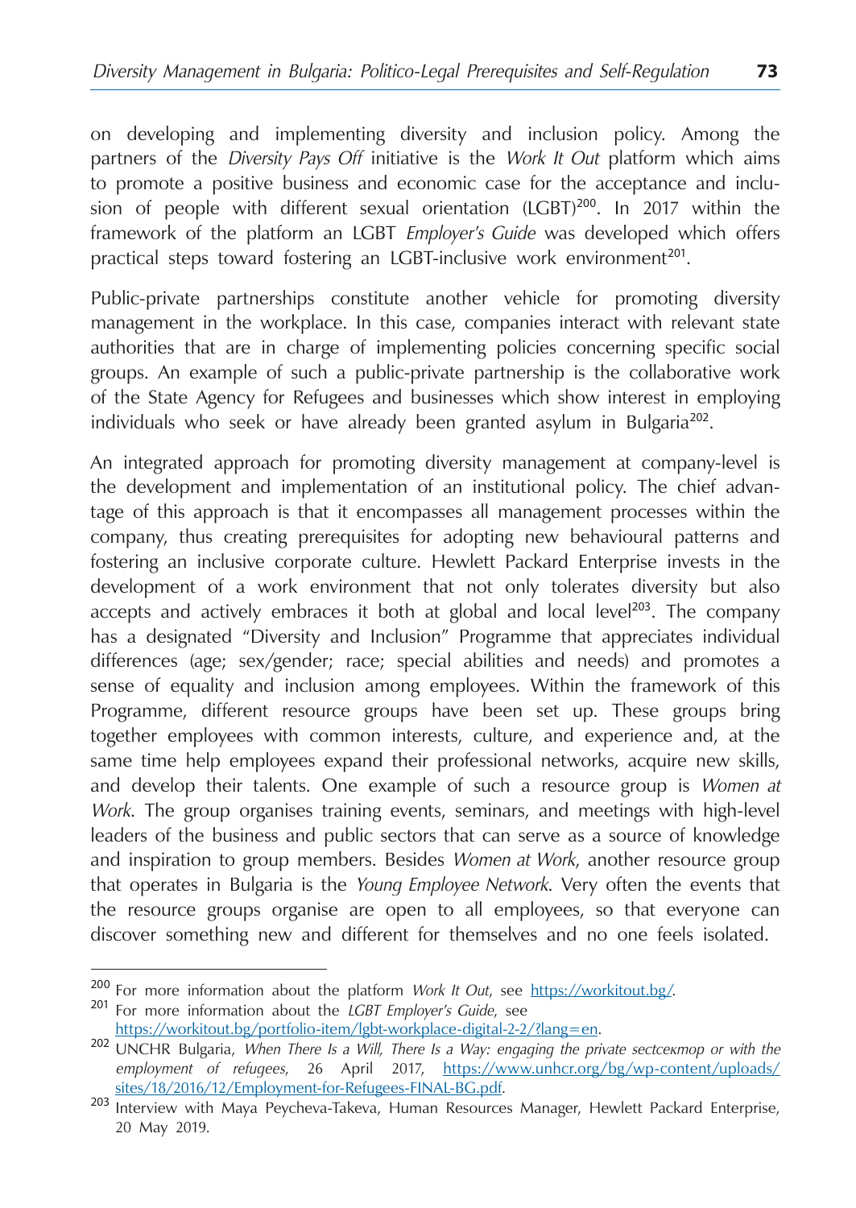on developing and implementing diversity and inclusion policy. Among the partners of the *Diversity Pays Off* initiative is the *Work It Out* platform which aims to promote a positive business and economic case for the acceptance and inclusion of people with different sexual orientation (LGBT)[200]. In 2017 within the framework of the platform an LGBT *Employer's Guide* was developed which offers practical steps toward fostering an LGBT-inclusive work environment[201].

Public-private partnerships constitute another vehicle for promoting diversity management in the workplace. In this case, companies interact with relevant state authorities that are in charge of implementing policies concerning specific social groups. An example of such a public-private partnership is the collaborative work of the State Agency for Refugees and businesses which show interest in employing individuals who seek or have already been granted asylum in Bulgaria[202].

An integrated approach for promoting diversity management at company-level is the development and implementation of an institutional policy. The chief advantage of this approach is that it encompasses all management processes within the company, thus creating prerequisites for adopting new behavioural patterns and fostering an inclusive corporate culture. Hewlett Packard Enterprise invests in the development of a work environment that not only tolerates diversity but also accepts and actively embraces it both at global and local level[203]. The company has a designated "Diversity and Inclusion" Programme that appreciates individual differences (age; sex/gender; race; special abilities and needs) and promotes a sense of equality and inclusion among employees. Within the framework of this Programme, different resource groups have been set up. These groups bring together employees with common interests, culture, and experience and, at the same time help employees expand their professional networks, acquire new skills, and develop their talents. One example of such a resource group is *Women at Work*. The group organises training events, seminars, and meetings with high-level leaders of the business and public sectors that can serve as a source of knowledge and inspiration to group members. Besides *Women at Work*, another resource group that operates in Bulgaria is the *Young Employee Network*. Very often the events that the resource groups organise are open to all employees, so that everyone can discover something new and different for themselves and no one feels isolated.

---

[200] For more information about the platform *Work It Out*, see https://workitout.bg/.

[201] For more information about the *LGBT Employer's Guide*, see https://workitout.bg/portfolio-item/lgbt-workplace-digital-2-2/?lang=en.

[202] UNCHR Bulgaria, *When There Is a Will, There Is a Way: engaging the private sectсектор or with the employment of refugees*, 26 April 2017, https://www.unhcr.org/bg/wp-content/uploads/sites/18/2016/12/Employment-for-Refugees-FINAL-BG.pdf.

[203] Interview with Maya Peycheva-Takeva, Human Resources Manager, Hewlett Packard Enterprise, 20 May 2019.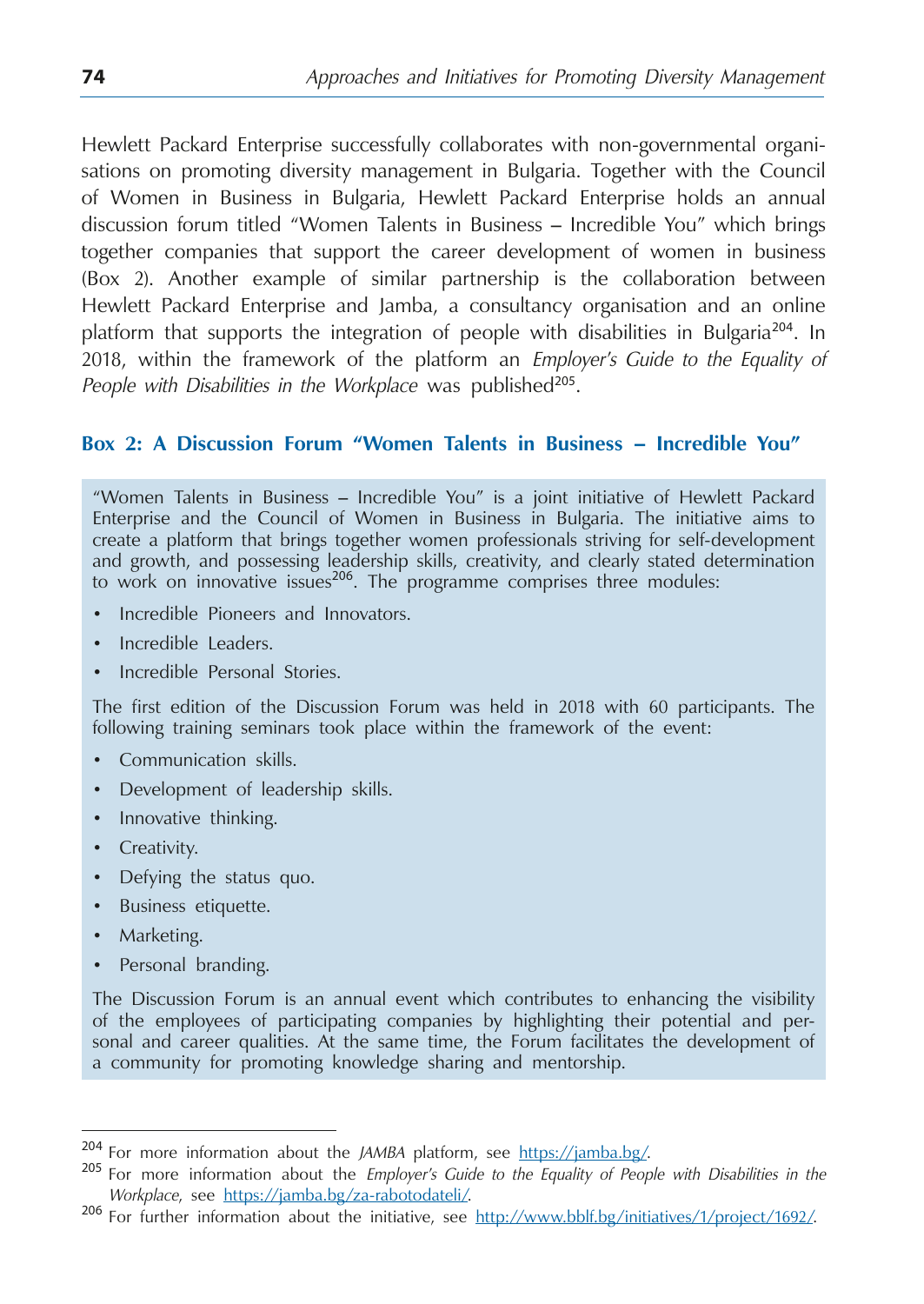Hewlett Packard Enterprise successfully collaborates with non-governmental organisations on promoting diversity management in Bulgaria. Together with the Council of Women in Business in Bulgaria, Hewlett Packard Enterprise holds an annual discussion forum titled "Women Talents in Business – Incredible You" which brings together companies that support the career development of women in business (Box 2). Another example of similar partnership is the collaboration between Hewlett Packard Enterprise and Jamba, a consultancy organisation and an online platform that supports the integration of people with disabilities in Bulgaria[204]. In 2018, within the framework of the platform an *Employer's Guide to the Equality of People with Disabilities in the Workplace* was published[205].

### Box 2: A Discussion Forum "Women Talents in Business – Incredible You"

"Women Talents in Business – Incredible You" is a joint initiative of Hewlett Packard Enterprise and the Council of Women in Business in Bulgaria. The initiative aims to create a platform that brings together women professionals striving for self-development and growth, and possessing leadership skills, creativity, and clearly stated determination to work on innovative issues[206]. The programme comprises three modules:

- Incredible Pioneers and Innovators.
- Incredible Leaders.
- Incredible Personal Stories.

The first edition of the Discussion Forum was held in 2018 with 60 participants. The following training seminars took place within the framework of the event:

- Communication skills.
- Development of leadership skills.
- Innovative thinking.
- Creativity.
- Defying the status quo.
- Business etiquette.
- Marketing.
- Personal branding.

The Discussion Forum is an annual event which contributes to enhancing the visibility of the employees of participating companies by highlighting their potential and personal and career qualities. At the same time, the Forum facilitates the development of a community for promoting knowledge sharing and mentorship.

---

[204] For more information about the *JAMBA* platform, see https://jamba.bg/.

[205] For more information about the *Employer's Guide to the Equality of People with Disabilities in the Workplace*, see https://jamba.bg/za-rabotodateli/.

[206] For further information about the initiative, see http://www.bblf.bg/initiatives/1/project/1692/.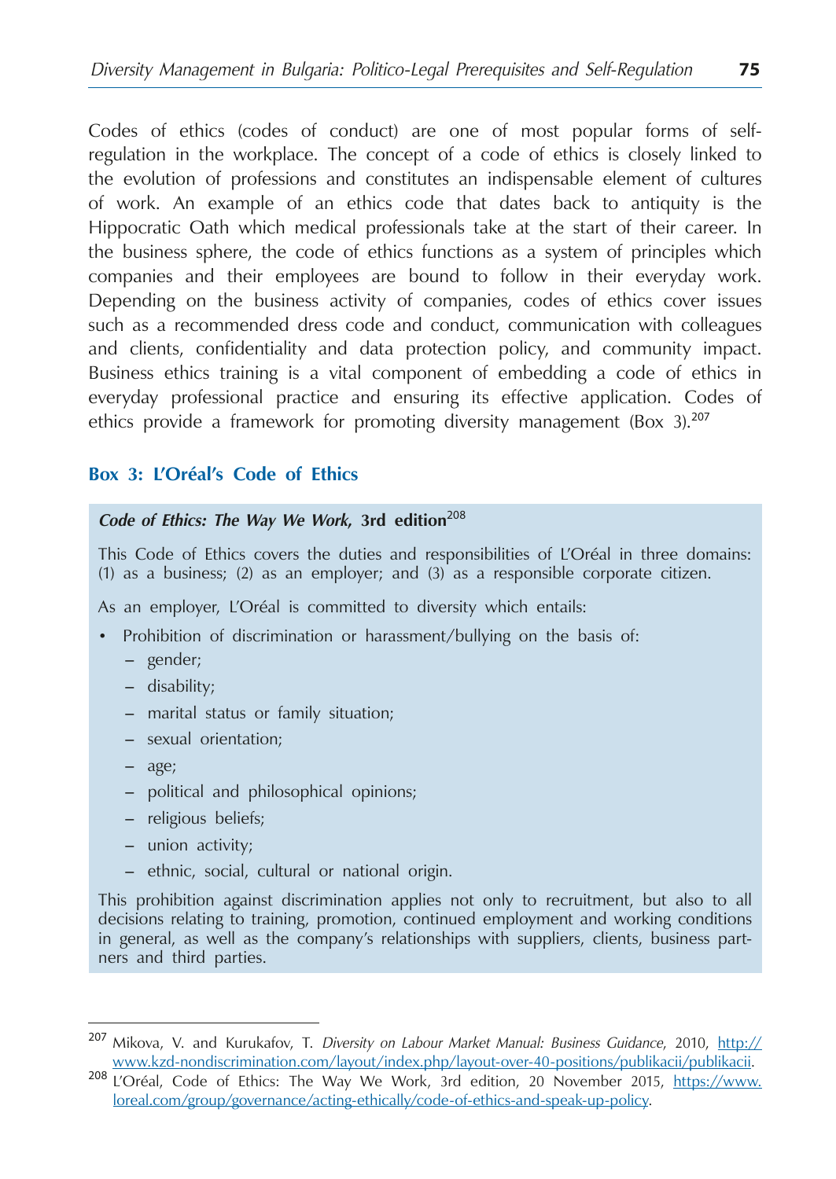Codes of ethics (codes of conduct) are one of most popular forms of self-regulation in the workplace. The concept of a code of ethics is closely linked to the evolution of professions and constitutes an indispensable element of cultures of work. An example of an ethics code that dates back to antiquity is the Hippocratic Oath which medical professionals take at the start of their career. In the business sphere, the code of ethics functions as a system of principles which companies and their employees are bound to follow in their everyday work. Depending on the business activity of companies, codes of ethics cover issues such as a recommended dress code and conduct, communication with colleagues and clients, confidentiality and data protection policy, and community impact. Business ethics training is a vital component of embedding a code of ethics in everyday professional practice and ensuring its effective application. Codes of ethics provide a framework for promoting diversity management (Box 3).[207]

### Box 3: L'Oréal's Code of Ethics

***Code of Ethics: The Way We Work,* 3rd edition**[208]

This Code of Ethics covers the duties and responsibilities of L'Oréal in three domains: (1) as a business; (2) as an employer; and (3) as a responsible corporate citizen.

As an employer, L'Oréal is committed to diversity which entails:

- Prohibition of discrimination or harassment/bullying on the basis of:
  - gender;
  - disability;
  - marital status or family situation;
  - sexual orientation;
  - age;
  - political and philosophical opinions;
  - religious beliefs;
  - union activity;
  - ethnic, social, cultural or national origin.

This prohibition against discrimination applies not only to recruitment, but also to all decisions relating to training, promotion, continued employment and working conditions in general, as well as the company's relationships with suppliers, clients, business partners and third parties.

---

[207] Mikova, V. and Kurukafov, T. *Diversity on Labour Market Manual: Business Guidance*, 2010, http://www.kzd-nondiscrimination.com/layout/index.php/layout-over-40-positions/publikacii/publikacii.

[208] L'Oréal, Code of Ethics: The Way We Work, 3rd edition, 20 November 2015, https://www.loreal.com/group/governance/acting-ethically/code-of-ethics-and-speak-up-policy.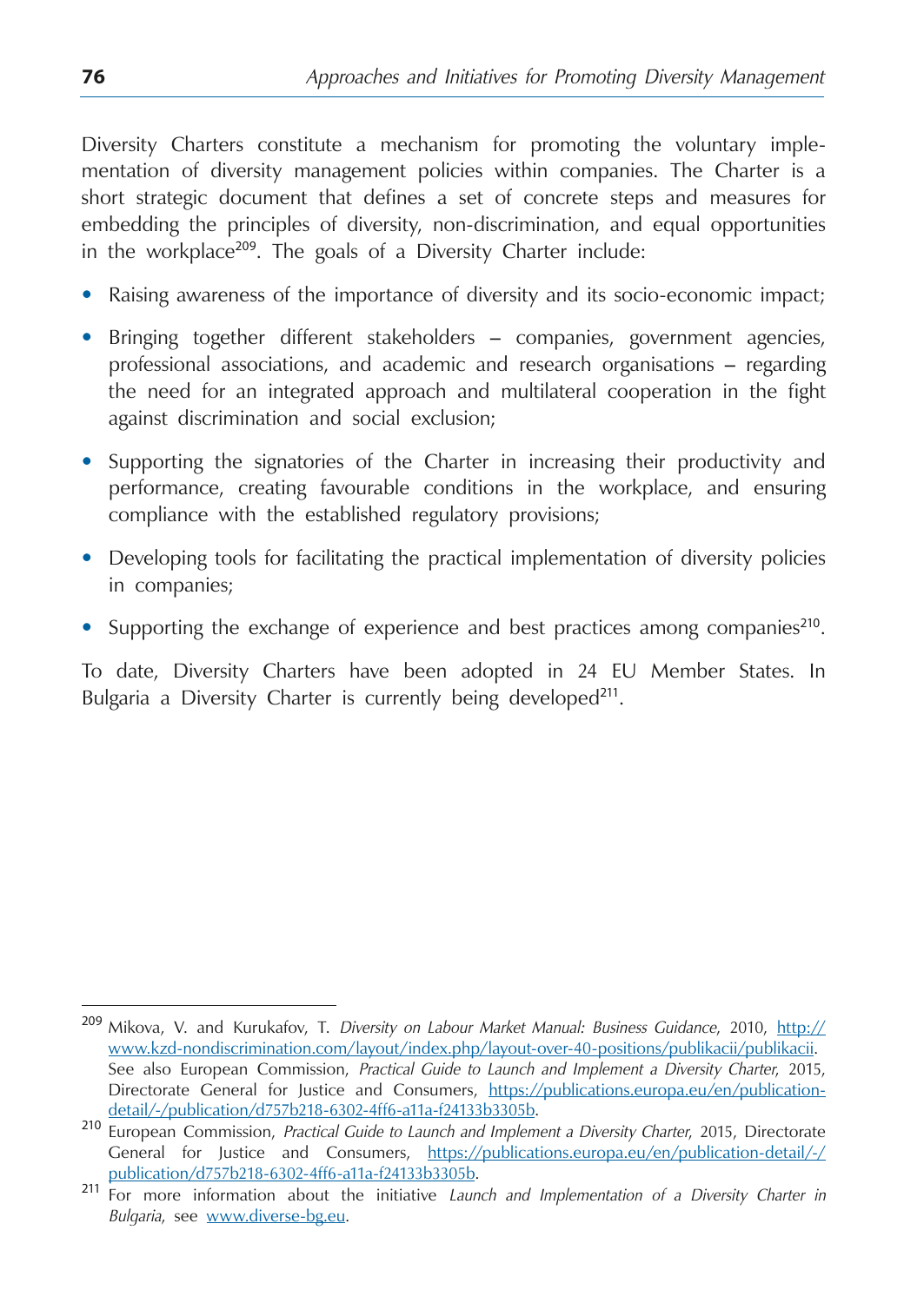Diversity Charters constitute a mechanism for promoting the voluntary implementation of diversity management policies within companies. The Charter is a short strategic document that defines a set of concrete steps and measures for embedding the principles of diversity, non-discrimination, and equal opportunities in the workplace[209]. The goals of a Diversity Charter include:

- Raising awareness of the importance of diversity and its socio-economic impact;
- Bringing together different stakeholders – companies, government agencies, professional associations, and academic and research organisations – regarding the need for an integrated approach and multilateral cooperation in the fight against discrimination and social exclusion;
- Supporting the signatories of the Charter in increasing their productivity and performance, creating favourable conditions in the workplace, and ensuring compliance with the established regulatory provisions;
- Developing tools for facilitating the practical implementation of diversity policies in companies;
- Supporting the exchange of experience and best practices among companies[210].

To date, Diversity Charters have been adopted in 24 EU Member States. In Bulgaria a Diversity Charter is currently being developed[211].

---

[209] Mikova, V. and Kurukafov, T. *Diversity on Labour Market Manual: Business Guidance*, 2010, http://www.kzd-nondiscrimination.com/layout/index.php/layout-over-40-positions/publikacii/publikacii. See also European Commission, *Practical Guide to Launch and Implement a Diversity Charter*, 2015, Directorate General for Justice and Consumers, https://publications.europa.eu/en/publication-detail/-/publication/d757b218-6302-4ff6-a11a-f24133b3305b.

[210] European Commission, *Practical Guide to Launch and Implement a Diversity Charter*, 2015, Directorate General for Justice and Consumers, https://publications.europa.eu/en/publication-detail/-/publication/d757b218-6302-4ff6-a11a-f24133b3305b.

[211] For more information about the initiative *Launch and Implementation of a Diversity Charter in Bulgaria*, see www.diverse-bg.eu.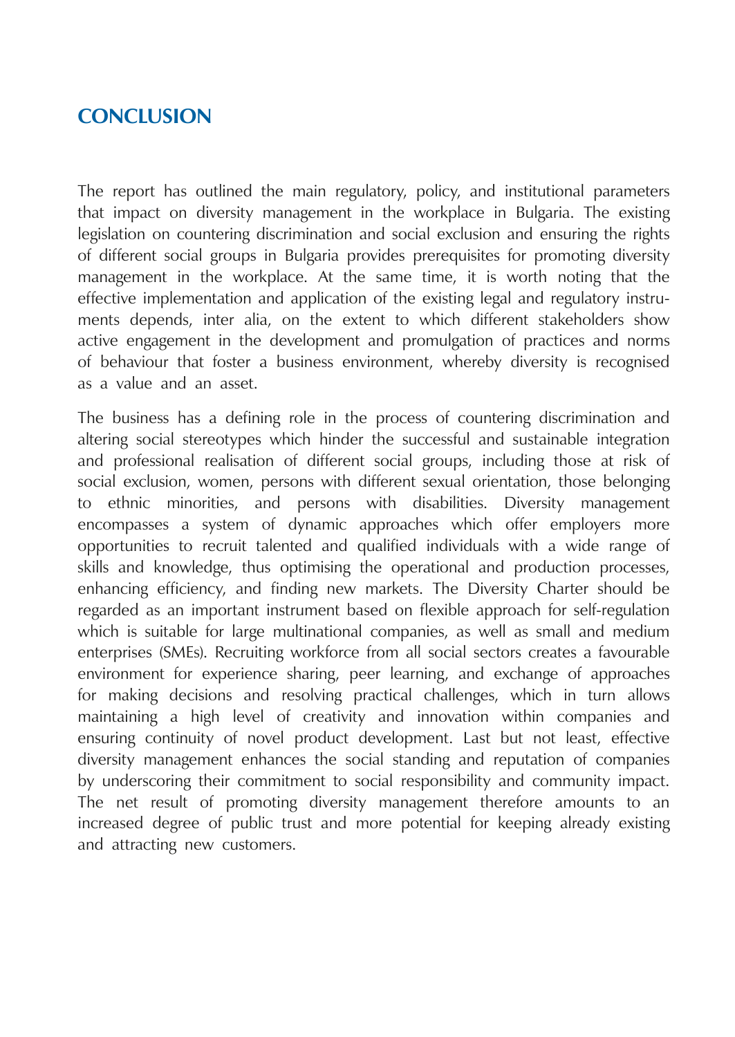# CONCLUSION

The report has outlined the main regulatory, policy, and institutional parameters that impact on diversity management in the workplace in Bulgaria. The existing legislation on countering discrimination and social exclusion and ensuring the rights of different social groups in Bulgaria provides prerequisites for promoting diversity management in the workplace. At the same time, it is worth noting that the effective implementation and application of the existing legal and regulatory instruments depends, inter alia, on the extent to which different stakeholders show active engagement in the development and promulgation of practices and norms of behaviour that foster a business environment, whereby diversity is recognised as a value and an asset.

The business has a defining role in the process of countering discrimination and altering social stereotypes which hinder the successful and sustainable integration and professional realisation of different social groups, including those at risk of social exclusion, women, persons with different sexual orientation, those belonging to ethnic minorities, and persons with disabilities. Diversity management encompasses a system of dynamic approaches which offer employers more opportunities to recruit talented and qualified individuals with a wide range of skills and knowledge, thus optimising the operational and production processes, enhancing efficiency, and finding new markets. The Diversity Charter should be regarded as an important instrument based on flexible approach for self-regulation which is suitable for large multinational companies, as well as small and medium enterprises (SMEs). Recruiting workforce from all social sectors creates a favourable environment for experience sharing, peer learning, and exchange of approaches for making decisions and resolving practical challenges, which in turn allows maintaining a high level of creativity and innovation within companies and ensuring continuity of novel product development. Last but not least, effective diversity management enhances the social standing and reputation of companies by underscoring their commitment to social responsibility and community impact. The net result of promoting diversity management therefore amounts to an increased degree of public trust and more potential for keeping already existing and attracting new customers.